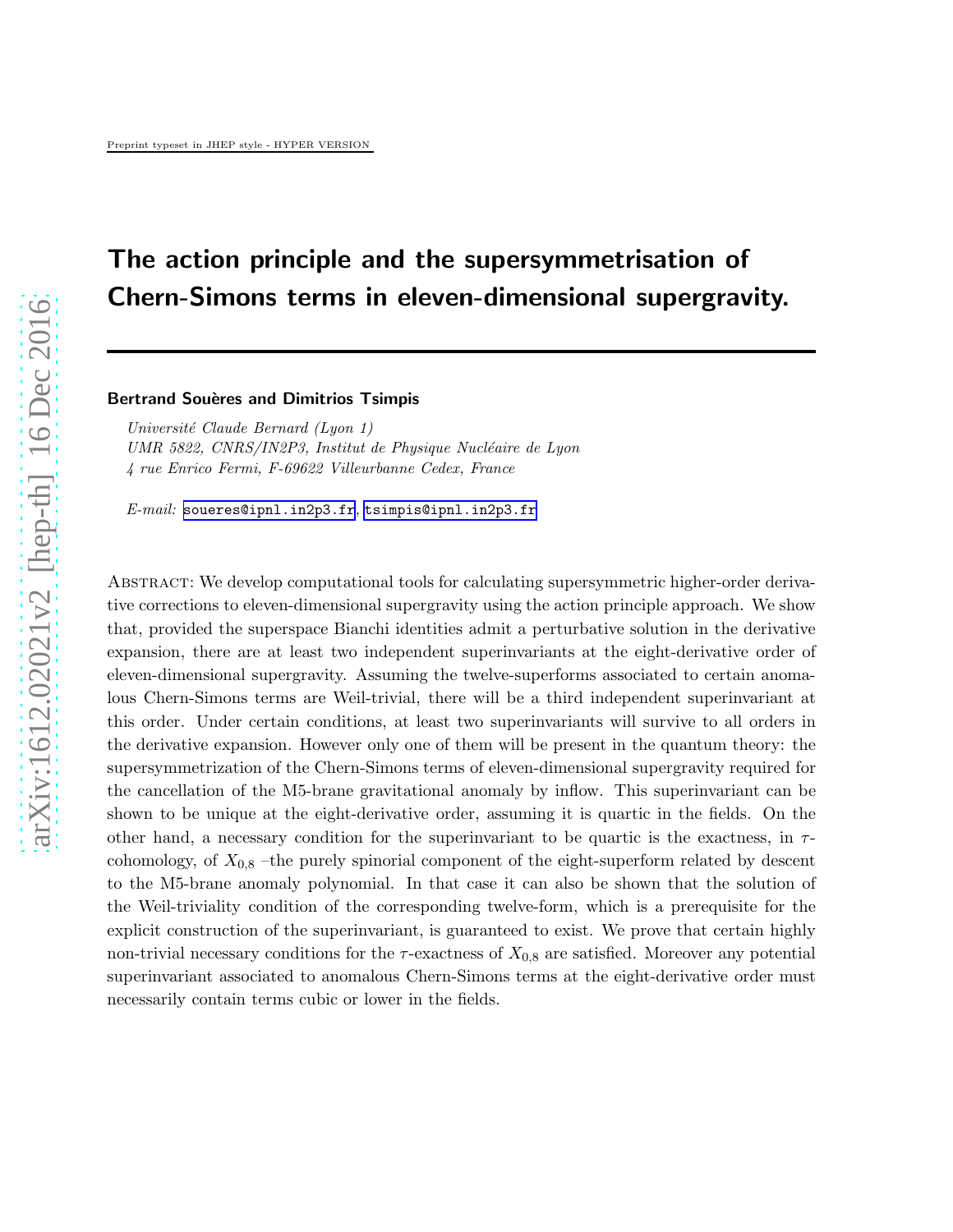Preprint typeset in JHEP style - HYPER VERSION

# The action principle and the supersymmetrisation of Chern-Simons terms in eleven-dimensional supergravity.

**Bertrand Souères and Dimitrios Tsimpis**

*Université Claude Bernard (Lyon 1)*
*UMR 5822, CNRS/IN2P3, Institut de Physique Nucléaire de Lyon*
*4 rue Enrico Fermi, F-69622 Villeurbanne Cedex, France*

*E-mail:* soueres@ipnl.in2p3.fr, tsimpis@ipnl.in2p3.fr

Abstract: We develop computational tools for calculating supersymmetric higher-order derivative corrections to eleven-dimensional supergravity using the action principle approach. We show that, provided the superspace Bianchi identities admit a perturbative solution in the derivative expansion, there are at least two independent superinvariants at the eight-derivative order of eleven-dimensional supergravity. Assuming the twelve-superforms associated to certain anomalous Chern-Simons terms are Weil-trivial, there will be a third independent superinvariant at this order. Under certain conditions, at least two superinvariants will survive to all orders in the derivative expansion. However only one of them will be present in the quantum theory: the supersymmetrization of the Chern-Simons terms of eleven-dimensional supergravity required for the cancellation of the M5-brane gravitational anomaly by inflow. This superinvariant can be shown to be unique at the eight-derivative order, assuming it is quartic in the fields. On the other hand, a necessary condition for the superinvariant to be quartic is the exactness, in $\tau$-cohomology, of $X_{0,8}$ –the purely spinorial component of the eight-superform related by descent to the M5-brane anomaly polynomial. In that case it can also be shown that the solution of the Weil-triviality condition of the corresponding twelve-form, which is a prerequisite for the explicit construction of the superinvariant, is guaranteed to exist. We prove that certain highly non-trivial necessary conditions for the $\tau$-exactness of $X_{0,8}$ are satisfied. Moreover any potential superinvariant associated to anomalous Chern-Simons terms at the eight-derivative order must necessarily contain terms cubic or lower in the fields.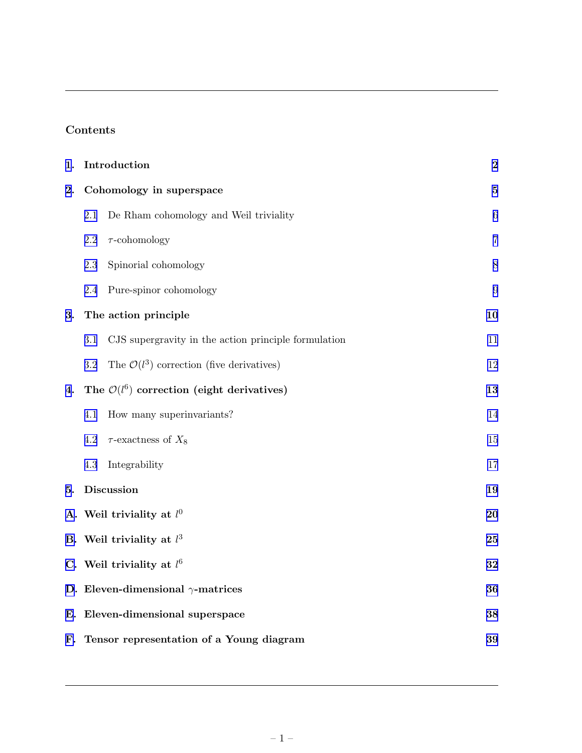## Contents

| | | |
|---|---|---|
| **1.** | **Introduction** | **2** |
| **2.** | **Cohomology in superspace** | **5** |
| 2.1 | De Rham cohomology and Weil triviality | 6 |
| 2.2 | $\tau$-cohomology | 7 |
| 2.3 | Spinorial cohomology | 8 |
| 2.4 | Pure-spinor cohomology | 9 |
| **3.** | **The action principle** | **10** |
| 3.1 | CJS supergravity in the action principle formulation | 11 |
| 3.2 | The $\mathcal{O}(l^3)$ correction (five derivatives) | 12 |
| **4.** | **The $\mathcal{O}(l^6)$ correction (eight derivatives)** | **13** |
| 4.1 | How many superinvariants? | 14 |
| 4.2 | $\tau$-exactness of $X_8$ | 15 |
| 4.3 | Integrability | 17 |
| **5.** | **Discussion** | **19** |
| **A.** | **Weil triviality at $l^0$** | **20** |
| **B.** | **Weil triviality at $l^3$** | **25** |
| **C.** | **Weil triviality at $l^6$** | **32** |
| **D.** | **Eleven-dimensional $\gamma$-matrices** | **36** |
| **E.** | **Eleven-dimensional superspace** | **38** |
| **F.** | **Tensor representation of a Young diagram** | **39** |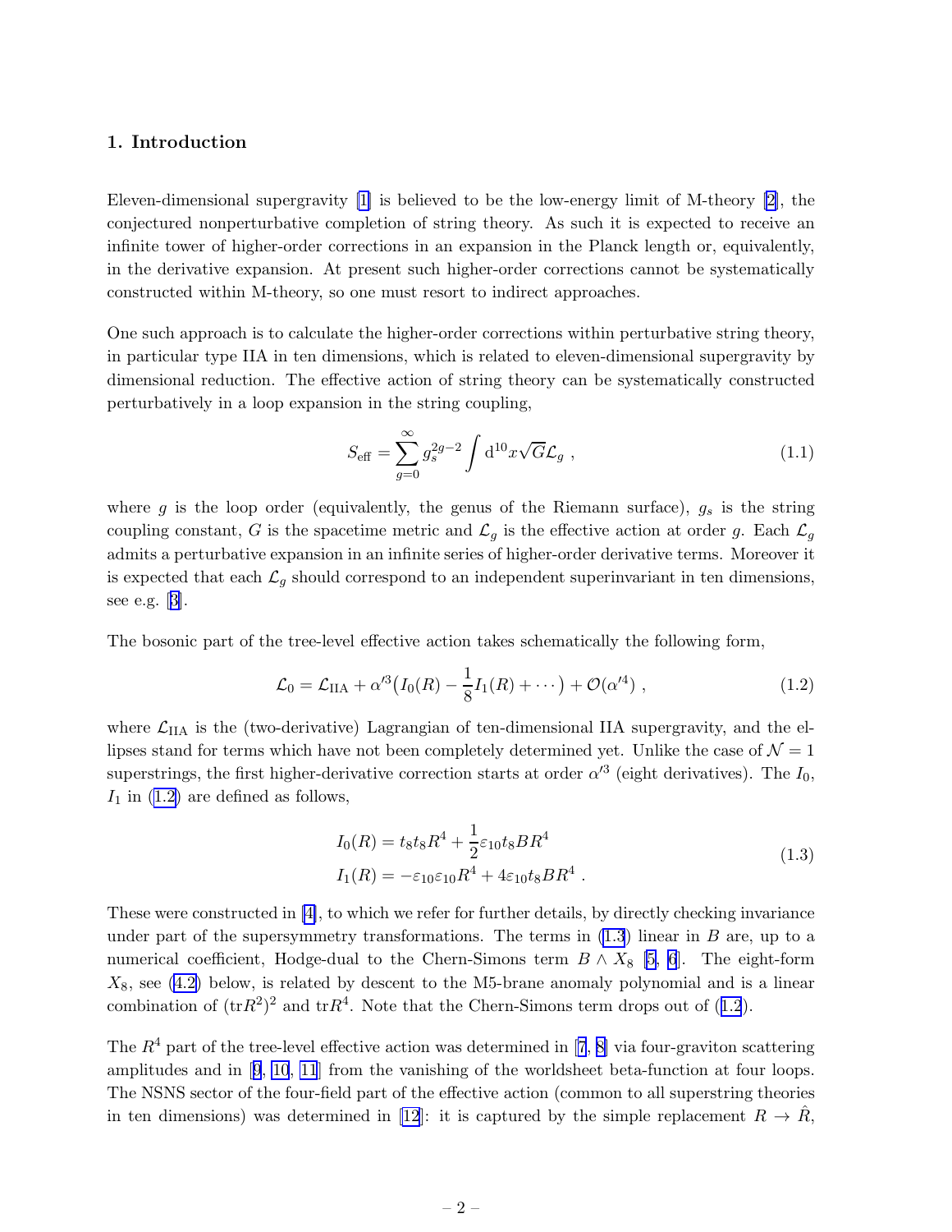## 1. Introduction

Eleven-dimensional supergravity [1] is believed to be the low-energy limit of M-theory [2], the conjectured nonperturbative completion of string theory. As such it is expected to receive an infinite tower of higher-order corrections in an expansion in the Planck length or, equivalently, in the derivative expansion. At present such higher-order corrections cannot be systematically constructed within M-theory, so one must resort to indirect approaches.

One such approach is to calculate the higher-order corrections within perturbative string theory, in particular type IIA in ten dimensions, which is related to eleven-dimensional supergravity by dimensional reduction. The effective action of string theory can be systematically constructed perturbatively in a loop expansion in the string coupling,

$$S_{\text{eff}} = \sum_{g=0}^{\infty} g_s^{2g-2} \int \mathrm{d}^{10}x \sqrt{G}\mathcal{L}_g \ , \tag{1.1}$$

where $g$ is the loop order (equivalently, the genus of the Riemann surface), $g_s$ is the string coupling constant, $G$ is the spacetime metric and $\mathcal{L}_g$ is the effective action at order $g$. Each $\mathcal{L}_g$ admits a perturbative expansion in an infinite series of higher-order derivative terms. Moreover it is expected that each $\mathcal{L}_g$ should correspond to an independent superinvariant in ten dimensions, see e.g. [3].

The bosonic part of the tree-level effective action takes schematically the following form,

$$\mathcal{L}_0 = \mathcal{L}_{\text{IIA}} + \alpha'^3\big(I_0(R) - \frac{1}{8}I_1(R) + \cdots\big) + \mathcal{O}(\alpha'^4) \ , \tag{1.2}$$

where $\mathcal{L}_{\text{IIA}}$ is the (two-derivative) Lagrangian of ten-dimensional IIA supergravity, and the ellipses stand for terms which have not been completely determined yet. Unlike the case of $\mathcal{N}=1$ superstrings, the first higher-derivative correction starts at order $\alpha'^3$ (eight derivatives). The $I_0$, $I_1$ in (1.2) are defined as follows,

$$\begin{aligned} I_0(R) &= t_8t_8R^4 + \frac{1}{2}\varepsilon_{10}t_8BR^4 \\ I_1(R) &= -\varepsilon_{10}\varepsilon_{10}R^4 + 4\varepsilon_{10}t_8BR^4 \ . \end{aligned} \tag{1.3}$$

These were constructed in [4], to which we refer for further details, by directly checking invariance under part of the supersymmetry transformations. The terms in (1.3) linear in $B$ are, up to a numerical coefficient, Hodge-dual to the Chern-Simons term $B \wedge X_8$ [5, 6]. The eight-form $X_8$, see (4.2) below, is related by descent to the M5-brane anomaly polynomial and is a linear combination of $(\text{tr}R^2)^2$ and $\text{tr}R^4$. Note that the Chern-Simons term drops out of (1.2).

The $R^4$ part of the tree-level effective action was determined in [7, 8] via four-graviton scattering amplitudes and in [9, 10, 11] from the vanishing of the worldsheet beta-function at four loops. The NSNS sector of the four-field part of the effective action (common to all superstring theories in ten dimensions) was determined in [12]: it is captured by the simple replacement $R \rightarrow \hat{R}$,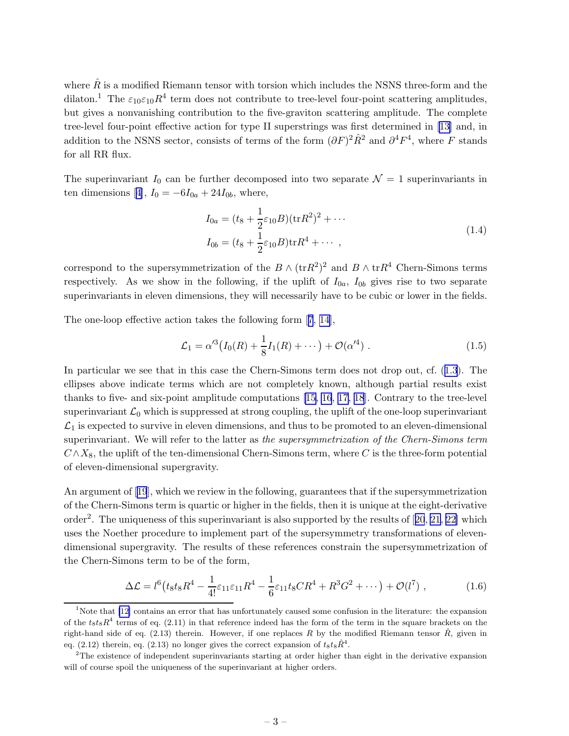where $\hat{R}$ is a modified Riemann tensor with torsion which includes the NSNS three-form and the dilaton.[1] The $\varepsilon_{10}\varepsilon_{10}R^4$ term does not contribute to tree-level four-point scattering amplitudes, but gives a nonvanishing contribution to the five-graviton scattering amplitude. The complete tree-level four-point effective action for type II superstrings was first determined in [13] and, in addition to the NSNS sector, consists of terms of the form $(\partial F)^2\hat{R}^2$ and $\partial^4 F^4$, where $F$ stands for all RR flux.

The superinvariant $I_0$ can be further decomposed into two separate $\mathcal{N}=1$ superinvariants in ten dimensions [4], $I_0 = -6I_{0a} + 24I_{0b}$, where,

$$
\begin{aligned}
I_{0a} &= (t_8 + \frac{1}{2}\varepsilon_{10}B)(\mathrm{tr}R^2)^2 + \cdots \\
I_{0b} &= (t_8 + \frac{1}{2}\varepsilon_{10}B)\mathrm{tr}R^4 + \cdots \ ,
\end{aligned}
\tag{1.4}
$$

correspond to the supersymmetrization of the $B \wedge (\mathrm{tr}R^2)^2$ and $B \wedge \mathrm{tr}R^4$ Chern-Simons terms respectively. As we show in the following, if the uplift of $I_{0a}$, $I_{0b}$ gives rise to two separate superinvariants in eleven dimensions, they will necessarily have to be cubic or lower in the fields.

The one-loop effective action takes the following form [7, 14],

$$
\mathcal{L}_1 = \alpha'^3\big(I_0(R) + \frac{1}{8}I_1(R) + \cdots\big) + \mathcal{O}(\alpha'^4) \ . \tag{1.5}
$$

In particular we see that in this case the Chern-Simons term does not drop out, cf. (1.3). The ellipses above indicate terms which are not completely known, although partial results exist thanks to five- and six-point amplitude computations [15, 16, 17, 18]. Contrary to the tree-level superinvariant $\mathcal{L}_0$ which is suppressed at strong coupling, the uplift of the one-loop superinvariant $\mathcal{L}_1$ is expected to survive in eleven dimensions, and thus to be promoted to an eleven-dimensional superinvariant. We will refer to the latter as *the supersymmetrization of the Chern-Simons term* $C \wedge X_8$, the uplift of the ten-dimensional Chern-Simons term, where $C$ is the three-form potential of eleven-dimensional supergravity.

An argument of [19], which we review in the following, guarantees that if the supersymmetrization of the Chern-Simons term is quartic or higher in the fields, then it is unique at the eight-derivative order[2]. The uniqueness of this superinvariant is also supported by the results of [20, 21, 22] which uses the Noether procedure to implement part of the supersymmetry transformations of eleven-dimensional supergravity. The results of these references constrain the supersymmetrization of the Chern-Simons term to be of the form,

$$
\Delta\mathcal{L} = l^6\big(t_8t_8R^4 - \frac{1}{4!}\varepsilon_{11}\varepsilon_{11}R^4 - \frac{1}{6}\varepsilon_{11}t_8CR^4 + R^3G^2 + \cdots\big) + \mathcal{O}(l^7) \ , \tag{1.6}
$$

[1] Note that [12] contains an error that has unfortunately caused some confusion in the literature: the expansion of the $t_8t_8R^4$ terms of eq. (2.11) in that reference indeed has the form of the term in the square brackets on the right-hand side of eq. (2.13) therein. However, if one replaces $R$ by the modified Riemann tensor $\hat{R}$, given in eq. (2.12) therein, eq. (2.13) no longer gives the correct expansion of $t_8t_8\hat{R}^4$.

[2] The existence of independent superinvariants starting at order higher than eight in the derivative expansion will of course spoil the uniqueness of the superinvariant at higher orders.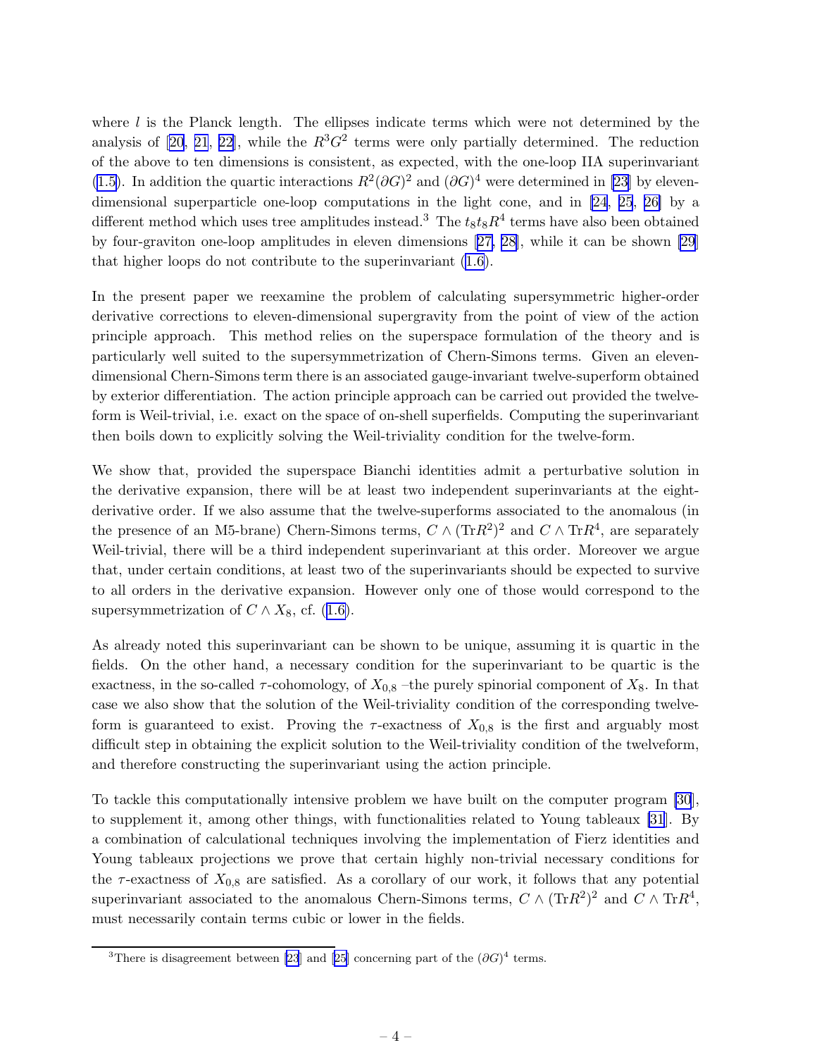where $l$ is the Planck length. The ellipses indicate terms which were not determined by the analysis of [20, 21, 22], while the $R^3G^2$ terms were only partially determined. The reduction of the above to ten dimensions is consistent, as expected, with the one-loop IIA superinvariant (1.5). In addition the quartic interactions $R^2(\partial G)^2$ and $(\partial G)^4$ were determined in [23] by eleven-dimensional superparticle one-loop computations in the light cone, and in [24, 25, 26] by a different method which uses tree amplitudes instead.[3] The $t_8t_8R^4$ terms have also been obtained by four-graviton one-loop amplitudes in eleven dimensions [27, 28], while it can be shown [29] that higher loops do not contribute to the superinvariant (1.6).

In the present paper we reexamine the problem of calculating supersymmetric higher-order derivative corrections to eleven-dimensional supergravity from the point of view of the action principle approach. This method relies on the superspace formulation of the theory and is particularly well suited to the supersymmetrization of Chern-Simons terms. Given an eleven-dimensional Chern-Simons term there is an associated gauge-invariant twelve-superform obtained by exterior differentiation. The action principle approach can be carried out provided the twelve-form is Weil-trivial, i.e. exact on the space of on-shell superfields. Computing the superinvariant then boils down to explicitly solving the Weil-triviality condition for the twelve-form.

We show that, provided the superspace Bianchi identities admit a perturbative solution in the derivative expansion, there will be at least two independent superinvariants at the eight-derivative order. If we also assume that the twelve-superforms associated to the anomalous (in the presence of an M5-brane) Chern-Simons terms, $C\wedge(\mathrm{Tr}R^2)^2$ and $C\wedge\mathrm{Tr}R^4$, are separately Weil-trivial, there will be a third independent superinvariant at this order. Moreover we argue that, under certain conditions, at least two of the superinvariants should be expected to survive to all orders in the derivative expansion. However only one of those would correspond to the supersymmetrization of $C\wedge X_8$, cf. (1.6).

As already noted this superinvariant can be shown to be unique, assuming it is quartic in the fields. On the other hand, a necessary condition for the superinvariant to be quartic is the exactness, in the so-called $\tau$-cohomology, of $X_{0,8}$ –the purely spinorial component of $X_8$. In that case we also show that the solution of the Weil-triviality condition of the corresponding twelve-form is guaranteed to exist. Proving the $\tau$-exactness of $X_{0,8}$ is the first and arguably most difficult step in obtaining the explicit solution to the Weil-triviality condition of the twelveform, and therefore constructing the superinvariant using the action principle.

To tackle this computationally intensive problem we have built on the computer program [30], to supplement it, among other things, with functionalities related to Young tableaux [31]. By a combination of calculational techniques involving the implementation of Fierz identities and Young tableaux projections we prove that certain highly non-trivial necessary conditions for the $\tau$-exactness of $X_{0,8}$ are satisfied. As a corollary of our work, it follows that any potential superinvariant associated to the anomalous Chern-Simons terms, $C\wedge(\mathrm{Tr}R^2)^2$ and $C\wedge\mathrm{Tr}R^4$, must necessarily contain terms cubic or lower in the fields.

[3] There is disagreement between [23] and [25] concerning part of the $(\partial G)^4$ terms.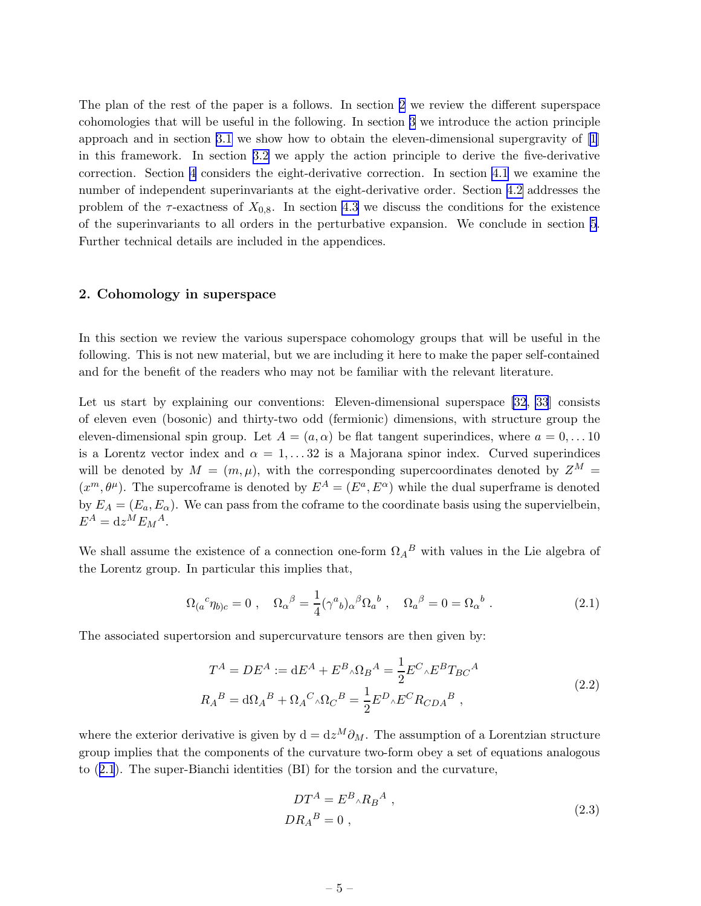The plan of the rest of the paper is a follows. In section 2 we review the different superspace cohomologies that will be useful in the following. In section 3 we introduce the action principle approach and in section 3.1 we show how to obtain the eleven-dimensional supergravity of [1] in this framework. In section 3.2 we apply the action principle to derive the five-derivative correction. Section 4 considers the eight-derivative correction. In section 4.1 we examine the number of independent superinvariants at the eight-derivative order. Section 4.2 addresses the problem of the $\tau$-exactness of $X_{0,8}$. In section 4.3 we discuss the conditions for the existence of the superinvariants to all orders in the perturbative expansion. We conclude in section 5. Further technical details are included in the appendices.

## 2. Cohomology in superspace

In this section we review the various superspace cohomology groups that will be useful in the following. This is not new material, but we are including it here to make the paper self-contained and for the benefit of the readers who may not be familiar with the relevant literature.

Let us start by explaining our conventions: Eleven-dimensional superspace [32, 33] consists of eleven even (bosonic) and thirty-two odd (fermionic) dimensions, with structure group the eleven-dimensional spin group. Let $A = (a, \alpha)$ be flat tangent superindices, where $a = 0, \dots 10$ is a Lorentz vector index and $\alpha = 1, \dots 32$ is a Majorana spinor index. Curved superindices will be denoted by $M = (m, \mu)$, with the corresponding supercoordinates denoted by $Z^M = (x^m, \theta^\mu)$. The supercoframe is denoted by $E^A = (E^a, E^\alpha)$ while the dual superframe is denoted by $E_A = (E_a, E_\alpha)$. We can pass from the coframe to the coordinate basis using the supervielbein, $E^A = \mathrm{d}z^M E_M{}^A$.

We shall assume the existence of a connection one-form $\Omega_A{}^B$ with values in the Lie algebra of the Lorentz group. In particular this implies that,

$$\Omega_{(a}{}^c \eta_{b)c} = 0 \ , \quad \Omega_\alpha{}^\beta = \frac{1}{4}(\gamma^a{}_b)_\alpha{}^\beta \Omega_a{}^b \ , \quad \Omega_a{}^\beta = 0 = \Omega_\alpha{}^b \ . \tag{2.1}$$

The associated supertorsion and supercurvature tensors are then given by:

$$\begin{aligned} T^A = DE^A &:= \mathrm{d}E^A + E^B{}_\wedge \Omega_B{}^A = \frac{1}{2} E^C{}_\wedge E^B T_{BC}{}^A \\ R_A{}^B &= \mathrm{d}\Omega_A{}^B + \Omega_A{}^C{}_\wedge \Omega_C{}^B = \frac{1}{2} E^D{}_\wedge E^C R_{CDA}{}^B \ , \end{aligned} \tag{2.2}$$

where the exterior derivative is given by $\mathrm{d} = \mathrm{d}z^M \partial_M$. The assumption of a Lorentzian structure group implies that the components of the curvature two-form obey a set of equations analogous to (2.1). The super-Bianchi identities (BI) for the torsion and the curvature,

$$\begin{aligned} DT^A &= E^B{}_\wedge R_B{}^A \ , \\ DR_A{}^B &= 0 \ , \end{aligned} \tag{2.3}$$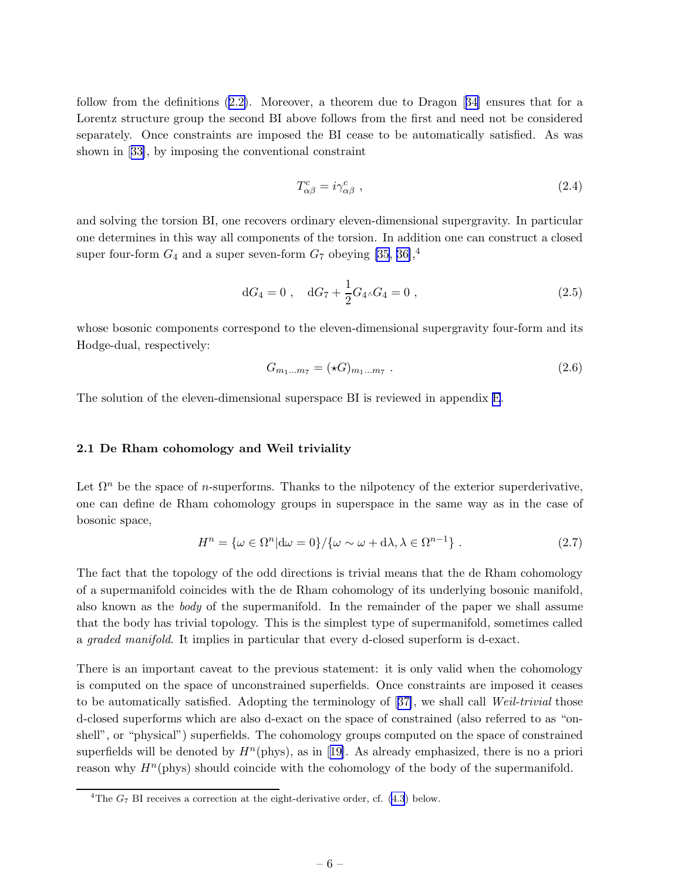follow from the definitions (2.2). Moreover, a theorem due to Dragon [34] ensures that for a Lorentz structure group the second BI above follows from the first and need not be considered separately. Once constraints are imposed the BI cease to be automatically satisfied. As was shown in [33], by imposing the conventional constraint

$$T^c_{\alpha\beta} = i\gamma^c_{\alpha\beta} \ , \tag{2.4}$$

and solving the torsion BI, one recovers ordinary eleven-dimensional supergravity. In particular one determines in this way all components of the torsion. In addition one can construct a closed super four-form $G_4$ and a super seven-form $G_7$ obeying [35, 36],[4]

$$\mathrm{d}G_4 = 0 \ , \quad \mathrm{d}G_7 + \frac{1}{2}G_4{\wedge}G_4 = 0 \ , \tag{2.5}$$

whose bosonic components correspond to the eleven-dimensional supergravity four-form and its Hodge-dual, respectively:

$$G_{m_1 \ldots m_7} = (\star G)_{m_1 \ldots m_7} \ . \tag{2.6}$$

The solution of the eleven-dimensional superspace BI is reviewed in appendix E.

### 2.1 De Rham cohomology and Weil triviality

Let $\Omega^n$ be the space of $n$-superforms. Thanks to the nilpotency of the exterior superderivative, one can define de Rham cohomology groups in superspace in the same way as in the case of bosonic space,

$$H^n = \{\omega \in \Omega^n | \mathrm{d}\omega = 0\}/\{\omega \sim \omega + \mathrm{d}\lambda, \lambda \in \Omega^{n-1}\} \ . \tag{2.7}$$

The fact that the topology of the odd directions is trivial means that the de Rham cohomology of a supermanifold coincides with the de Rham cohomology of its underlying bosonic manifold, also known as the *body* of the supermanifold. In the remainder of the paper we shall assume that the body has trivial topology. This is the simplest type of supermanifold, sometimes called a *graded manifold*. It implies in particular that every d-closed superform is d-exact.

There is an important caveat to the previous statement: it is only valid when the cohomology is computed on the space of unconstrained superfields. Once constraints are imposed it ceases to be automatically satisfied. Adopting the terminology of [37], we shall call *Weil-trivial* those d-closed superforms which are also d-exact on the space of constrained (also referred to as "on-shell", or "physical") superfields. The cohomology groups computed on the space of constrained superfields will be denoted by $H^n(\text{phys})$, as in [19]. As already emphasized, there is no a priori reason why $H^n(\text{phys})$ should coincide with the cohomology of the body of the supermanifold.

[4] The $G_7$ BI receives a correction at the eight-derivative order, cf. (4.3) below.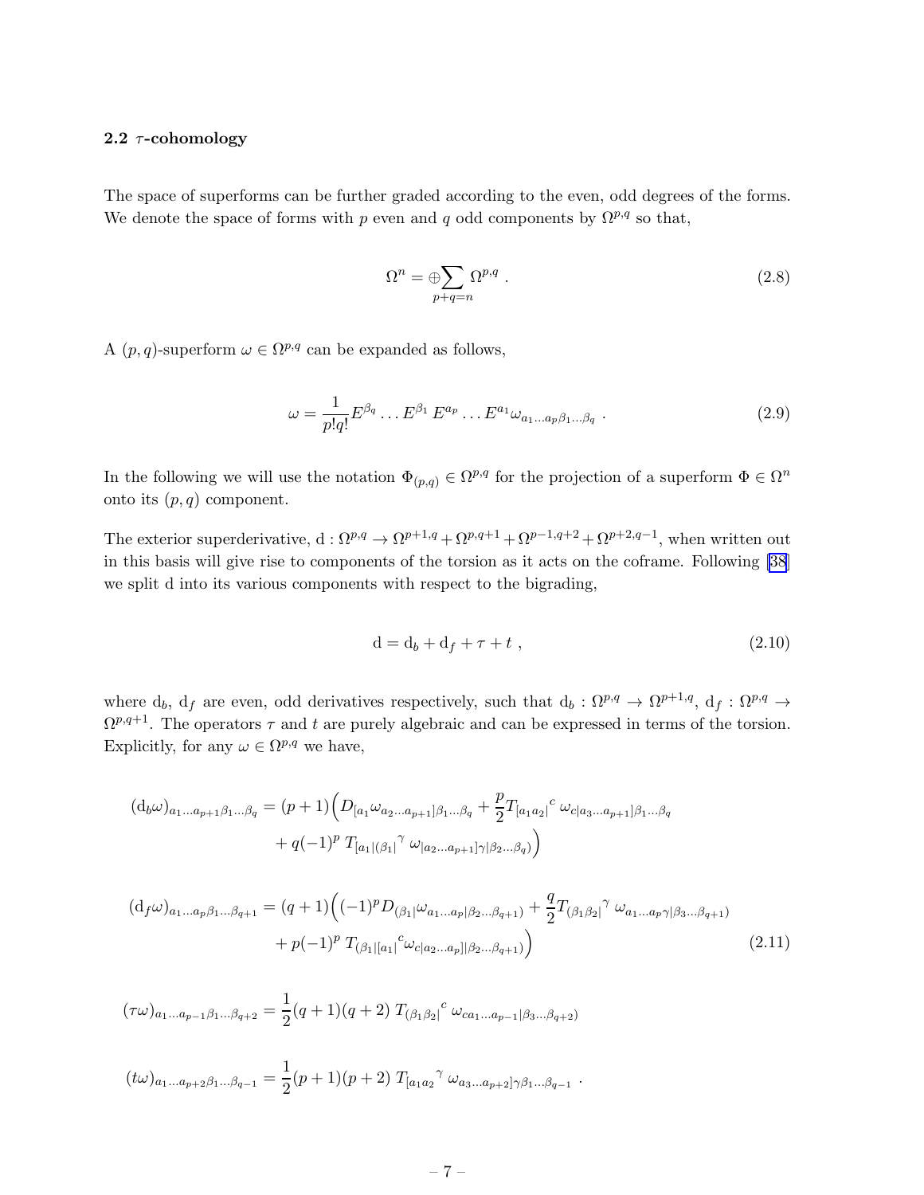### 2.2 $\tau$-cohomology

The space of superforms can be further graded according to the even, odd degrees of the forms. We denote the space of forms with $p$ even and $q$ odd components by $\Omega^{p,q}$ so that,

$$
\Omega^n = \oplus \sum_{p+q=n} \Omega^{p,q} \ . \tag{2.8}
$$

A $(p,q)$-superform $\omega \in \Omega^{p,q}$ can be expanded as follows,

$$
\omega = \frac{1}{p!q!} E^{\beta_q} \dots E^{\beta_1} \, E^{a_p} \dots E^{a_1} \omega_{a_1 \dots a_p \beta_1 \dots \beta_q} \ . \tag{2.9}
$$

In the following we will use the notation $\Phi_{(p,q)} \in \Omega^{p,q}$ for the projection of a superform $\Phi \in \Omega^n$ onto its $(p,q)$ component.

The exterior superderivative, $\mathrm{d} : \Omega^{p,q} \to \Omega^{p+1,q} + \Omega^{p,q+1} + \Omega^{p-1,q+2} + \Omega^{p+2,q-1}$, when written out in this basis will give rise to components of the torsion as it acts on the coframe. Following [38] we split d into its various components with respect to the bigrading,

$$
\mathrm{d} = \mathrm{d}_b + \mathrm{d}_f + \tau + t \ , \tag{2.10}
$$

where $\mathrm{d}_b$, $\mathrm{d}_f$ are even, odd derivatives respectively, such that $\mathrm{d}_b : \Omega^{p,q} \to \Omega^{p+1,q}$, $\mathrm{d}_f : \Omega^{p,q} \to \Omega^{p,q+1}$. The operators $\tau$ and $t$ are purely algebraic and can be expressed in terms of the torsion. Explicitly, for any $\omega \in \Omega^{p,q}$ we have,

$$
\begin{aligned}
(\mathrm{d}_b \omega)_{a_1 \dots a_{p+1} \beta_1 \dots \beta_q} &= (p+1) \Big( D_{[a_1} \omega_{a_2 \dots a_{p+1}] \beta_1 \dots \beta_q} + \frac{p}{2} T_{[a_1 a_2|}{}^{c} \, \omega_{c|a_3 \dots a_{p+1}] \beta_1 \dots \beta_q} \\
&\quad + q(-1)^p \, T_{[a_1|(\beta_1|}{}^{\gamma} \, \omega_{|a_2 \dots a_{p+1}]\gamma|\beta_2 \dots \beta_q)} \Big)
\end{aligned}
$$

$$
\begin{aligned}
(\mathrm{d}_f \omega)_{a_1 \dots a_p \beta_1 \dots \beta_{q+1}} &= (q+1) \Big( (-1)^p D_{(\beta_1|} \omega_{a_1 \dots a_p|\beta_2 \dots \beta_{q+1})} + \frac{q}{2} T_{(\beta_1 \beta_2|}{}^{\gamma} \, \omega_{a_1 \dots a_p \gamma|\beta_3 \dots \beta_{q+1})} \\
&\quad + p(-1)^p \, T_{(\beta_1|[a_1|}{}^{c} \omega_{c|a_2 \dots a_p]|\beta_2 \dots \beta_{q+1})} \Big)
\end{aligned} \tag{2.11}
$$

$$
(\tau \omega)_{a_1 \dots a_{p-1} \beta_1 \dots \beta_{q+2}} = \frac{1}{2}(q+1)(q+2) \, T_{(\beta_1 \beta_2|}{}^{c} \, \omega_{c a_1 \dots a_{p-1}|\beta_3 \dots \beta_{q+2})}
$$

$$
(t \omega)_{a_1 \dots a_{p+2} \beta_1 \dots \beta_{q-1}} = \frac{1}{2}(p+1)(p+2) \, T_{[a_1 a_2}{}^{\gamma} \, \omega_{a_3 \dots a_{p+2}]\gamma \beta_1 \dots \beta_{q-1}} \ .
$$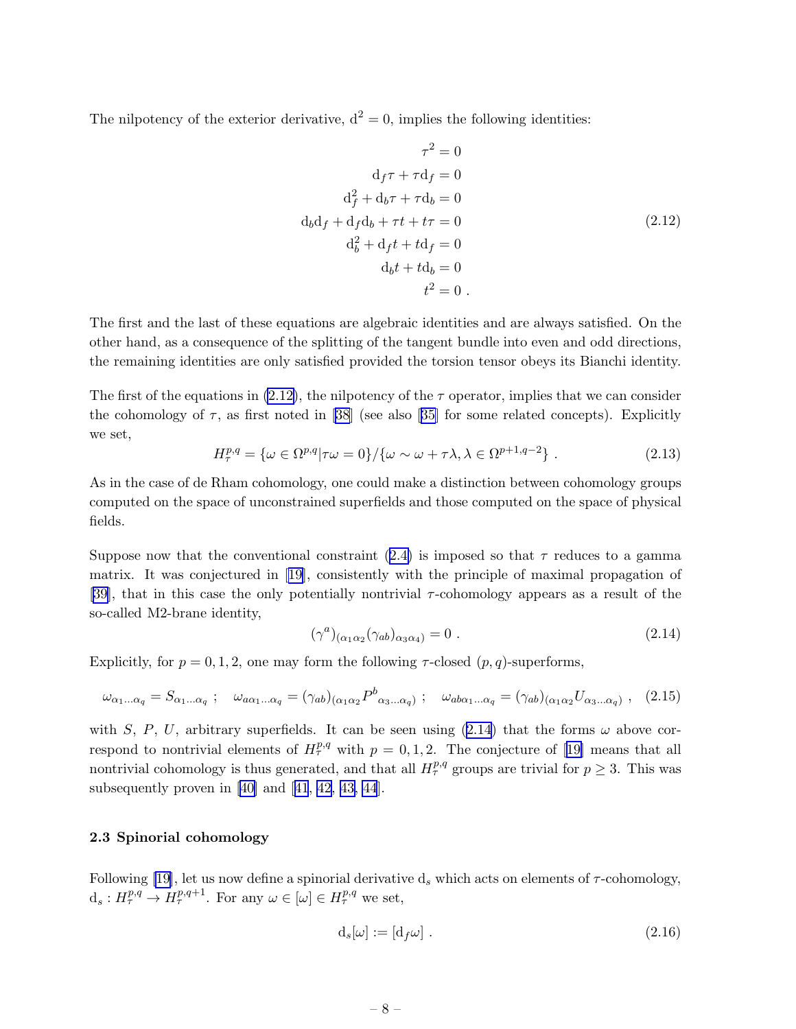The nilpotency of the exterior derivative, $\mathrm{d}^2 = 0$, implies the following identities:

$$
\begin{aligned}
\tau^2 &= 0 \\
\mathrm{d}_f \tau + \tau \mathrm{d}_f &= 0 \\
\mathrm{d}_f^2 + \mathrm{d}_b \tau + \tau \mathrm{d}_b &= 0 \\
\mathrm{d}_b \mathrm{d}_f + \mathrm{d}_f \mathrm{d}_b + \tau t + t\tau &= 0 \\
\mathrm{d}_b^2 + \mathrm{d}_f t + t \mathrm{d}_f &= 0 \\
\mathrm{d}_b t + t \mathrm{d}_b &= 0 \\
t^2 &= 0 \; .
\end{aligned}
\tag{2.12}
$$

The first and the last of these equations are algebraic identities and are always satisfied. On the other hand, as a consequence of the splitting of the tangent bundle into even and odd directions, the remaining identities are only satisfied provided the torsion tensor obeys its Bianchi identity.

The first of the equations in (2.12), the nilpotency of the $\tau$ operator, implies that we can consider the cohomology of $\tau$, as first noted in [38] (see also [35] for some related concepts). Explicitly we set,

$$
H_\tau^{p,q} = \{\omega \in \Omega^{p,q} | \tau\omega = 0\} / \{\omega \sim \omega + \tau\lambda, \lambda \in \Omega^{p+1,q-2}\} \; . \tag{2.13}
$$

As in the case of de Rham cohomology, one could make a distinction between cohomology groups computed on the space of unconstrained superfields and those computed on the space of physical fields.

Suppose now that the conventional constraint (2.4) is imposed so that $\tau$ reduces to a gamma matrix. It was conjectured in [19], consistently with the principle of maximal propagation of [39], that in this case the only potentially nontrivial $\tau$-cohomology appears as a result of the so-called M2-brane identity,

$$
(\gamma^a)_{(\alpha_1\alpha_2}(\gamma_{ab})_{\alpha_3\alpha_4)} = 0 \; . \tag{2.14}
$$

Explicitly, for $p = 0, 1, 2$, one may form the following $\tau$-closed $(p, q)$-superforms,

$$
\omega_{\alpha_1\ldots\alpha_q} = S_{\alpha_1\ldots\alpha_q} \; ; \quad \omega_{a\alpha_1\ldots\alpha_q} = (\gamma_{ab})_{(\alpha_1\alpha_2} P^b{}_{\alpha_3\ldots\alpha_q)} \; ; \quad \omega_{ab\alpha_1\ldots\alpha_q} = (\gamma_{ab})_{(\alpha_1\alpha_2} U_{\alpha_3\ldots\alpha_q)} \; , \tag{2.15}
$$

with $S$, $P$, $U$, arbitrary superfields. It can be seen using (2.14) that the forms $\omega$ above correspond to nontrivial elements of $H_\tau^{p,q}$ with $p = 0, 1, 2$. The conjecture of [19] means that all nontrivial cohomology is thus generated, and that all $H_\tau^{p,q}$ groups are trivial for $p \geq 3$. This was subsequently proven in [40] and [41, 42, 43, 44].

### 2.3 Spinorial cohomology

Following [19], let us now define a spinorial derivative $\mathrm{d}_s$ which acts on elements of $\tau$-cohomology, $\mathrm{d}_s : H_\tau^{p,q} \to H_\tau^{p,q+1}$. For any $\omega \in [\omega] \in H_\tau^{p,q}$ we set,

$$
\mathrm{d}_s[\omega] := [\mathrm{d}_f \omega] \; . \tag{2.16}
$$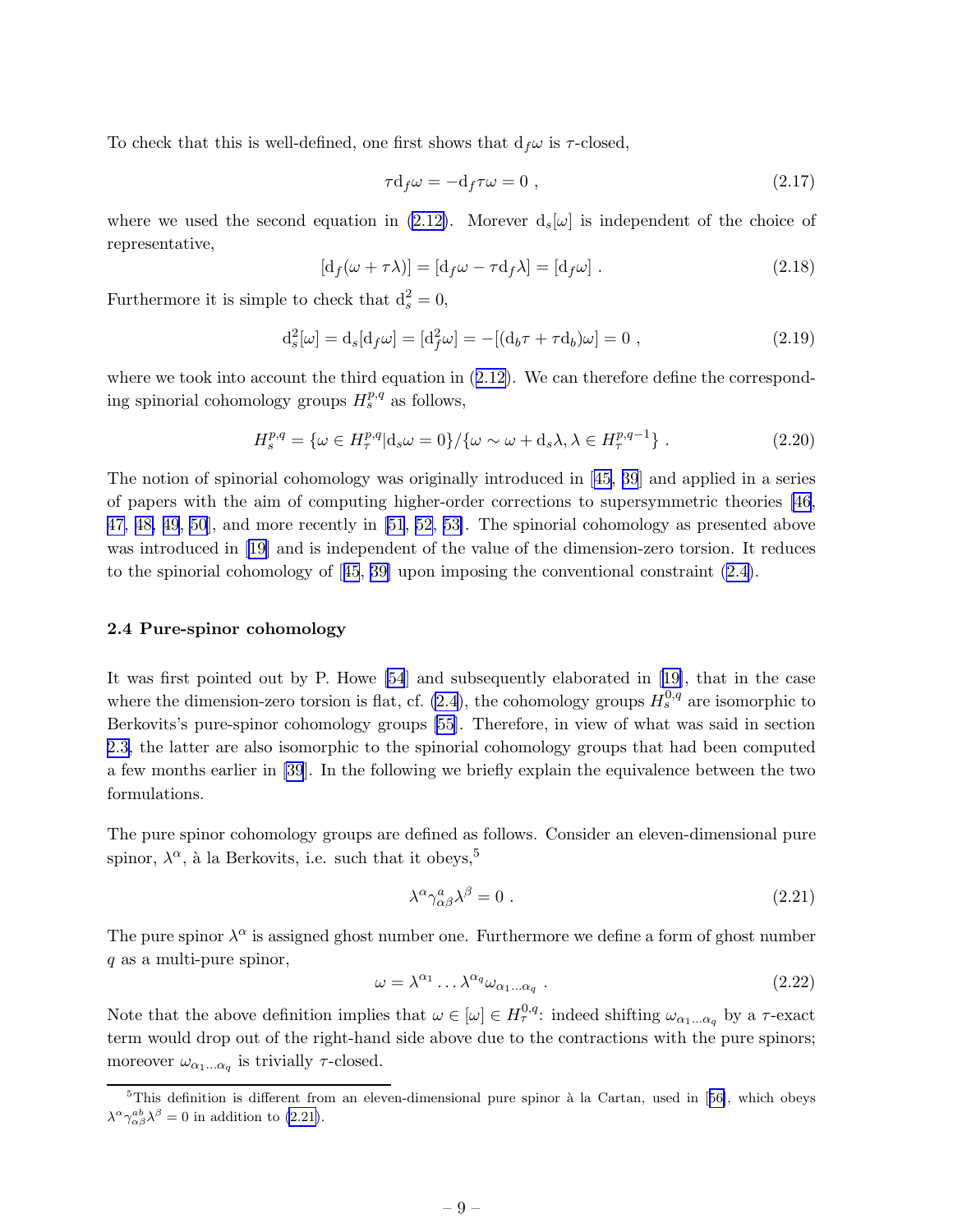To check that this is well-defined, one first shows that $\mathrm{d}_f\omega$ is $\tau$-closed,

$$\tau \mathrm{d}_f\omega = -\mathrm{d}_f\tau\omega = 0 \ , \tag{2.17}$$

where we used the second equation in (2.12). Morever $\mathrm{d}_s[\omega]$ is independent of the choice of representative,

$$[\mathrm{d}_f(\omega + \tau\lambda)] = [\mathrm{d}_f\omega - \tau \mathrm{d}_f\lambda] = [\mathrm{d}_f\omega] \ . \tag{2.18}$$

Furthermore it is simple to check that $\mathrm{d}_s^2 = 0$,

$$\mathrm{d}_s^2[\omega] = \mathrm{d}_s[\mathrm{d}_f\omega] = [\mathrm{d}_f^2\omega] = -[(\mathrm{d}_b\tau + \tau \mathrm{d}_b)\omega] = 0 \ , \tag{2.19}$$

where we took into account the third equation in (2.12). We can therefore define the corresponding spinorial cohomology groups $H_s^{p,q}$ as follows,

$$H_s^{p,q} = \{\omega \in H_\tau^{p,q} | \mathrm{d}_s\omega = 0\} / \{\omega \sim \omega + \mathrm{d}_s\lambda, \lambda \in H_\tau^{p,q-1}\} \ . \tag{2.20}$$

The notion of spinorial cohomology was originally introduced in [45, 39] and applied in a series of papers with the aim of computing higher-order corrections to supersymmetric theories [46, 47, 48, 49, 50], and more recently in [51, 52, 53]. The spinorial cohomology as presented above was introduced in [19] and is independent of the value of the dimension-zero torsion. It reduces to the spinorial cohomology of [45, 39] upon imposing the conventional constraint (2.4).

### 2.4 Pure-spinor cohomology

It was first pointed out by P. Howe [54] and subsequently elaborated in [19], that in the case where the dimension-zero torsion is flat, cf. (2.4), the cohomology groups $H_s^{0,q}$ are isomorphic to Berkovits's pure-spinor cohomology groups [55]. Therefore, in view of what was said in section 2.3, the latter are also isomorphic to the spinorial cohomology groups that had been computed a few months earlier in [39]. In the following we briefly explain the equivalence between the two formulations.

The pure spinor cohomology groups are defined as follows. Consider an eleven-dimensional pure spinor, $\lambda^\alpha$, à la Berkovits, i.e. such that it obeys,[5]

$$\lambda^\alpha \gamma^a_{\alpha\beta} \lambda^\beta = 0 \ . \tag{2.21}$$

The pure spinor $\lambda^\alpha$ is assigned ghost number one. Furthermore we define a form of ghost number $q$ as a multi-pure spinor,

$$\omega = \lambda^{\alpha_1} \dots \lambda^{\alpha_q} \omega_{\alpha_1 \dots \alpha_q} \ . \tag{2.22}$$

Note that the above definition implies that $\omega \in [\omega] \in H_\tau^{0,q}$: indeed shifting $\omega_{\alpha_1 \dots \alpha_q}$ by a $\tau$-exact term would drop out of the right-hand side above due to the contractions with the pure spinors; moreover $\omega_{\alpha_1 \dots \alpha_q}$ is trivially $\tau$-closed.

[5] This definition is different from an eleven-dimensional pure spinor à la Cartan, used in [56], which obeys $\lambda^\alpha \gamma^{ab}_{\alpha\beta} \lambda^\beta = 0$ in addition to (2.21).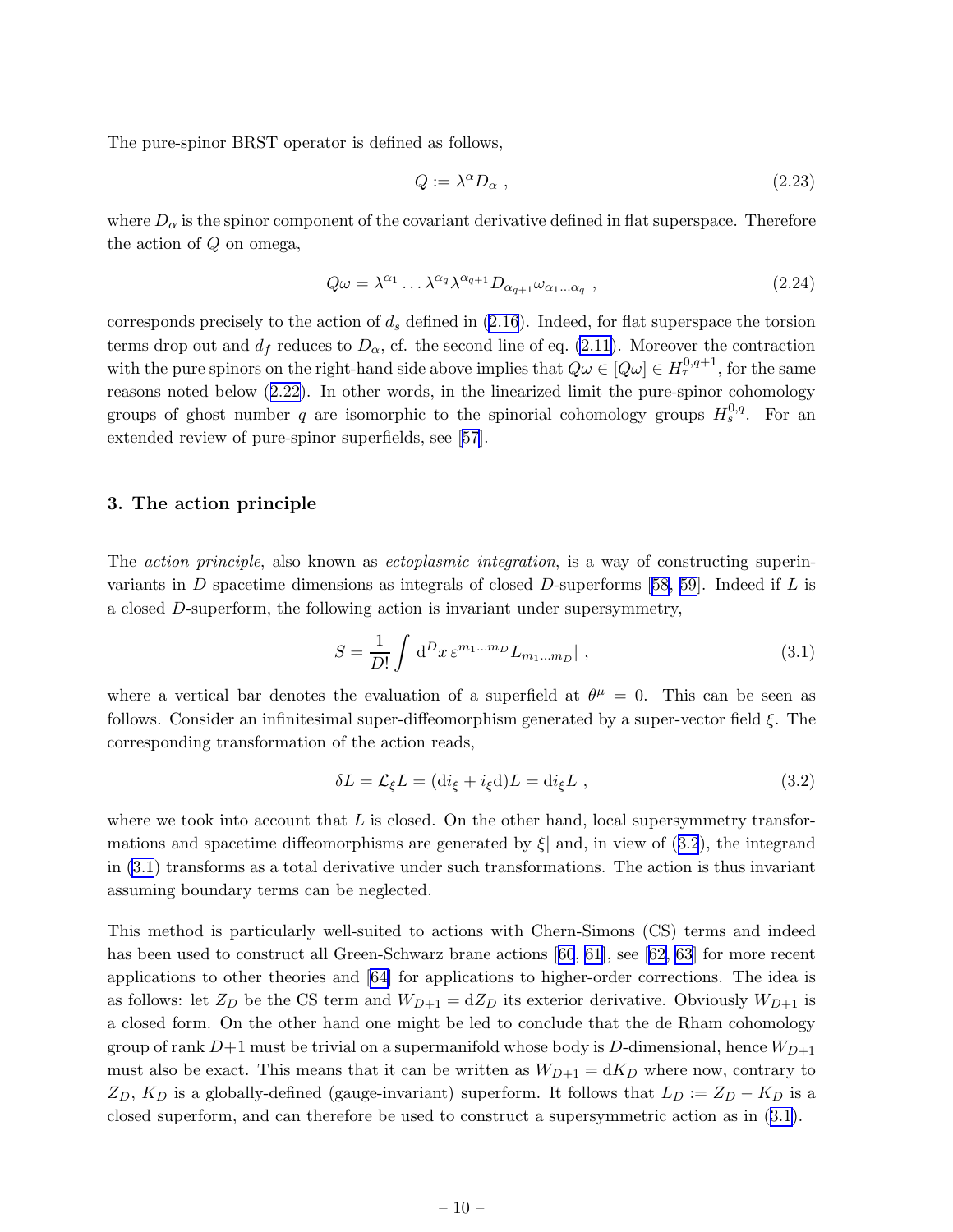The pure-spinor BRST operator is defined as follows,

$$Q := \lambda^\alpha D_\alpha \ , \tag{2.23}$$

where $D_\alpha$ is the spinor component of the covariant derivative defined in flat superspace. Therefore the action of $Q$ on omega,

$$Q\omega = \lambda^{\alpha_1} \dots \lambda^{\alpha_q} \lambda^{\alpha_{q+1}} D_{\alpha_{q+1}} \omega_{\alpha_1 \dots \alpha_q} \ , \tag{2.24}$$

corresponds precisely to the action of $d_s$ defined in (2.16). Indeed, for flat superspace the torsion terms drop out and $d_f$ reduces to $D_\alpha$, cf. the second line of eq. (2.11). Moreover the contraction with the pure spinors on the right-hand side above implies that $Q\omega \in [Q\omega] \in H^{0,q+1}_\tau$, for the same reasons noted below (2.22). In other words, in the linearized limit the pure-spinor cohomology groups of ghost number $q$ are isomorphic to the spinorial cohomology groups $H^{0,q}_s$. For an extended review of pure-spinor superfields, see [57].

## 3. The action principle

The *action principle*, also known as *ectoplasmic integration*, is a way of constructing superinvariants in $D$ spacetime dimensions as integrals of closed $D$-superforms [58, 59]. Indeed if $L$ is a closed $D$-superform, the following action is invariant under supersymmetry,

$$S = \frac{1}{D!} \int \mathrm{d}^D x \, \varepsilon^{m_1 \dots m_D} L_{m_1 \dots m_D} | \ , \tag{3.1}$$

where a vertical bar denotes the evaluation of a superfield at $\theta^\mu = 0$. This can be seen as follows. Consider an infinitesimal super-diffeomorphism generated by a super-vector field $\xi$. The corresponding transformation of the action reads,

$$\delta L = \mathcal{L}_\xi L = (\mathrm{d} i_\xi + i_\xi \mathrm{d}) L = \mathrm{d} i_\xi L \ , \tag{3.2}$$

where we took into account that $L$ is closed. On the other hand, local supersymmetry transformations and spacetime diffeomorphisms are generated by $\xi|$ and, in view of (3.2), the integrand in (3.1) transforms as a total derivative under such transformations. The action is thus invariant assuming boundary terms can be neglected.

This method is particularly well-suited to actions with Chern-Simons (CS) terms and indeed has been used to construct all Green-Schwarz brane actions [60, 61], see [62, 63] for more recent applications to other theories and [64] for applications to higher-order corrections. The idea is as follows: let $Z_D$ be the CS term and $W_{D+1} = \mathrm{d} Z_D$ its exterior derivative. Obviously $W_{D+1}$ is a closed form. On the other hand one might be led to conclude that the de Rham cohomology group of rank $D+1$ must be trivial on a supermanifold whose body is $D$-dimensional, hence $W_{D+1}$ must also be exact. This means that it can be written as $W_{D+1} = \mathrm{d} K_D$ where now, contrary to $Z_D$, $K_D$ is a globally-defined (gauge-invariant) superform. It follows that $L_D := Z_D - K_D$ is a closed superform, and can therefore be used to construct a supersymmetric action as in (3.1).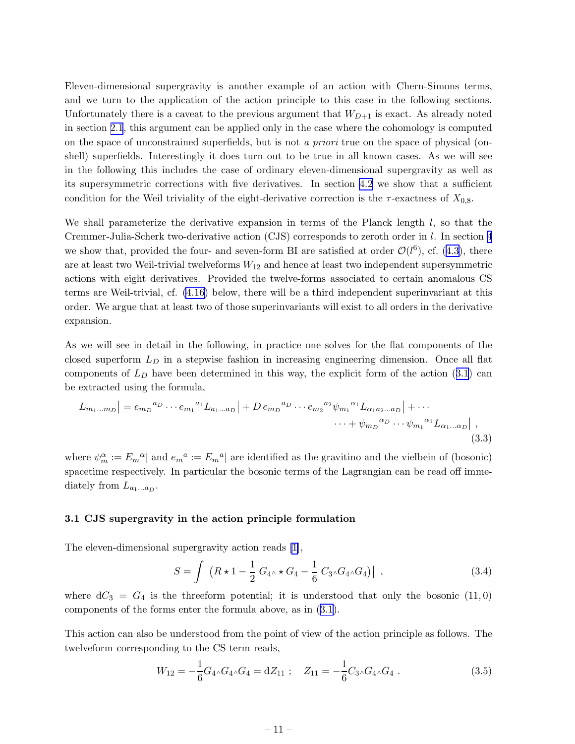Eleven-dimensional supergravity is another example of an action with Chern-Simons terms, and we turn to the application of the action principle to this case in the following sections. Unfortunately there is a caveat to the previous argument that $W_{D+1}$ is exact. As already noted in section 2.1, this argument can be applied only in the case where the cohomology is computed on the space of unconstrained superfields, but is not *a priori* true on the space of physical (on-shell) superfields. Interestingly it does turn out to be true in all known cases. As we will see in the following this includes the case of ordinary eleven-dimensional supergravity as well as its supersymmetric corrections with five derivatives. In section 4.2 we show that a sufficient condition for the Weil triviality of the eight-derivative correction is the $\tau$-exactness of $X_{0,8}$.

We shall parameterize the derivative expansion in terms of the Planck length $l$, so that the Cremmer-Julia-Scherk two-derivative action (CJS) corresponds to zeroth order in $l$. In section 4 we show that, provided the four- and seven-form BI are satisfied at order $\mathcal{O}(l^6)$, cf. (4.3), there are at least two Weil-trivial twelveforms $W_{12}$ and hence at least two independent supersymmetric actions with eight derivatives. Provided the twelve-forms associated to certain anomalous CS terms are Weil-trivial, cf. (4.16) below, there will be a third independent superinvariant at this order. We argue that at least two of those superinvariants will exist to all orders in the derivative expansion.

As we will see in detail in the following, in practice one solves for the flat components of the closed superform $L_D$ in a stepwise fashion in increasing engineering dimension. Once all flat components of $L_D$ have been determined in this way, the explicit form of the action (3.1) can be extracted using the formula,

$$
\begin{aligned}
L_{m_1\dots m_D}\big| = e_{m_D}{}^{a_D}\cdots e_{m_1}{}^{a_1}L_{a_1\dots a_D}\big| + D\, e_{m_D}{}^{a_D}\cdots e_{m_2}{}^{a_2}\psi_{m_1}{}^{\alpha_1}L_{\alpha_1 a_2\dots a_D}\big| + \cdots \\
\cdots + \psi_{m_D}{}^{\alpha_D}\cdots\psi_{m_1}{}^{\alpha_1}L_{\alpha_1\dots\alpha_D}\big| \ ,
\end{aligned}
\tag{3.3}
$$

where $\psi_m^\alpha := E_m{}^\alpha|$ and $e_m{}^a := E_m{}^a|$ are identified as the gravitino and the vielbein of (bosonic) spacetime respectively. In particular the bosonic terms of the Lagrangian can be read off immediately from $L_{a_1\dots a_D}$.

### 3.1 CJS supergravity in the action principle formulation

The eleven-dimensional supergravity action reads [1],

$$
S = \int \ \left(R\star 1 - \frac{1}{2}\, G_4{}_\wedge \star G_4 - \frac{1}{6}\, C_3{}_\wedge G_4{}_\wedge G_4\right)\Big| \ , \tag{3.4}
$$

where $\mathrm{d}C_3 = G_4$ is the threeform potential; it is understood that only the bosonic $(11,0)$ components of the forms enter the formula above, as in (3.1).

This action can also be understood from the point of view of the action principle as follows. The twelveform corresponding to the CS term reads,

$$
W_{12} = -\frac{1}{6}G_4{}_\wedge G_4{}_\wedge G_4 = \mathrm{d}Z_{11} \ ; \quad Z_{11} = -\frac{1}{6}C_3{}_\wedge G_4{}_\wedge G_4 \ . \tag{3.5}
$$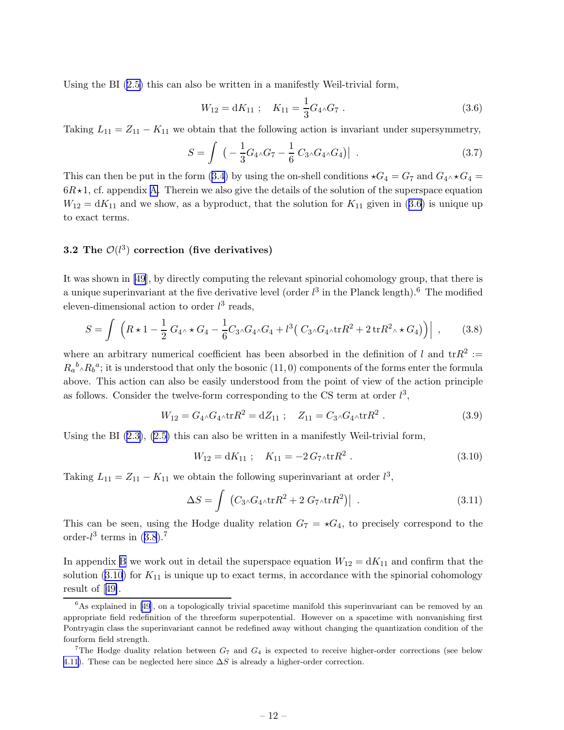Using the BI (2.5) this can also be written in a manifestly Weil-trivial form,

$$W_{12} = \mathrm{d}K_{11} \; ; \quad K_{11} = \frac{1}{3} G_4 {\scriptstyle\wedge} G_7 \; . \tag{3.6}$$

Taking $L_{11} = Z_{11} - K_{11}$ we obtain that the following action is invariant under supersymmetry,

$$S = \int \left( -\frac{1}{3} G_4 {\scriptstyle\wedge} G_7 - \frac{1}{6}\, C_3 {\scriptstyle\wedge} G_4 {\scriptstyle\wedge} G_4 \right)\Big| \; . \tag{3.7}$$

This can then be put in the form (3.4) by using the on-shell conditions $\star G_4 = G_7$ and $G_4 {\scriptstyle\wedge} \star G_4 = 6R\star 1$, cf. appendix A. Therein we also give the details of the solution of the superspace equation $W_{12} = \mathrm{d}K_{11}$ and we show, as a byproduct, that the solution for $K_{11}$ given in (3.6) is unique up to exact terms.

### 3.2 The $\mathcal{O}(l^3)$ correction (five derivatives)

It was shown in [49], by directly computing the relevant spinorial cohomology group, that there is a unique superinvariant at the five derivative level (order $l^3$ in the Planck length).[6] The modified eleven-dimensional action to order $l^3$ reads,

$$S = \int \left( R\star 1 - \frac{1}{2}\, G_4 {\scriptstyle\wedge} \star G_4 - \frac{1}{6} C_3 {\scriptstyle\wedge} G_4 {\scriptstyle\wedge} G_4 + l^3 \big( C_3 {\scriptstyle\wedge} G_4 {\scriptstyle\wedge} \mathrm{tr}R^2 + 2\, \mathrm{tr}R^2 {\scriptstyle\wedge} \star G_4 \big) \right)\Big| \; , \tag{3.8}$$

where an arbitrary numerical coefficient has been absorbed in the definition of $l$ and $\mathrm{tr}R^2 := R_a{}^b {\scriptstyle\wedge} R_b{}^a$; it is understood that only the bosonic $(11,0)$ components of the forms enter the formula above. This action can also be easily understood from the point of view of the action principle as follows. Consider the twelve-form corresponding to the CS term at order $l^3$,

$$W_{12} = G_4 {\scriptstyle\wedge} G_4 {\scriptstyle\wedge} \mathrm{tr}R^2 = \mathrm{d}Z_{11} \; ; \quad Z_{11} = C_3 {\scriptstyle\wedge} G_4 {\scriptstyle\wedge} \mathrm{tr}R^2 \; . \tag{3.9}$$

Using the BI (2.3), (2.5) this can also be written in a manifestly Weil-trivial form,

$$W_{12} = \mathrm{d}K_{11} \; ; \quad K_{11} = -2\, G_7 {\scriptstyle\wedge} \mathrm{tr}R^2 \; . \tag{3.10}$$

Taking $L_{11} = Z_{11} - K_{11}$ we obtain the following superinvariant at order $l^3$,

$$\Delta S = \int \left( C_3 {\scriptstyle\wedge} G_4 {\scriptstyle\wedge} \mathrm{tr}R^2 + 2\, G_7 {\scriptstyle\wedge} \mathrm{tr}R^2 \right)\Big| \; . \tag{3.11}$$

This can be seen, using the Hodge duality relation $G_7 = \star G_4$, to precisely correspond to the order-$l^3$ terms in (3.8).[7]

In appendix B we work out in detail the superspace equation $W_{12} = \mathrm{d}K_{11}$ and confirm that the solution (3.10) for $K_{11}$ is unique up to exact terms, in accordance with the spinorial cohomology result of [49].

---

[6] As explained in [49], on a topologically trivial spacetime manifold this superinvariant can be removed by an appropriate field redefinition of the threeform superpotential. However on a spacetime with nonvanishing first Pontryagin class the superinvariant cannot be redefined away without changing the quantization condition of the fourform field strength.

[7] The Hodge duality relation between $G_7$ and $G_4$ is expected to receive higher-order corrections (see below 4.11). These can be neglected here since $\Delta S$ is already a higher-order correction.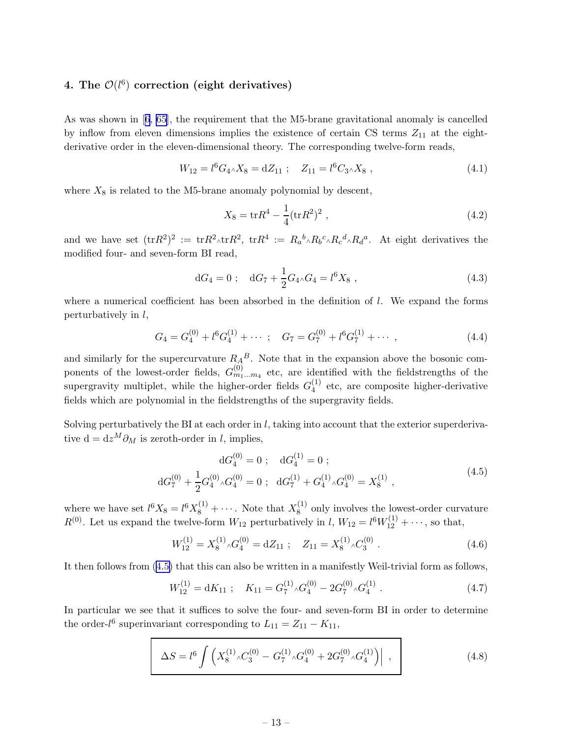## 4. The $\mathcal{O}(l^6)$ correction (eight derivatives)

As was shown in [6, 65], the requirement that the M5-brane gravitational anomaly is cancelled by inflow from eleven dimensions implies the existence of certain CS terms $Z_{11}$ at the eight-derivative order in the eleven-dimensional theory. The corresponding twelve-form reads,

$$W_{12} = l^6 G_4 {\wedge} X_8 = \mathrm{d}Z_{11} \; ; \quad Z_{11} = l^6 C_3 {\wedge} X_8 \; , \tag{4.1}$$

where $X_8$ is related to the M5-brane anomaly polynomial by descent,

$$X_8 = \mathrm{tr}R^4 - \frac{1}{4}(\mathrm{tr}R^2)^2 \; , \tag{4.2}$$

and we have set $(\mathrm{tr}R^2)^2 := \mathrm{tr}R^2{\wedge}\mathrm{tr}R^2$, $\mathrm{tr}R^4 := R_a{}^b{\wedge}R_b{}^c{\wedge}R_c{}^d{\wedge}R_d{}^a$. At eight derivatives the modified four- and seven-form BI read,

$$\mathrm{d}G_4 = 0 \; ; \quad \mathrm{d}G_7 + \frac{1}{2}G_4{\wedge}G_4 = l^6 X_8 \; , \tag{4.3}$$

where a numerical coefficient has been absorbed in the definition of $l$. We expand the forms perturbatively in $l$,

$$G_4 = G_4^{(0)} + l^6 G_4^{(1)} + \cdots \; ; \quad G_7 = G_7^{(0)} + l^6 G_7^{(1)} + \cdots \; , \tag{4.4}$$

and similarly for the supercurvature $R_A{}^B$. Note that in the expansion above the bosonic components of the lowest-order fields, $G^{(0)}_{m_1 \dots m_4}$ etc, are identified with the fieldstrengths of the supergravity multiplet, while the higher-order fields $G_4^{(1)}$ etc, are composite higher-derivative fields which are polynomial in the fieldstrengths of the supergravity fields.

Solving perturbatively the BI at each order in $l$, taking into account that the exterior superderivative $\mathrm{d} = \mathrm{d}z^M \partial_M$ is zeroth-order in $l$, implies,

$$\begin{aligned} \mathrm{d}G_4^{(0)} = 0 \; ; \quad \mathrm{d}G_4^{(1)} = 0 \; ; \\ \mathrm{d}G_7^{(0)} + \frac{1}{2}G_4^{(0)}{\wedge}G_4^{(0)} = 0 \; ; \;\; \mathrm{d}G_7^{(1)} + G_4^{(1)}{\wedge}G_4^{(0)} = X_8^{(1)} \; , \end{aligned} \tag{4.5}$$

where we have set $l^6 X_8 = l^6 X_8^{(1)} + \cdots$. Note that $X_8^{(1)}$ only involves the lowest-order curvature $R^{(0)}$. Let us expand the twelve-form $W_{12}$ perturbatively in $l$, $W_{12} = l^6 W_{12}^{(1)} + \cdots$, so that,

$$W_{12}^{(1)} = X_8^{(1)}{\wedge}G_4^{(0)} = \mathrm{d}Z_{11} \; ; \quad Z_{11} = X_8^{(1)}{\wedge}C_3^{(0)} \; . \tag{4.6}$$

It then follows from (4.5) that this can also be written in a manifestly Weil-trivial form as follows,

$$W_{12}^{(1)} = \mathrm{d}K_{11} \; ; \quad K_{11} = G_7^{(1)}{\wedge}G_4^{(0)} - 2G_7^{(0)}{\wedge}G_4^{(1)} \; . \tag{4.7}$$

In particular we see that it suffices to solve the four- and seven-form BI in order to determine the order-$l^6$ superinvariant corresponding to $L_{11} = Z_{11} - K_{11}$,

$$\boxed{\Delta S = l^6 \int \left( X_8^{(1)}{\wedge}C_3^{(0)} - G_7^{(1)}{\wedge}G_4^{(0)} + 2G_7^{(0)}{\wedge}G_4^{(1)} \right)\Big| \; ,} \tag{4.8}$$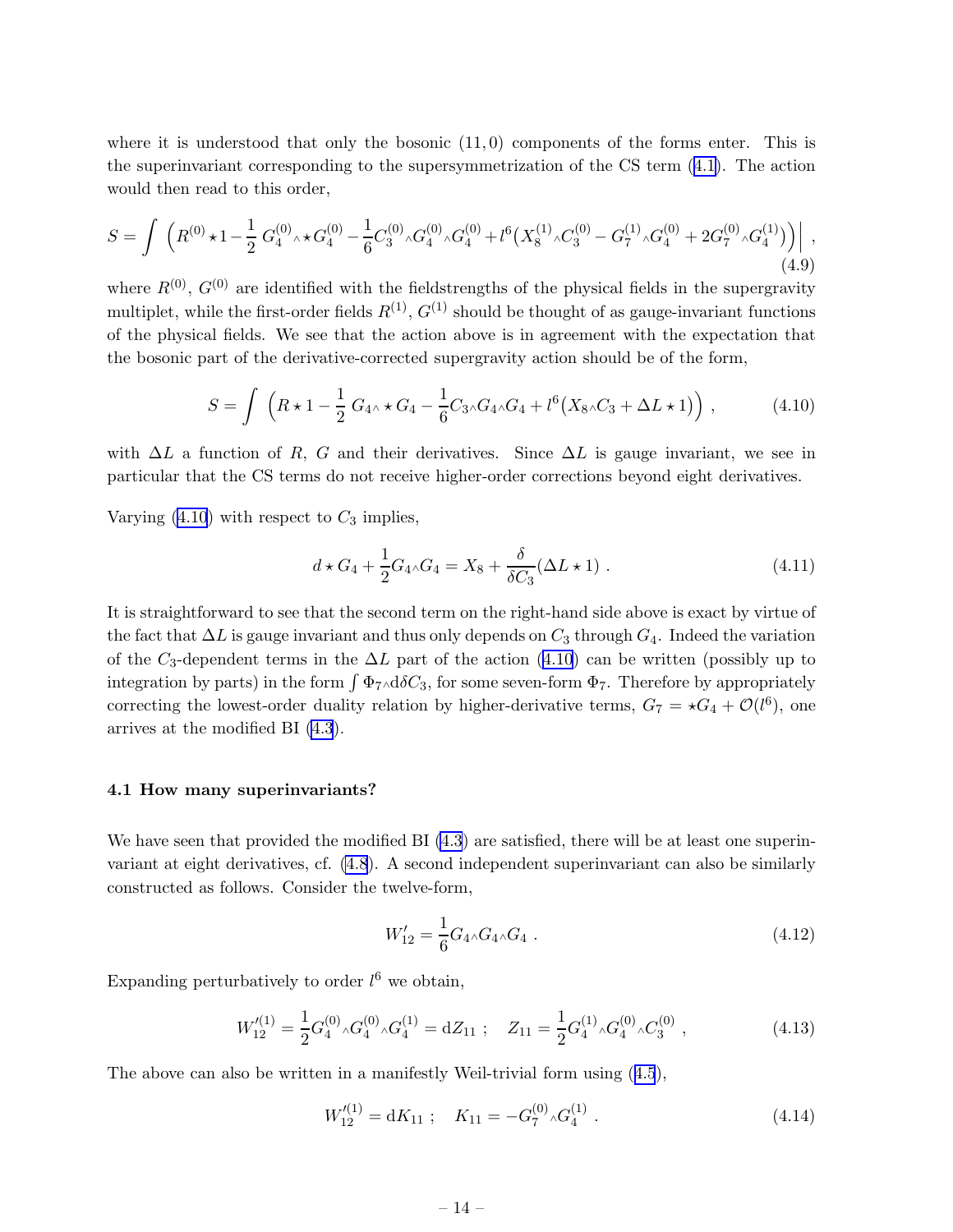where it is understood that only the bosonic $(11,0)$ components of the forms enter. This is the superinvariant corresponding to the supersymmetrization of the CS term (4.1). The action would then read to this order,

$$S = \int \Big( R^{(0)} \star 1 - \frac{1}{2}\, G_4^{(0)} {\scriptstyle\wedge} \star G_4^{(0)} - \frac{1}{6} C_3^{(0)} {\scriptstyle\wedge} G_4^{(0)} {\scriptstyle\wedge} G_4^{(0)} + l^6 \big( X_8^{(1)} {\scriptstyle\wedge} C_3^{(0)} - G_7^{(1)} {\scriptstyle\wedge} G_4^{(0)} + 2 G_7^{(0)} {\scriptstyle\wedge} G_4^{(1)} \big) \Big) \Big| \ , \tag{4.9}$$

where $R^{(0)}$, $G^{(0)}$ are identified with the fieldstrengths of the physical fields in the supergravity multiplet, while the first-order fields $R^{(1)}$, $G^{(1)}$ should be thought of as gauge-invariant functions of the physical fields. We see that the action above is in agreement with the expectation that the bosonic part of the derivative-corrected supergravity action should be of the form,

$$S = \int \Big( R \star 1 - \frac{1}{2}\, G_4 {\scriptstyle\wedge} \star G_4 - \frac{1}{6} C_3 {\scriptstyle\wedge} G_4 {\scriptstyle\wedge} G_4 + l^6 \big( X_8 {\scriptstyle\wedge} C_3 + \Delta L \star 1 \big) \Big) \ , \tag{4.10}$$

with $\Delta L$ a function of $R$, $G$ and their derivatives. Since $\Delta L$ is gauge invariant, we see in particular that the CS terms do not receive higher-order corrections beyond eight derivatives.

Varying (4.10) with respect to $C_3$ implies,

$$d \star G_4 + \frac{1}{2} G_4 {\scriptstyle\wedge} G_4 = X_8 + \frac{\delta}{\delta C_3} (\Delta L \star 1) \ . \tag{4.11}$$

It is straightforward to see that the second term on the right-hand side above is exact by virtue of the fact that $\Delta L$ is gauge invariant and thus only depends on $C_3$ through $G_4$. Indeed the variation of the $C_3$-dependent terms in the $\Delta L$ part of the action (4.10) can be written (possibly up to integration by parts) in the form $\int \Phi_7 {\scriptstyle\wedge} d\delta C_3$, for some seven-form $\Phi_7$. Therefore by appropriately correcting the lowest-order duality relation by higher-derivative terms, $G_7 = \star G_4 + \mathcal{O}(l^6)$, one arrives at the modified BI (4.3).

### 4.1 How many superinvariants?

We have seen that provided the modified BI (4.3) are satisfied, there will be at least one superinvariant at eight derivatives, cf. (4.8). A second independent superinvariant can also be similarly constructed as follows. Consider the twelve-form,

$$W'_{12} = \frac{1}{6} G_4 {\scriptstyle\wedge} G_4 {\scriptstyle\wedge} G_4 \ . \tag{4.12}$$

Expanding perturbatively to order $l^6$ we obtain,

$$W'^{(1)}_{12} = \frac{1}{2} G_4^{(0)} {\scriptstyle\wedge} G_4^{(0)} {\scriptstyle\wedge} G_4^{(1)} = dZ_{11} \ ; \quad Z_{11} = \frac{1}{2} G_4^{(1)} {\scriptstyle\wedge} G_4^{(0)} {\scriptstyle\wedge} C_3^{(0)} \ , \tag{4.13}$$

The above can also be written in a manifestly Weil-trivial form using (4.5),

$$W'^{(1)}_{12} = dK_{11} \ ; \quad K_{11} = - G_7^{(0)} {\scriptstyle\wedge} G_4^{(1)} \ . \tag{4.14}$$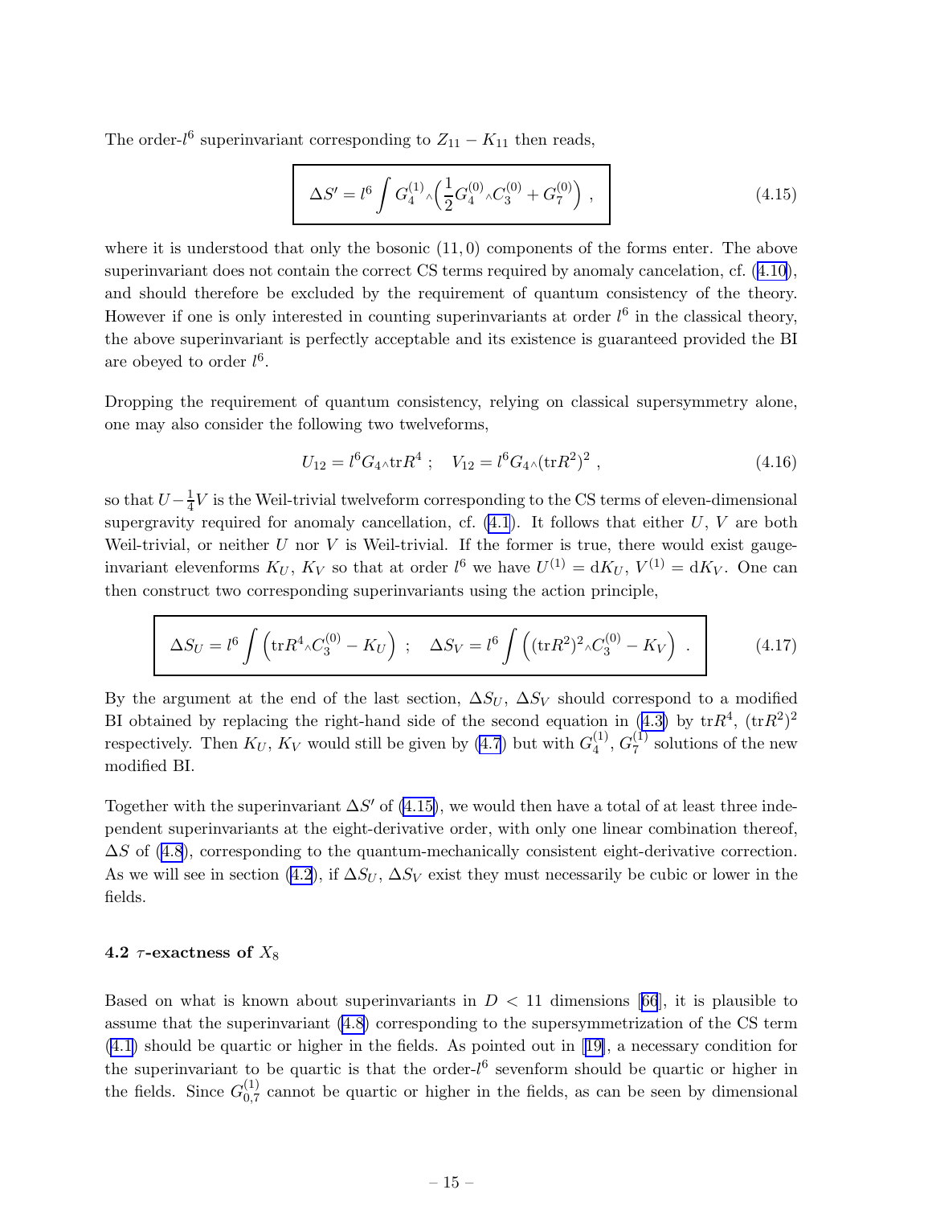The order-$l^6$ superinvariant corresponding to $Z_{11} - K_{11}$ then reads,

$$\Delta S' = l^6 \int G_4^{(1)} {\scriptstyle\wedge} \Big( \frac{1}{2} G_4^{(0)} {\scriptstyle\wedge} C_3^{(0)} + G_7^{(0)} \Big) \ , \tag{4.15}$$

where it is understood that only the bosonic $(11,0)$ components of the forms enter. The above superinvariant does not contain the correct CS terms required by anomaly cancelation, cf. (4.10), and should therefore be excluded by the requirement of quantum consistency of the theory. However if one is only interested in counting superinvariants at order $l^6$ in the classical theory, the above superinvariant is perfectly acceptable and its existence is guaranteed provided the BI are obeyed to order $l^6$.

Dropping the requirement of quantum consistency, relying on classical supersymmetry alone, one may also consider the following two twelveforms,

$$U_{12} = l^6 G_4 {\scriptstyle\wedge} \mathrm{tr} R^4 \ ; \quad V_{12} = l^6 G_4 {\scriptstyle\wedge} (\mathrm{tr} R^2)^2 \ , \tag{4.16}$$

so that $U - \frac{1}{4} V$ is the Weil-trivial twelveform corresponding to the CS terms of eleven-dimensional supergravity required for anomaly cancellation, cf. (4.1). It follows that either $U$, $V$ are both Weil-trivial, or neither $U$ nor $V$ is Weil-trivial. If the former is true, there would exist gauge-invariant elevenforms $K_U$, $K_V$ so that at order $l^6$ we have $U^{(1)} = \mathrm{d}K_U$, $V^{(1)} = \mathrm{d}K_V$. One can then construct two corresponding superinvariants using the action principle,

$$\Delta S_U = l^6 \int \Big( \mathrm{tr} R^4 {\scriptstyle\wedge} C_3^{(0)} - K_U \Big) \ ; \quad \Delta S_V = l^6 \int \Big( (\mathrm{tr} R^2)^2 {\scriptstyle\wedge} C_3^{(0)} - K_V \Big) \ . \tag{4.17}$$

By the argument at the end of the last section, $\Delta S_U$, $\Delta S_V$ should correspond to a modified BI obtained by replacing the right-hand side of the second equation in (4.3) by $\mathrm{tr} R^4$, $(\mathrm{tr} R^2)^2$ respectively. Then $K_U$, $K_V$ would still be given by (4.7) but with $G_4^{(1)}$, $G_7^{(1)}$ solutions of the new modified BI.

Together with the superinvariant $\Delta S'$ of (4.15), we would then have a total of at least three independent superinvariants at the eight-derivative order, with only one linear combination thereof, $\Delta S$ of (4.8), corresponding to the quantum-mechanically consistent eight-derivative correction. As we will see in section (4.2), if $\Delta S_U$, $\Delta S_V$ exist they must necessarily be cubic or lower in the fields.

### 4.2 $\tau$-exactness of $X_8$

Based on what is known about superinvariants in $D < 11$ dimensions [66], it is plausible to assume that the superinvariant (4.8) corresponding to the supersymmetrization of the CS term (4.1) should be quartic or higher in the fields. As pointed out in [19], a necessary condition for the superinvariant to be quartic is that the order-$l^6$ sevenform should be quartic or higher in the fields. Since $G_{0,7}^{(1)}$ cannot be quartic or higher in the fields, as can be seen by dimensional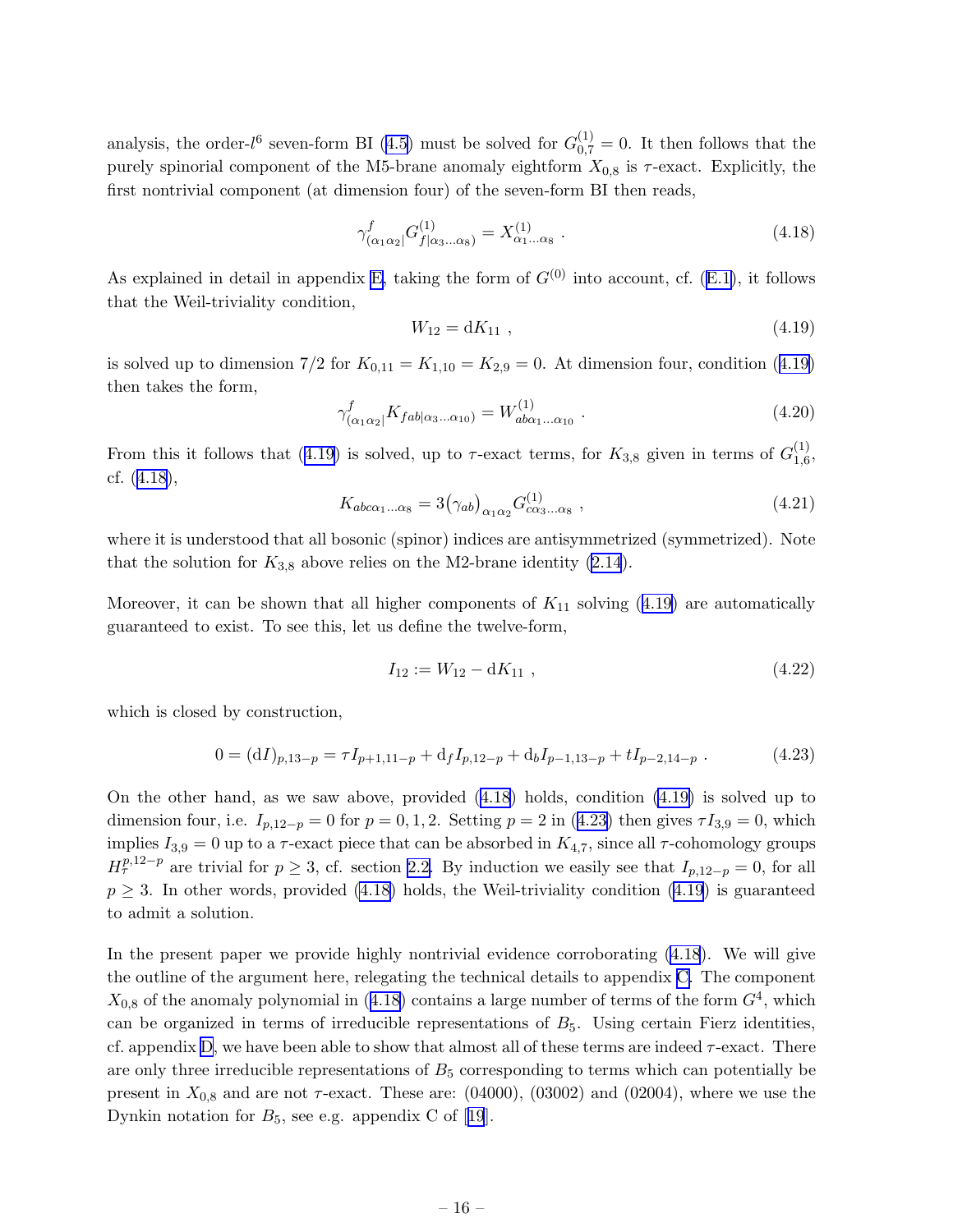analysis, the order-$l^6$ seven-form BI (4.5) must be solved for $G^{(1)}_{0,7} = 0$. It then follows that the purely spinorial component of the M5-brane anomaly eightform $X_{0,8}$ is $\tau$-exact. Explicitly, the first nontrivial component (at dimension four) of the seven-form BI then reads,

$$\gamma^f_{(\alpha_1\alpha_2|} G^{(1)}_{f|\alpha_3\ldots\alpha_8)} = X^{(1)}_{\alpha_1\ldots\alpha_8} \ . \tag{4.18}$$

As explained in detail in appendix E, taking the form of $G^{(0)}$ into account, cf. (E.1), it follows that the Weil-triviality condition,

$$W_{12} = \mathrm{d}K_{11} \ , \tag{4.19}$$

is solved up to dimension 7/2 for $K_{0,11} = K_{1,10} = K_{2,9} = 0$. At dimension four, condition (4.19) then takes the form,

$$\gamma^f_{(\alpha_1\alpha_2|} K_{fab|\alpha_3\ldots\alpha_{10})} = W^{(1)}_{ab\alpha_1\ldots\alpha_{10}} \ . \tag{4.20}$$

From this it follows that (4.19) is solved, up to $\tau$-exact terms, for $K_{3,8}$ given in terms of $G^{(1)}_{1,6}$, cf. (4.18),

$$K_{abc\alpha_1\ldots\alpha_8} = 3\big(\gamma_{ab}\big)_{\alpha_1\alpha_2} G^{(1)}_{c\alpha_3\ldots\alpha_8} \ , \tag{4.21}$$

where it is understood that all bosonic (spinor) indices are antisymmetrized (symmetrized). Note that the solution for $K_{3,8}$ above relies on the M2-brane identity (2.14).

Moreover, it can be shown that all higher components of $K_{11}$ solving (4.19) are automatically guaranteed to exist. To see this, let us define the twelve-form,

$$I_{12} := W_{12} - \mathrm{d}K_{11} \ , \tag{4.22}$$

which is closed by construction,

$$0 = (\mathrm{d}I)_{p,13-p} = \tau I_{p+1,11-p} + \mathrm{d}_f I_{p,12-p} + \mathrm{d}_b I_{p-1,13-p} + t I_{p-2,14-p} \ . \tag{4.23}$$

On the other hand, as we saw above, provided (4.18) holds, condition (4.19) is solved up to dimension four, i.e. $I_{p,12-p} = 0$ for $p = 0,1,2$. Setting $p = 2$ in (4.23) then gives $\tau I_{3,9} = 0$, which implies $I_{3,9} = 0$ up to a $\tau$-exact piece that can be absorbed in $K_{4,7}$, since all $\tau$-cohomology groups $H^{p,12-p}_\tau$ are trivial for $p \geq 3$, cf. section 2.2. By induction we easily see that $I_{p,12-p} = 0$, for all $p \geq 3$. In other words, provided (4.18) holds, the Weil-triviality condition (4.19) is guaranteed to admit a solution.

In the present paper we provide highly nontrivial evidence corroborating (4.18). We will give the outline of the argument here, relegating the technical details to appendix C. The component $X_{0,8}$ of the anomaly polynomial in (4.18) contains a large number of terms of the form $G^4$, which can be organized in terms of irreducible representations of $B_5$. Using certain Fierz identities, cf. appendix D, we have been able to show that almost all of these terms are indeed $\tau$-exact. There are only three irreducible representations of $B_5$ corresponding to terms which can potentially be present in $X_{0,8}$ and are not $\tau$-exact. These are: (04000), (03002) and (02004), where we use the Dynkin notation for $B_5$, see e.g. appendix C of [19].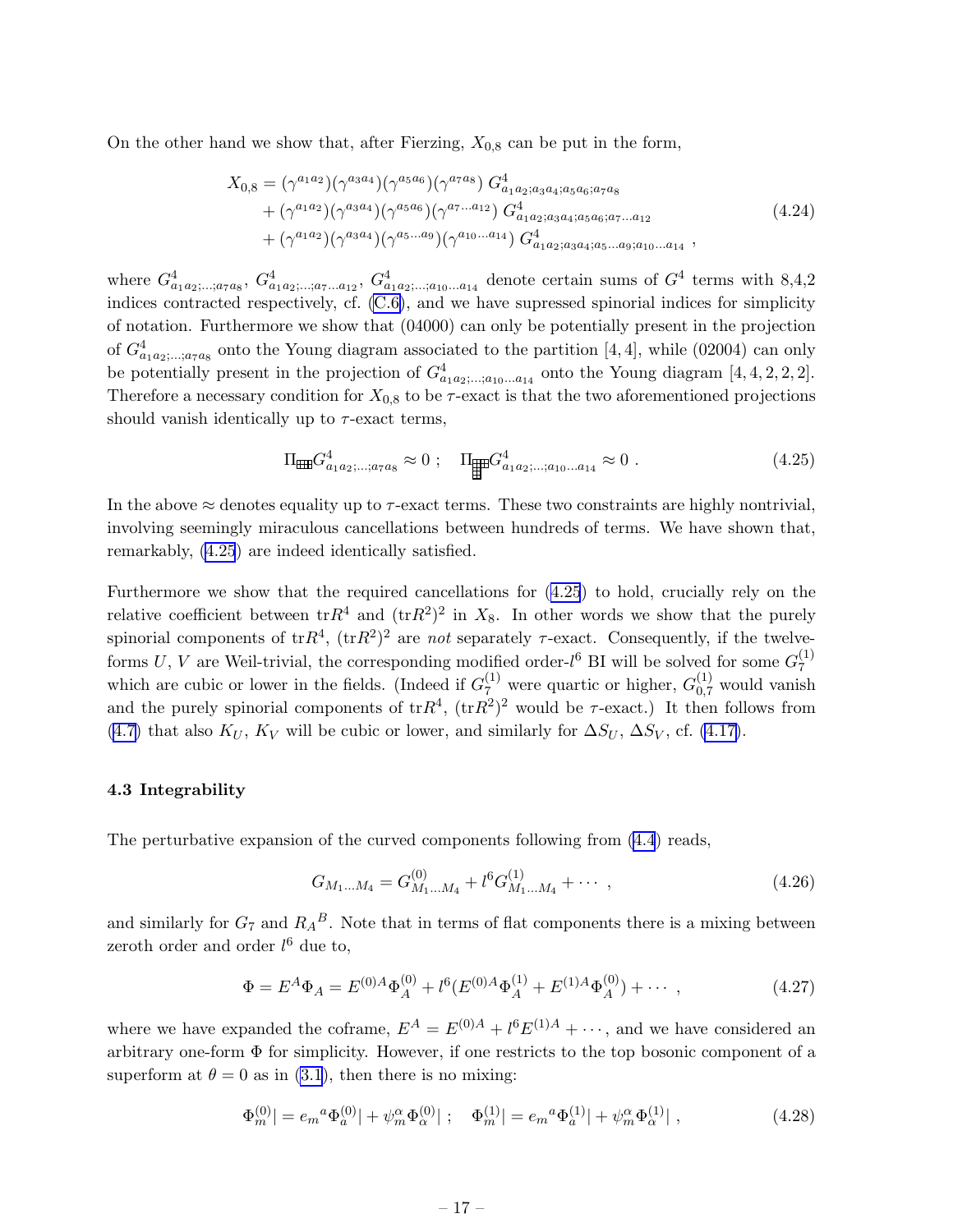On the other hand we show that, after Fierzing, $X_{0,8}$ can be put in the form,

$$
\begin{aligned}
X_{0,8} = & (\gamma^{a_1a_2})(\gamma^{a_3a_4})(\gamma^{a_5a_6})(\gamma^{a_7a_8})\ G^4_{a_1a_2;a_3a_4;a_5a_6;a_7a_8} \\
& + (\gamma^{a_1a_2})(\gamma^{a_3a_4})(\gamma^{a_5a_6})(\gamma^{a_7\dots a_{12}})\ G^4_{a_1a_2;a_3a_4;a_5a_6;a_7\dots a_{12}} \\
& + (\gamma^{a_1a_2})(\gamma^{a_3a_4})(\gamma^{a_5\dots a_9})(\gamma^{a_{10}\dots a_{14}})\ G^4_{a_1a_2;a_3a_4;a_5\dots a_9;a_{10}\dots a_{14}} \ ,
\end{aligned}
\tag{4.24}
$$

where $G^4_{a_1a_2;\dots;a_7a_8}$, $G^4_{a_1a_2;\dots;a_7\dots a_{12}}$, $G^4_{a_1a_2;\dots;a_{10}\dots a_{14}}$ denote certain sums of $G^4$ terms with 8,4,2 indices contracted respectively, cf. (C.6), and we have supressed spinorial indices for simplicity of notation. Furthermore we show that (04000) can only be potentially present in the projection of $G^4_{a_1a_2;\dots;a_7a_8}$ onto the Young diagram associated to the partition $[4,4]$, while (02004) can only be potentially present in the projection of $G^4_{a_1a_2;\dots;a_{10}\dots a_{14}}$ onto the Young diagram $[4,4,2,2,2]$. Therefore a necessary condition for $X_{0,8}$ to be $\tau$-exact is that the two aforementioned projections should vanish identically up to $\tau$-exact terms,

$$
\Pi_{[4,4]} G^4_{a_1a_2;\dots;a_7a_8} \approx 0 \ ; \quad \Pi_{[4,4,2,2,2]} G^4_{a_1a_2;\dots;a_{10}\dots a_{14}} \approx 0 \ . \tag{4.25}
$$

In the above $\approx$ denotes equality up to $\tau$-exact terms. These two constraints are highly nontrivial, involving seemingly miraculous cancellations between hundreds of terms. We have shown that, remarkably, (4.25) are indeed identically satisfied.

Furthermore we show that the required cancellations for (4.25) to hold, crucially rely on the relative coefficient between $\mathrm{tr}R^4$ and $(\mathrm{tr}R^2)^2$ in $X_8$. In other words we show that the purely spinorial components of $\mathrm{tr}R^4$, $(\mathrm{tr}R^2)^2$ are *not* separately $\tau$-exact. Consequently, if the twelve-forms $U$, $V$ are Weil-trivial, the corresponding modified order-$l^6$ BI will be solved for some $G_7^{(1)}$ which are cubic or lower in the fields. (Indeed if $G_7^{(1)}$ were quartic or higher, $G_{0,7}^{(1)}$ would vanish and the purely spinorial components of $\mathrm{tr}R^4$, $(\mathrm{tr}R^2)^2$ would be $\tau$-exact.) It then follows from (4.7) that also $K_U$, $K_V$ will be cubic or lower, and similarly for $\Delta S_U$, $\Delta S_V$, cf. (4.17).

### 4.3 Integrability

The perturbative expansion of the curved components following from (4.4) reads,

$$
G_{M_1\dots M_4} = G^{(0)}_{M_1\dots M_4} + l^6 G^{(1)}_{M_1\dots M_4} + \cdots \ , \tag{4.26}
$$

and similarly for $G_7$ and $R_A{}^B$. Note that in terms of flat components there is a mixing between zeroth order and order $l^6$ due to,

$$
\Phi = E^A\Phi_A = E^{(0)A}\Phi^{(0)}_A + l^6(E^{(0)A}\Phi^{(1)}_A + E^{(1)A}\Phi^{(0)}_A) + \cdots \ , \tag{4.27}
$$

where we have expanded the coframe, $E^A = E^{(0)A} + l^6 E^{(1)A} + \cdots$, and we have considered an arbitrary one-form $\Phi$ for simplicity. However, if one restricts to the top bosonic component of a superform at $\theta = 0$ as in (3.1), then there is no mixing:

$$
\Phi^{(0)}_m| = e_m{}^a\Phi^{(0)}_a| + \psi^\alpha_m\Phi^{(0)}_\alpha| \ ; \quad \Phi^{(1)}_m| = e_m{}^a\Phi^{(1)}_a| + \psi^\alpha_m\Phi^{(1)}_\alpha| \ , \tag{4.28}
$$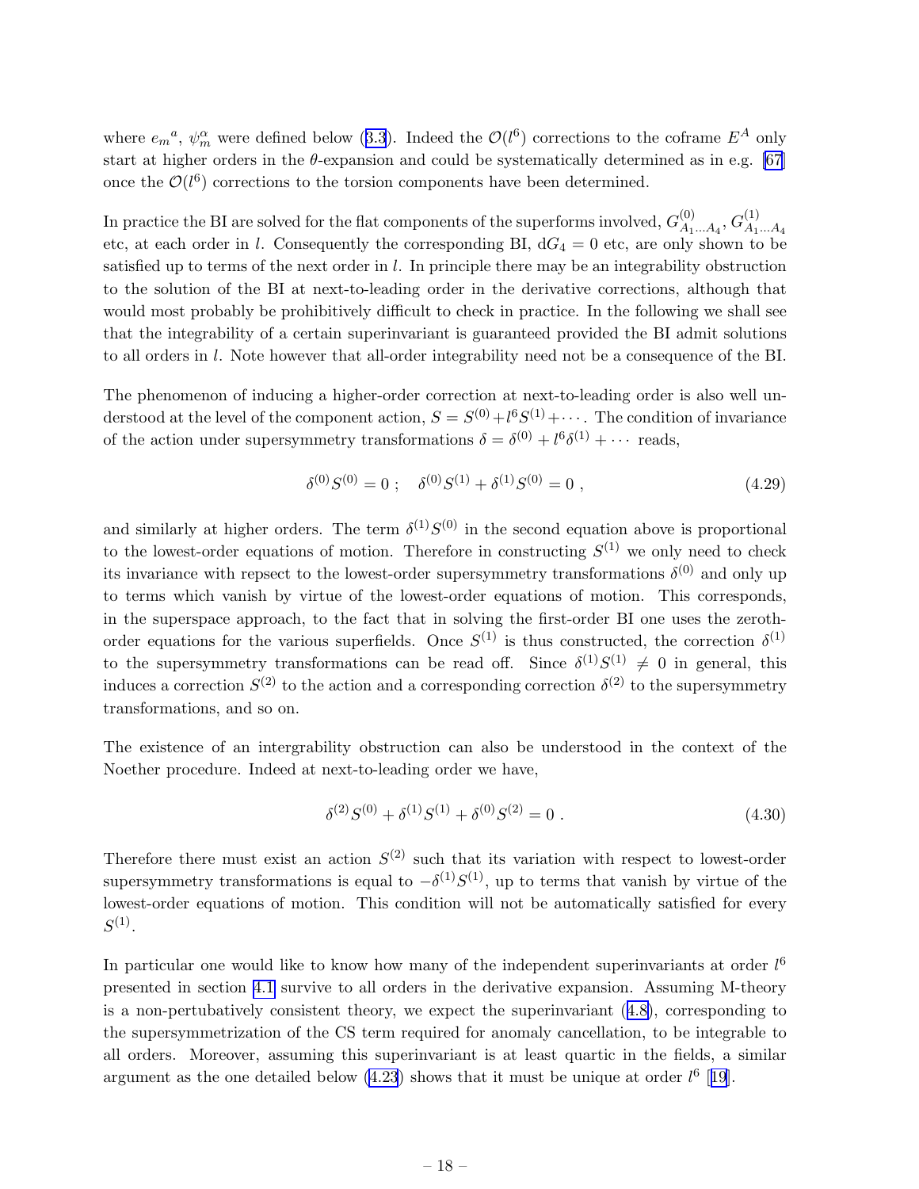where ${e_m}^a$, $\psi_m^\alpha$ were defined below (3.3). Indeed the $\mathcal{O}(l^6)$ corrections to the coframe $E^A$ only start at higher orders in the $\theta$-expansion and could be systematically determined as in e.g. [67] once the $\mathcal{O}(l^6)$ corrections to the torsion components have been determined.

In practice the BI are solved for the flat components of the superforms involved, $G^{(0)}_{A_1 \ldots A_4}$, $G^{(1)}_{A_1 \ldots A_4}$ etc, at each order in $l$. Consequently the corresponding BI, $\mathrm{d}G_4 = 0$ etc, are only shown to be satisfied up to terms of the next order in $l$. In principle there may be an integrability obstruction to the solution of the BI at next-to-leading order in the derivative corrections, although that would most probably be prohibitively difficult to check in practice. In the following we shall see that the integrability of a certain superinvariant is guaranteed provided the BI admit solutions to all orders in $l$. Note however that all-order integrability need not be a consequence of the BI.

The phenomenon of inducing a higher-order correction at next-to-leading order is also well understood at the level of the component action, $S = S^{(0)} + l^6 S^{(1)} + \cdots$. The condition of invariance of the action under supersymmetry transformations $\delta = \delta^{(0)} + l^6 \delta^{(1)} + \cdots$ reads,

$$\delta^{(0)} S^{(0)} = 0 \; ; \quad \delta^{(0)} S^{(1)} + \delta^{(1)} S^{(0)} = 0 \; , \tag{4.29}$$

and similarly at higher orders. The term $\delta^{(1)} S^{(0)}$ in the second equation above is proportional to the lowest-order equations of motion. Therefore in constructing $S^{(1)}$ we only need to check its invariance with repsect to the lowest-order supersymmetry transformations $\delta^{(0)}$ and only up to terms which vanish by virtue of the lowest-order equations of motion. This corresponds, in the superspace approach, to the fact that in solving the first-order BI one uses the zeroth-order equations for the various superfields. Once $S^{(1)}$ is thus constructed, the correction $\delta^{(1)}$ to the supersymmetry transformations can be read off. Since $\delta^{(1)} S^{(1)} \neq 0$ in general, this induces a correction $S^{(2)}$ to the action and a corresponding correction $\delta^{(2)}$ to the supersymmetry transformations, and so on.

The existence of an intergrability obstruction can also be understood in the context of the Noether procedure. Indeed at next-to-leading order we have,

$$\delta^{(2)} S^{(0)} + \delta^{(1)} S^{(1)} + \delta^{(0)} S^{(2)} = 0 \; . \tag{4.30}$$

Therefore there must exist an action $S^{(2)}$ such that its variation with respect to lowest-order supersymmetry transformations is equal to $-\delta^{(1)} S^{(1)}$, up to terms that vanish by virtue of the lowest-order equations of motion. This condition will not be automatically satisfied for every $S^{(1)}$.

In particular one would like to know how many of the independent superinvariants at order $l^6$ presented in section 4.1 survive to all orders in the derivative expansion. Assuming M-theory is a non-pertubatively consistent theory, we expect the superinvariant (4.8), corresponding to the supersymmetrization of the CS term required for anomaly cancellation, to be integrable to all orders. Moreover, assuming this superinvariant is at least quartic in the fields, a similar argument as the one detailed below (4.23) shows that it must be unique at order $l^6$ [19].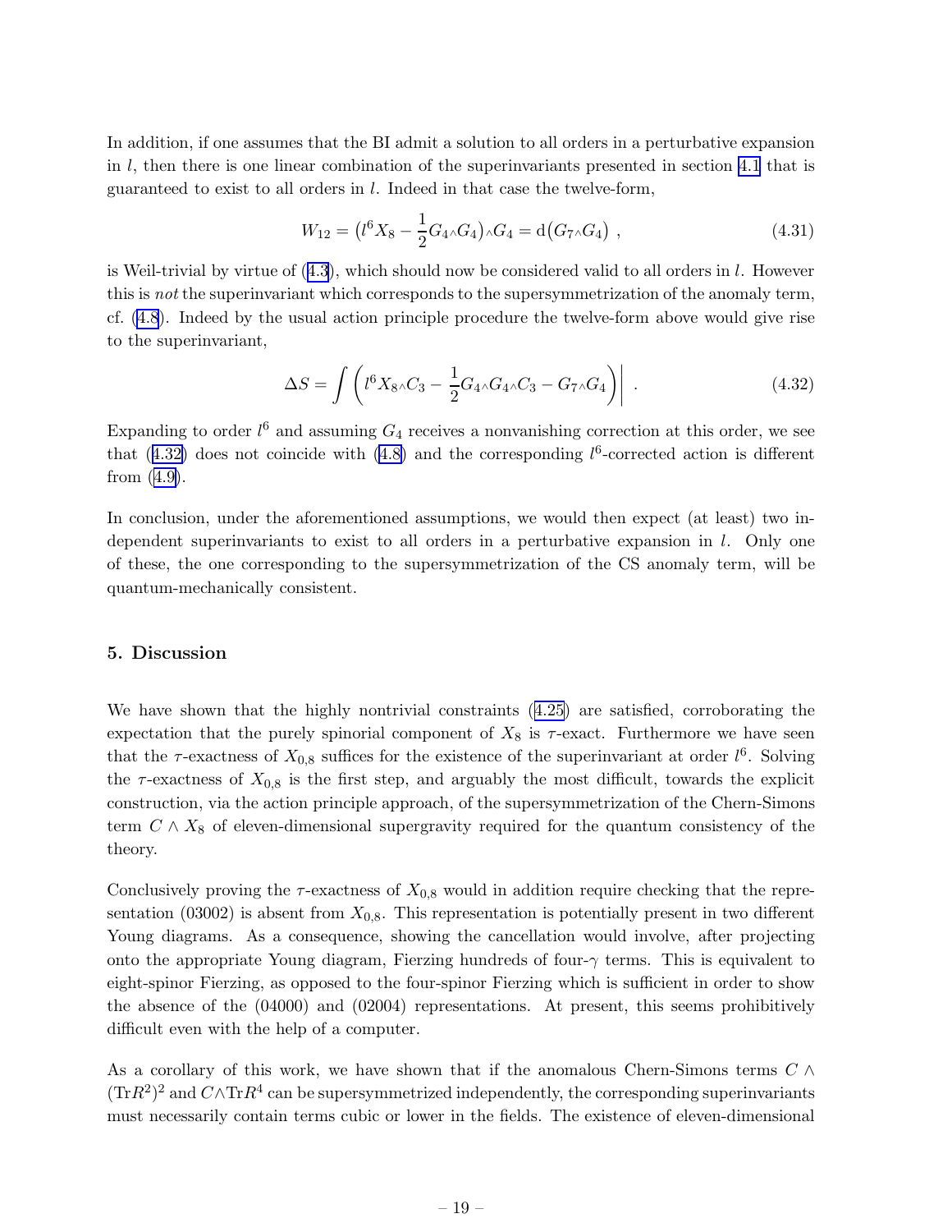In addition, if one assumes that the BI admit a solution to all orders in a perturbative expansion in $l$, then there is one linear combination of the superinvariants presented in section 4.1 that is guaranteed to exist to all orders in $l$. Indeed in that case the twelve-form,

$$W_{12} = \big(l^6 X_8 - \frac{1}{2} G_4{\wedge}G_4\big){\wedge}G_4 = \mathrm{d}\big(G_7{\wedge}G_4\big) \ , \tag{4.31}$$

is Weil-trivial by virtue of (4.3), which should now be considered valid to all orders in $l$. However this is *not* the superinvariant which corresponds to the supersymmetrization of the anomaly term, cf. (4.8). Indeed by the usual action principle procedure the twelve-form above would give rise to the superinvariant,

$$\Delta S = \int \left( l^6 X_8{\wedge}C_3 - \frac{1}{2} G_4{\wedge}G_4{\wedge}C_3 - G_7{\wedge}G_4 \right)\Big| \ . \tag{4.32}$$

Expanding to order $l^6$ and assuming $G_4$ receives a nonvanishing correction at this order, we see that (4.32) does not coincide with (4.8) and the corresponding $l^6$-corrected action is different from (4.9).

In conclusion, under the aforementioned assumptions, we would then expect (at least) two independent superinvariants to exist to all orders in a perturbative expansion in $l$. Only one of these, the one corresponding to the supersymmetrization of the CS anomaly term, will be quantum-mechanically consistent.

## 5. Discussion

We have shown that the highly nontrivial constraints (4.25) are satisfied, corroborating the expectation that the purely spinorial component of $X_8$ is $\tau$-exact. Furthermore we have seen that the $\tau$-exactness of $X_{0,8}$ suffices for the existence of the superinvariant at order $l^6$. Solving the $\tau$-exactness of $X_{0,8}$ is the first step, and arguably the most difficult, towards the explicit construction, via the action principle approach, of the supersymmetrization of the Chern-Simons term $C \wedge X_8$ of eleven-dimensional supergravity required for the quantum consistency of the theory.

Conclusively proving the $\tau$-exactness of $X_{0,8}$ would in addition require checking that the representation (03002) is absent from $X_{0,8}$. This representation is potentially present in two different Young diagrams. As a consequence, showing the cancellation would involve, after projecting onto the appropriate Young diagram, Fierzing hundreds of four-$\gamma$ terms. This is equivalent to eight-spinor Fierzing, as opposed to the four-spinor Fierzing which is sufficient in order to show the absence of the (04000) and (02004) representations. At present, this seems prohibitively difficult even with the help of a computer.

As a corollary of this work, we have shown that if the anomalous Chern-Simons terms $C \wedge (\mathrm{Tr}R^2)^2$ and $C{\wedge}\mathrm{Tr}R^4$ can be supersymmetrized independently, the corresponding superinvariants must necessarily contain terms cubic or lower in the fields. The existence of eleven-dimensional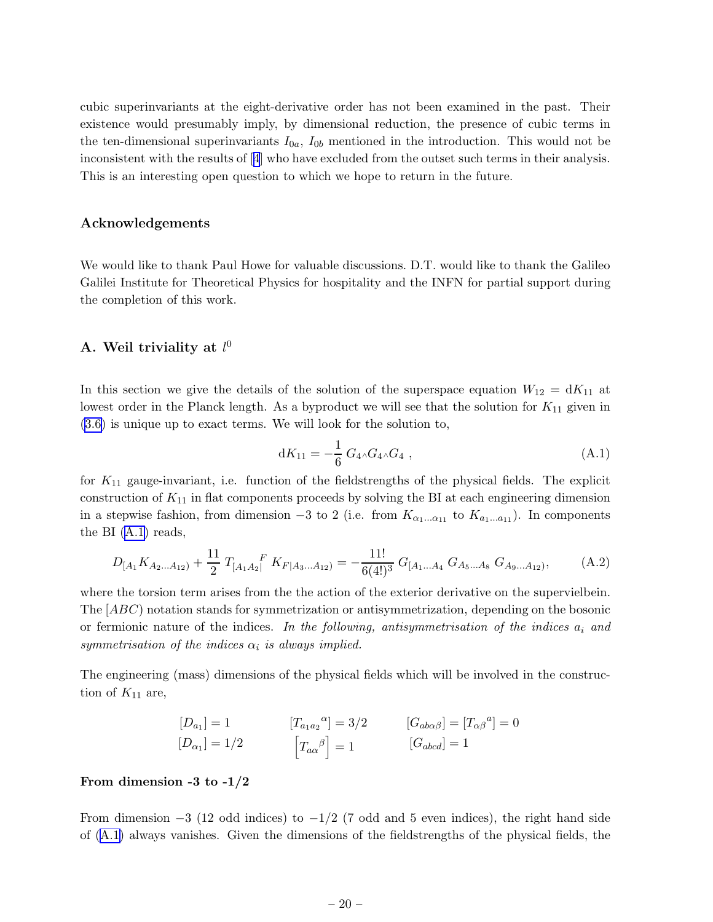cubic superinvariants at the eight-derivative order has not been examined in the past. Their existence would presumably imply, by dimensional reduction, the presence of cubic terms in the ten-dimensional superinvariants $I_{0a}$, $I_{0b}$ mentioned in the introduction. This would not be inconsistent with the results of [4] who have excluded from the outset such terms in their analysis. This is an interesting open question to which we hope to return in the future.

### Acknowledgements

We would like to thank Paul Howe for valuable discussions. D.T. would like to thank the Galileo Galilei Institute for Theoretical Physics for hospitality and the INFN for partial support during the completion of this work.

## A. Weil triviality at $l^0$

In this section we give the details of the solution of the superspace equation $W_{12} = \mathrm{d}K_{11}$ at lowest order in the Planck length. As a byproduct we will see that the solution for $K_{11}$ given in (3.6) is unique up to exact terms. We will look for the solution to,

$$\mathrm{d}K_{11} = -\frac{1}{6}\, G_4 {\scriptstyle\wedge} G_4 {\scriptstyle\wedge} G_4 \ , \tag{A.1}$$

for $K_{11}$ gauge-invariant, i.e. function of the fieldstrengths of the physical fields. The explicit construction of $K_{11}$ in flat components proceeds by solving the BI at each engineering dimension in a stepwise fashion, from dimension $-3$ to 2 (i.e. from $K_{\alpha_1\ldots\alpha_{11}}$ to $K_{a_1\ldots a_{11}}$). In components the BI (A.1) reads,

$$D_{[A_1}K_{A_2\ldots A_{12})} + \frac{11}{2}\, T_{[A_1A_2|}{}^{F}\, K_{F|A_3\ldots A_{12})} = -\frac{11!}{6(4!)^3}\, G_{[A_1\ldots A_4}\, G_{A_5\ldots A_8}\, G_{A_9\ldots A_{12})}, \tag{A.2}$$

where the torsion term arises from the the action of the exterior derivative on the supervielbein. The $[ABC)$ notation stands for symmetrization or antisymmetrization, depending on the bosonic or fermionic nature of the indices. *In the following, antisymmetrisation of the indices $a_i$ and symmetrisation of the indices $\alpha_i$ is always implied.*

The engineering (mass) dimensions of the physical fields which will be involved in the construction of $K_{11}$ are,

$$
\begin{array}{lll}
[D_{a_1}] = 1 & [T_{a_1a_2}{}^{\alpha}] = 3/2 & [G_{ab\alpha\beta}] = [T_{\alpha\beta}{}^{a}] = 0 \\
[D_{\alpha_1}] = 1/2 & \left[T_{a\alpha}{}^{\beta}\right] = 1 & [G_{abcd}] = 1
\end{array}
$$

#### From dimension -3 to -1/2

From dimension $-3$ (12 odd indices) to $-1/2$ (7 odd and 5 even indices), the right hand side of (A.1) always vanishes. Given the dimensions of the fieldstrengths of the physical fields, the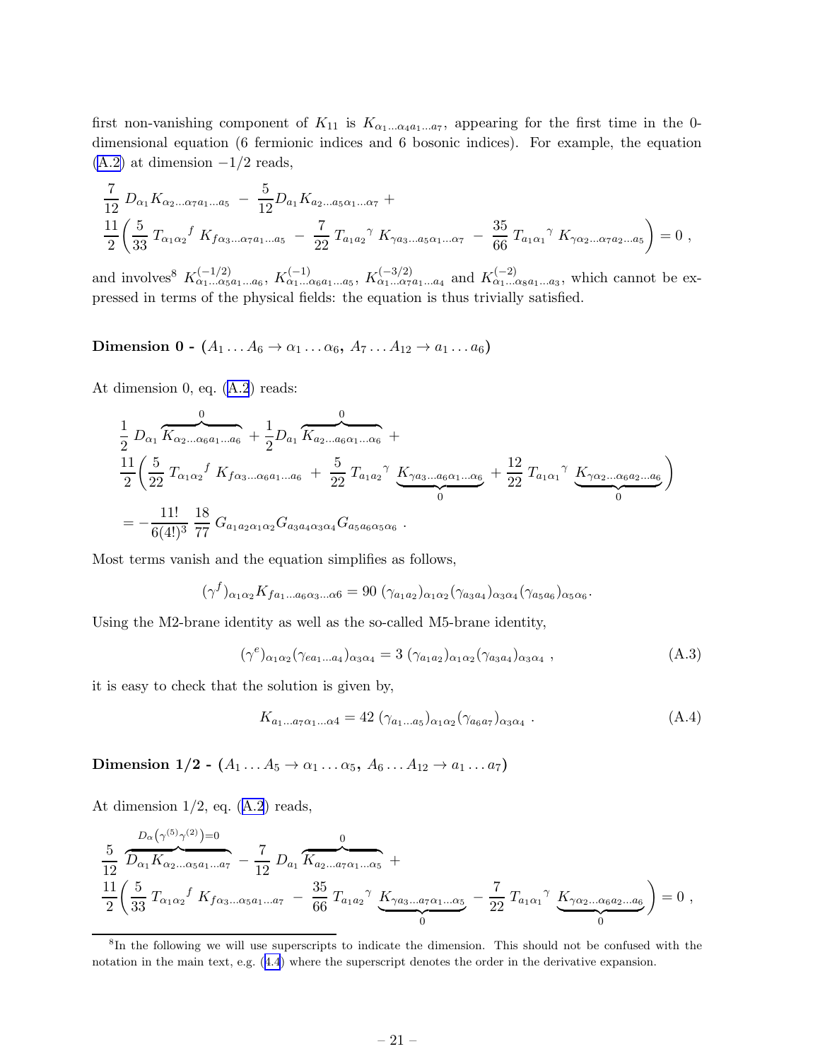first non-vanishing component of $K_{11}$ is $K_{\alpha_1\ldots\alpha_4 a_1\ldots a_7}$, appearing for the first time in the 0-dimensional equation (6 fermionic indices and 6 bosonic indices). For example, the equation (A.2) at dimension $-1/2$ reads,

$$
\begin{aligned}
&\frac{7}{12}\, D_{\alpha_1} K_{\alpha_2\ldots\alpha_7 a_1\ldots a_5} \;-\; \frac{5}{12} D_{a_1} K_{a_2\ldots a_5 \alpha_1\ldots\alpha_7} \;+\\
&\frac{11}{2}\bigg( \frac{5}{33}\, T_{\alpha_1\alpha_2}{}^{f}\, K_{f\alpha_3\ldots\alpha_7 a_1\ldots a_5} \;-\; \frac{7}{22}\, T_{a_1 a_2}{}^{\gamma}\, K_{\gamma a_3\ldots a_5 \alpha_1\ldots\alpha_7} \;-\; \frac{35}{66}\, T_{a_1\alpha_1}{}^{\gamma}\, K_{\gamma\alpha_2\ldots\alpha_7 a_2\ldots a_5} \bigg) = 0\;,
\end{aligned}
$$

and involves[8] $K^{(-1/2)}_{\alpha_1\ldots\alpha_5 a_1\ldots a_6}$, $K^{(-1)}_{\alpha_1\ldots\alpha_6 a_1\ldots a_5}$, $K^{(-3/2)}_{\alpha_1\ldots\alpha_7 a_1\ldots a_4}$ and $K^{(-2)}_{\alpha_1\ldots\alpha_8 a_1\ldots a_3}$, which cannot be expressed in terms of the physical fields: the equation is thus trivially satisfied.

**Dimension 0 - ($A_1\ldots A_6 \to \alpha_1\ldots\alpha_6$, $A_7\ldots A_{12} \to a_1\ldots a_6$)**

At dimension 0, eq. (A.2) reads:

$$
\begin{aligned}
&\frac{1}{2}\, D_{\alpha_1} \overbrace{K_{\alpha_2\ldots\alpha_6 a_1\ldots a_6}}^{0} + \frac{1}{2} D_{a_1} \overbrace{K_{a_2\ldots a_6 \alpha_1\ldots\alpha_6}}^{0} +\\
&\frac{11}{2}\bigg( \frac{5}{22}\, T_{\alpha_1\alpha_2}{}^{f}\, K_{f\alpha_3\ldots\alpha_6 a_1\ldots a_6} \;+\; \frac{5}{22}\, T_{a_1 a_2}{}^{\gamma}\, \underbrace{K_{\gamma a_3\ldots a_6 \alpha_1\ldots\alpha_6}}_{0} + \frac{12}{22}\, T_{a_1\alpha_1}{}^{\gamma}\, \underbrace{K_{\gamma\alpha_2\ldots\alpha_6 a_2\ldots a_6}}_{0} \bigg)\\
&= -\frac{11!}{6(4!)^3}\, \frac{18}{77}\, G_{a_1a_2\alpha_1\alpha_2} G_{a_3a_4\alpha_3\alpha_4} G_{a_5a_6\alpha_5\alpha_6}\;.
\end{aligned}
$$

Most terms vanish and the equation simplifies as follows,

$$
(\gamma^f)_{\alpha_1\alpha_2} K_{f a_1\ldots a_6 \alpha_3\ldots\alpha_6} = 90\; (\gamma_{a_1a_2})_{\alpha_1\alpha_2} (\gamma_{a_3a_4})_{\alpha_3\alpha_4} (\gamma_{a_5a_6})_{\alpha_5\alpha_6}.
$$

Using the M2-brane identity as well as the so-called M5-brane identity,

$$
(\gamma^e)_{\alpha_1\alpha_2} (\gamma_{e a_1\ldots a_4})_{\alpha_3\alpha_4} = 3\; (\gamma_{a_1a_2})_{\alpha_1\alpha_2} (\gamma_{a_3a_4})_{\alpha_3\alpha_4}\;, \tag{A.3}
$$

it is easy to check that the solution is given by,

$$
K_{a_1\ldots a_7 \alpha_1\ldots\alpha_4} = 42\; (\gamma_{a_1\ldots a_5})_{\alpha_1\alpha_2} (\gamma_{a_6a_7})_{\alpha_3\alpha_4}\;. \tag{A.4}
$$

**Dimension 1/2 - ($A_1\ldots A_5 \to \alpha_1\ldots\alpha_5$, $A_6\ldots A_{12} \to a_1\ldots a_7$)**

At dimension 1/2, eq. (A.2) reads,

$$
\begin{aligned}
&\frac{5}{12}\, \overbrace{D_{\alpha_1} K_{\alpha_2\ldots\alpha_5 a_1\ldots a_7}}^{D_\alpha(\gamma^{(5)}\gamma^{(2)})=0} - \frac{7}{12}\, D_{a_1} \overbrace{K_{a_2\ldots a_7 \alpha_1\ldots\alpha_5}}^{0} +\\
&\frac{11}{2}\bigg( \frac{5}{33}\, T_{\alpha_1\alpha_2}{}^{f}\, K_{f\alpha_3\ldots\alpha_5 a_1\ldots a_7} \;-\; \frac{35}{66}\, T_{a_1 a_2}{}^{\gamma}\, \underbrace{K_{\gamma a_3\ldots a_7 \alpha_1\ldots\alpha_5}}_{0} - \frac{7}{22}\, T_{a_1\alpha_1}{}^{\gamma}\, \underbrace{K_{\gamma\alpha_2\ldots\alpha_6 a_2\ldots a_6}}_{0} \bigg) = 0\;,
\end{aligned}
$$

[8] In the following we will use superscripts to indicate the dimension. This should not be confused with the notation in the main text, e.g. (4.4) where the superscript denotes the order in the derivative expansion.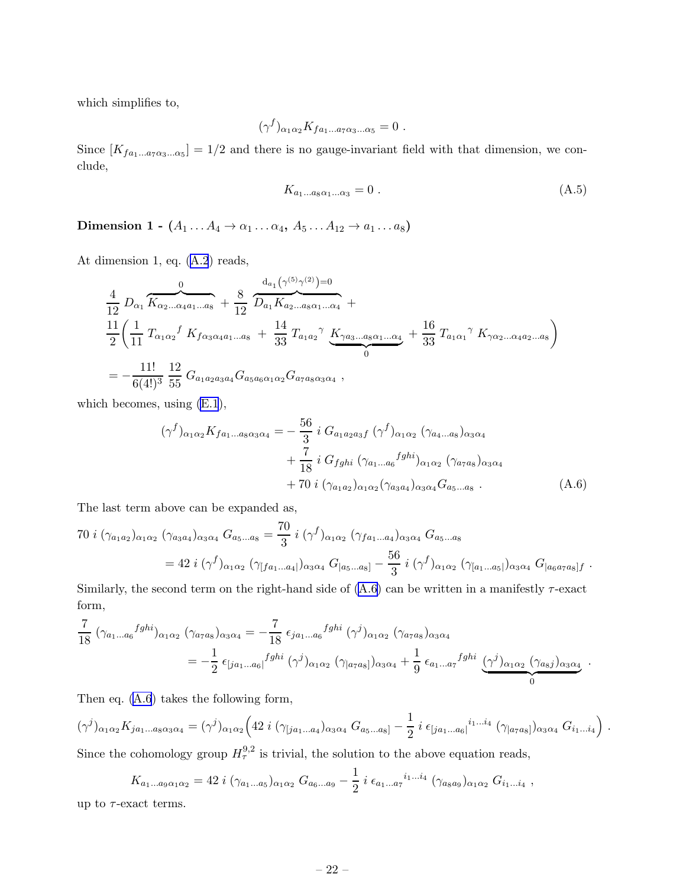which simplifies to,

$$(\gamma^f)_{\alpha_1\alpha_2} K_{fa_1\ldots a_7\alpha_3\ldots\alpha_5} = 0 \ .$$

Since $[K_{fa_1\ldots a_7\alpha_3\ldots\alpha_5}] = 1/2$ and there is no gauge-invariant field with that dimension, we conclude,

$$K_{a_1\ldots a_8\alpha_1\ldots\alpha_3} = 0 \ . \tag{A.5}$$

**Dimension 1 - ($A_1 \ldots A_4 \to \alpha_1 \ldots \alpha_4$, $A_5 \ldots A_{12} \to a_1 \ldots a_8$)**

At dimension 1, eq. (A.2) reads,

$$\begin{aligned}
&\frac{4}{12}\, D_{\alpha_1} \overbrace{K_{\alpha_2\ldots\alpha_4 a_1\ldots a_8}}^{0} + \frac{8}{12}\, \overbrace{D_{a_1} K_{a_2\ldots a_8\alpha_1\ldots\alpha_4}}^{\mathrm{d}_{a_1}(\gamma^{(5)}\gamma^{(2)})=0} + \\
&\frac{11}{2}\bigg(\frac{1}{11}\, T_{\alpha_1\alpha_2}{}^{f}\, K_{f\alpha_3\alpha_4 a_1\ldots a_8} \ + \ \frac{14}{33}\, T_{a_1 a_2}{}^{\gamma}\, \underbrace{K_{\gamma a_3\ldots a_8\alpha_1\ldots\alpha_4}}_{0} + \frac{16}{33}\, T_{a_1\alpha_1}{}^{\gamma}\, K_{\gamma\alpha_2\ldots\alpha_4 a_2\ldots a_8}\bigg) \\
&= -\frac{11!}{6(4!)^3}\, \frac{12}{55}\, G_{a_1a_2\alpha_3\alpha_4} G_{a_5a_6\alpha_1\alpha_2} G_{a_7a_8\alpha_3\alpha_4} \ ,
\end{aligned}$$

which becomes, using (E.1),

$$\begin{aligned}
(\gamma^f)_{\alpha_1\alpha_2} K_{fa_1\ldots a_8\alpha_3\alpha_4} = &-\frac{56}{3}\, i\, G_{a_1a_2a_3f}\, (\gamma^f)_{\alpha_1\alpha_2}\, (\gamma_{a_4\ldots a_8})_{\alpha_3\alpha_4} \\
&+ \frac{7}{18}\, i\, G_{fghi}\, (\gamma_{a_1\ldots a_6}{}^{fghi})_{\alpha_1\alpha_2}\, (\gamma_{a_7a_8})_{\alpha_3\alpha_4} \\
&+ 70\, i\, (\gamma_{a_1a_2})_{\alpha_1\alpha_2} (\gamma_{a_3a_4})_{\alpha_3\alpha_4} G_{a_5\ldots a_8} \ .
\end{aligned} \tag{A.6}$$

The last term above can be expanded as,

$$\begin{aligned}
70\, i\, (\gamma_{a_1a_2})_{\alpha_1\alpha_2}\, (\gamma_{a_3a_4})_{\alpha_3\alpha_4}\, G_{a_5\ldots a_8} &= \frac{70}{3}\, i\, (\gamma^f)_{\alpha_1\alpha_2}\, (\gamma_{fa_1\ldots a_4})_{\alpha_3\alpha_4}\, G_{a_5\ldots a_8} \\
&= 42\, i\, (\gamma^f)_{\alpha_1\alpha_2}\, (\gamma_{[fa_1\ldots a_4|})_{\alpha_3\alpha_4}\, G_{|a_5\ldots a_8]} - \frac{56}{3}\, i\, (\gamma^f)_{\alpha_1\alpha_2}\, (\gamma_{[a_1\ldots a_5|})_{\alpha_3\alpha_4}\, G_{|a_6a_7a_8]f} \ .
\end{aligned}$$

Similarly, the second term on the right-hand side of (A.6) can be written in a manifestly $\tau$-exact form,

$$\begin{aligned}
\frac{7}{18}\, (\gamma_{a_1\ldots a_6}{}^{fghi})_{\alpha_1\alpha_2}\, (\gamma_{a_7a_8})_{\alpha_3\alpha_4} &= -\frac{7}{18}\, \epsilon_{ja_1\ldots a_6}{}^{fghi}\, (\gamma^j)_{\alpha_1\alpha_2}\, (\gamma_{a_7a_8})_{\alpha_3\alpha_4} \\
&= -\frac{1}{2}\, \epsilon_{[ja_1\ldots a_6|}{}^{fghi}\, (\gamma^j)_{\alpha_1\alpha_2}\, (\gamma_{|a_7a_8]})_{\alpha_3\alpha_4} + \frac{1}{9}\, \epsilon_{a_1\ldots a_7}{}^{fghi}\, \underbrace{(\gamma^j)_{\alpha_1\alpha_2}\, (\gamma_{a_8j})_{\alpha_3\alpha_4}}_{0} \ .
\end{aligned}$$

Then eq. (A.6) takes the following form,

$$(\gamma^j)_{\alpha_1\alpha_2} K_{ja_1\ldots a_8\alpha_3\alpha_4} = (\gamma^j)_{\alpha_1\alpha_2}\Big(42\, i\, (\gamma_{[ja_1\ldots a_4})_{\alpha_3\alpha_4}\, G_{a_5\ldots a_8]} - \frac{1}{2}\, i\, \epsilon_{[ja_1\ldots a_6|}{}^{i_1\ldots i_4}\, (\gamma_{|a_7a_8]})_{\alpha_3\alpha_4}\, G_{i_1\ldots i_4}\Big) \ .$$

Since the cohomology group $H^{9,2}_{\tau}$ is trivial, the solution to the above equation reads,

$$K_{a_1\ldots a_9\alpha_1\alpha_2} = 42\, i\, (\gamma_{a_1\ldots a_5})_{\alpha_1\alpha_2}\, G_{a_6\ldots a_9} - \frac{1}{2}\, i\, \epsilon_{a_1\ldots a_7}{}^{i_1\ldots i_4}\, (\gamma_{a_8a_9})_{\alpha_1\alpha_2}\, G_{i_1\ldots i_4} \ ,$$

up to $\tau$-exact terms.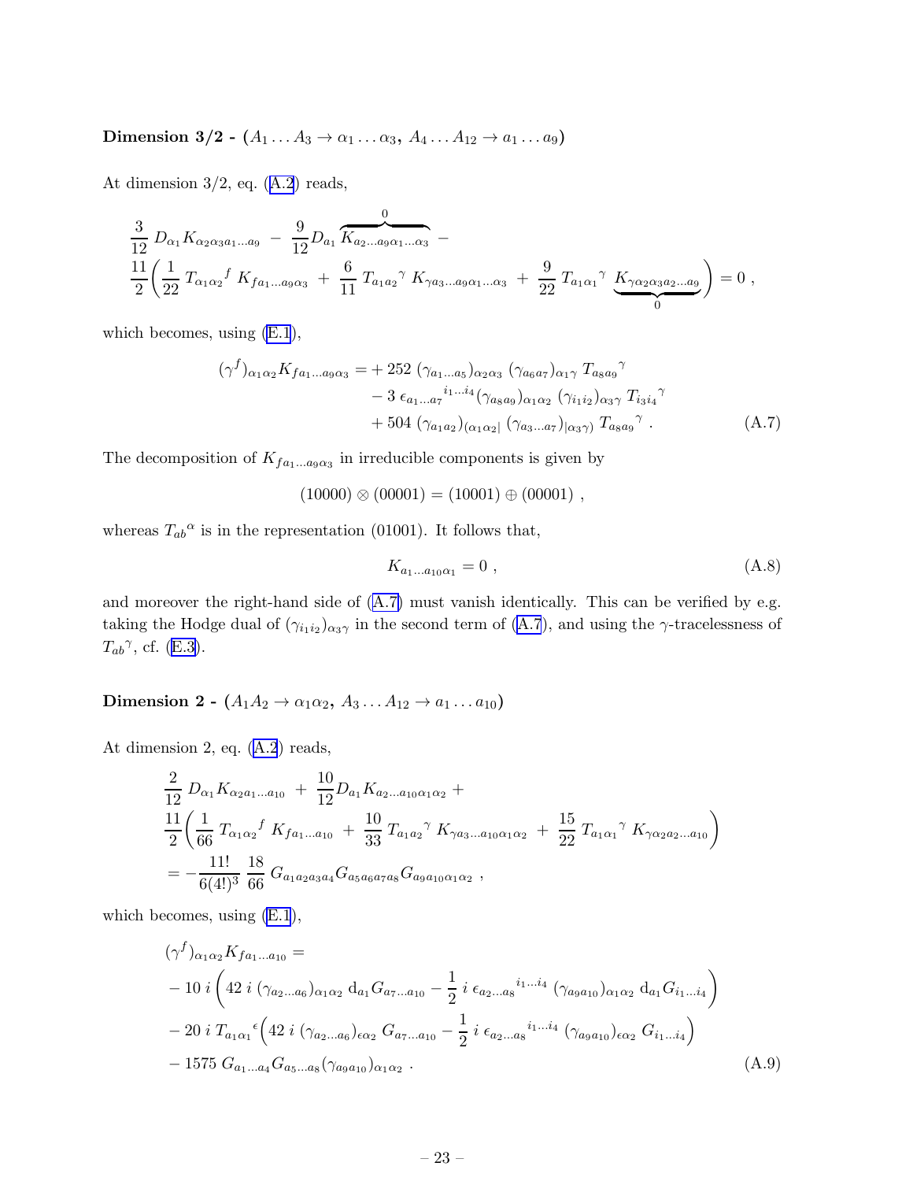**Dimension 3/2 - ($A_1 \ldots A_3 \to \alpha_1 \ldots \alpha_3$, $A_4 \ldots A_{12} \to a_1 \ldots a_9$)**

At dimension 3/2, eq. (A.2) reads,

$$
\begin{aligned}
&\frac{3}{12}\, D_{\alpha_1} K_{\alpha_2\alpha_3 a_1\ldots a_9} \;-\; \frac{9}{12} D_{a_1} \overbrace{K_{a_2\ldots a_9\alpha_1\ldots\alpha_3}}^{0} \;- \\
&\frac{11}{2}\bigg( \frac{1}{22}\, T_{\alpha_1\alpha_2}{}^{f}\, K_{f a_1\ldots a_9\alpha_3} \;+\; \frac{6}{11}\, T_{a_1 a_2}{}^{\gamma}\, K_{\gamma a_3\ldots a_9\alpha_1\ldots\alpha_3} \;+\; \frac{9}{22}\, T_{a_1\alpha_1}{}^{\gamma}\, \underbrace{K_{\gamma\alpha_2\alpha_3 a_2\ldots a_9}}_{0} \bigg) = 0\;,
\end{aligned}
$$

which becomes, using (E.1),

$$
\begin{aligned}
(\gamma^f)_{\alpha_1\alpha_2} K_{f a_1\ldots a_9\alpha_3} = &+252\; (\gamma_{a_1\ldots a_5})_{\alpha_2\alpha_3}\; (\gamma_{a_6 a_7})_{\alpha_1\gamma}\; T_{a_8 a_9}{}^{\gamma} \\
&-3\; \epsilon_{a_1\ldots a_7}{}^{i_1\ldots i_4} (\gamma_{a_8 a_9})_{\alpha_1\alpha_2}\; (\gamma_{i_1 i_2})_{\alpha_3\gamma}\; T_{i_3 i_4}{}^{\gamma} \\
&+504\; (\gamma_{a_1 a_2})_{(\alpha_1\alpha_2|}\; (\gamma_{a_3\ldots a_7})_{|\alpha_3\gamma)}\; T_{a_8 a_9}{}^{\gamma}\;.
\end{aligned} \tag{A.7}
$$

The decomposition of $K_{f a_1\ldots a_9\alpha_3}$ in irreducible components is given by

$$
(10000)\otimes(00001) = (10001)\oplus(00001)\;,
$$

whereas $T_{ab}{}^{\alpha}$ is in the representation (01001). It follows that,

$$
K_{a_1\ldots a_{10}\alpha_1} = 0\;, \tag{A.8}
$$

and moreover the right-hand side of (A.7) must vanish identically. This can be verified by e.g. taking the Hodge dual of $(\gamma_{i_1 i_2})_{\alpha_3\gamma}$ in the second term of (A.7), and using the $\gamma$-tracelessness of $T_{ab}{}^{\gamma}$, cf. (E.3).

**Dimension 2 - ($A_1 A_2 \to \alpha_1\alpha_2$, $A_3 \ldots A_{12} \to a_1 \ldots a_{10}$)**

At dimension 2, eq. (A.2) reads,

$$
\begin{aligned}
&\frac{2}{12}\, D_{\alpha_1} K_{\alpha_2 a_1\ldots a_{10}} \;+\; \frac{10}{12} D_{a_1} K_{a_2\ldots a_{10}\alpha_1\alpha_2} \;+ \\
&\frac{11}{2}\bigg( \frac{1}{66}\, T_{\alpha_1\alpha_2}{}^{f}\, K_{f a_1\ldots a_{10}} \;+\; \frac{10}{33}\, T_{a_1 a_2}{}^{\gamma}\, K_{\gamma a_3\ldots a_{10}\alpha_1\alpha_2} \;+\; \frac{15}{22}\, T_{a_1\alpha_1}{}^{\gamma}\, K_{\gamma\alpha_2 a_2\ldots a_{10}} \bigg) \\
&= -\frac{11!}{6(4!)^3}\, \frac{18}{66}\, G_{a_1 a_2 a_3 a_4} G_{a_5 a_6 a_7 a_8} G_{a_9 a_{10}\alpha_1\alpha_2}\;,
\end{aligned}
$$

which becomes, using (E.1),

$$
\begin{aligned}
&(\gamma^f)_{\alpha_1\alpha_2} K_{f a_1\ldots a_{10}} = \\
&-10\, i \left( 42\, i\; (\gamma_{a_2\ldots a_6})_{\alpha_1\alpha_2}\; \mathrm{d}_{a_1} G_{a_7\ldots a_{10}} - \frac{1}{2}\, i\; \epsilon_{a_2\ldots a_8}{}^{i_1\ldots i_4}\; (\gamma_{a_9 a_{10}})_{\alpha_1\alpha_2}\; \mathrm{d}_{a_1} G_{i_1\ldots i_4} \right) \\
&-20\, i\; T_{a_1\alpha_1}{}^{\epsilon} \Big( 42\, i\; (\gamma_{a_2\ldots a_6})_{\epsilon\alpha_2}\; G_{a_7\ldots a_{10}} - \frac{1}{2}\, i\; \epsilon_{a_2\ldots a_8}{}^{i_1\ldots i_4}\; (\gamma_{a_9 a_{10}})_{\epsilon\alpha_2}\; G_{i_1\ldots i_4} \Big) \\
&-1575\; G_{a_1\ldots a_4} G_{a_5\ldots a_8} (\gamma_{a_9 a_{10}})_{\alpha_1\alpha_2}\;.
\end{aligned} \tag{A.9}
$$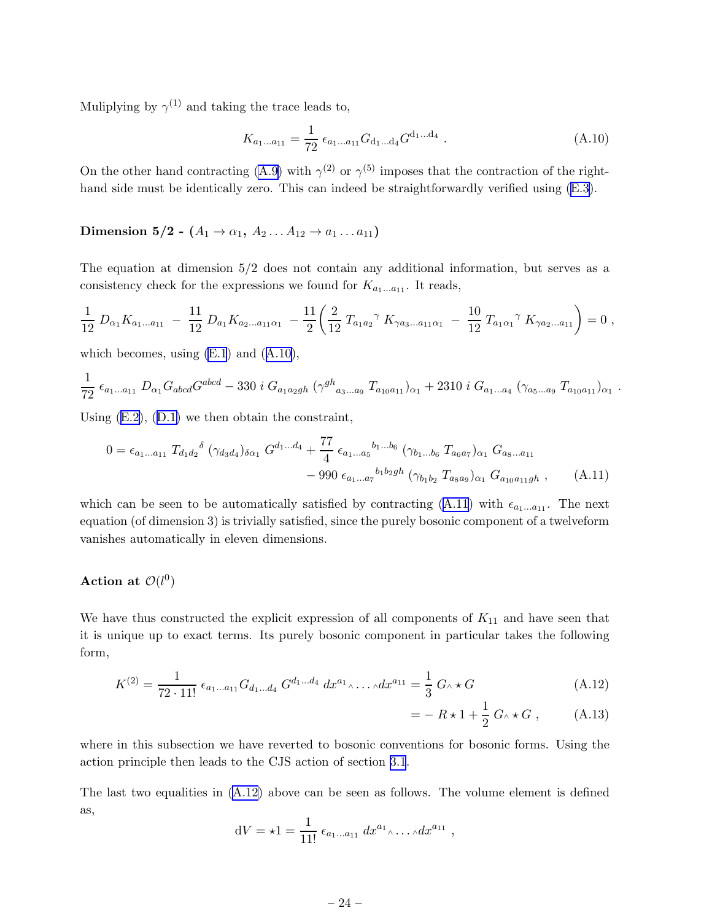Muliplying by $\gamma^{(1)}$ and taking the trace leads to,

$$K_{a_1 \dots a_{11}} = \frac{1}{72}\, \epsilon_{a_1 \dots a_{11}} G_{\mathrm{d}_1 \dots \mathrm{d}_4} G^{\mathrm{d}_1 \dots \mathrm{d}_4} \; . \tag{A.10}$$

On the other hand contracting (A.9) with $\gamma^{(2)}$ or $\gamma^{(5)}$ imposes that the contraction of the right-hand side must be identically zero. This can indeed be straightforwardly verified using (E.3).

**Dimension 5/2 - ($A_1 \to \alpha_1$, $A_2 \dots A_{12} \to a_1 \dots a_{11}$)**

The equation at dimension 5/2 does not contain any additional information, but serves as a consistency check for the expressions we found for $K_{a_1 \dots a_{11}}$. It reads,

$$\frac{1}{12}\, D_{\alpha_1} K_{a_1 \dots a_{11}} \; - \; \frac{11}{12}\, D_{a_1} K_{a_2 \dots a_{11} \alpha_1} \; - \frac{11}{2} \left( \frac{2}{12}\, T_{a_1 a_2}{}^{\gamma}\, K_{\gamma a_3 \dots a_{11} \alpha_1} \; - \; \frac{10}{12}\, T_{a_1 \alpha_1}{}^{\gamma}\, K_{\gamma a_2 \dots a_{11}} \right) = 0 \; ,$$

which becomes, using (E.1) and (A.10),

$$\frac{1}{72}\, \epsilon_{a_1 \dots a_{11}}\, D_{\alpha_1} G_{abcd} G^{abcd} - 330\; i\; G_{a_1 a_2 g h}\, (\gamma^{gh}{}_{a_3 \dots a_9}\; T_{a_{10} a_{11}})_{\alpha_1} + 2310\; i\; G_{a_1 \dots a_4}\, (\gamma_{a_5 \dots a_9}\; T_{a_{10} a_{11}})_{\alpha_1} \; .$$

Using (E.2), (D.1) we then obtain the constraint,

$$\begin{aligned} 0 = \epsilon_{a_1 \dots a_{11}}\, T_{d_1 d_2}{}^{\delta}\, (\gamma_{d_3 d_4})_{\delta \alpha_1}\, G^{d_1 \dots d_4} + \frac{77}{4}\, \epsilon_{a_1 \dots a_5}{}^{b_1 \dots b_6}\, (\gamma_{b_1 \dots b_6}\; T_{a_6 a_7})_{\alpha_1}\; G_{a_8 \dots a_{11}} \\ - 990\; \epsilon_{a_1 \dots a_7}{}^{b_1 b_2 g h}\, (\gamma_{b_1 b_2}\; T_{a_8 a_9})_{\alpha_1}\; G_{a_{10} a_{11} g h} \; , \end{aligned} \tag{A.11}$$

which can be seen to be automatically satisfied by contracting (A.11) with $\epsilon_{a_1 \dots a_{11}}$. The next equation (of dimension 3) is trivially satisfied, since the purely bosonic component of a twelveform vanishes automatically in eleven dimensions.

**Action at $\mathcal{O}(l^0)$**

We have thus constructed the explicit expression of all components of $K_{11}$ and have seen that it is unique up to exact terms. Its purely bosonic component in particular takes the following form,

$$K^{(2)} = \frac{1}{72 \cdot 11!}\, \epsilon_{a_1 \dots a_{11}} G_{d_1 \dots d_4}\; G^{d_1 \dots d_4}\; dx^{a_1}{}_{\wedge} \dots {}_{\wedge} dx^{a_{11}} = \frac{1}{3}\, G_{\wedge} \star G \tag{A.12}$$

$$= -\, R \star 1 + \frac{1}{2}\, G_{\wedge} \star G \; , \tag{A.13}$$

where in this subsection we have reverted to bosonic conventions for bosonic forms. Using the action principle then leads to the CJS action of section 3.1.

The last two equalities in (A.12) above can be seen as follows. The volume element is defined as,

$$\mathrm{d}V = \star 1 = \frac{1}{11!}\, \epsilon_{a_1 \dots a_{11}}\; dx^{a_1}{}_{\wedge} \dots {}_{\wedge} dx^{a_{11}} \; ,$$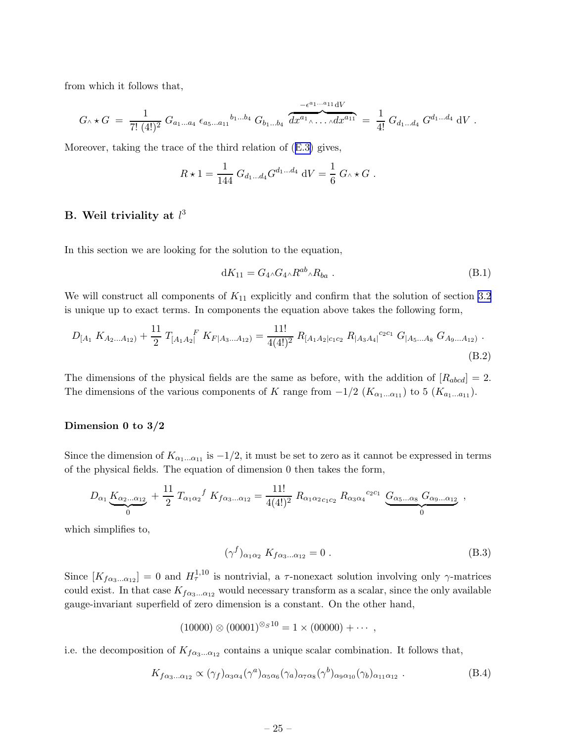from which it follows that,

$$G_\wedge \star G \;=\; \frac{1}{7!\,(4!)^2}\; G_{a_1\ldots a_4}\; \epsilon_{a_5\ldots a_{11}}{}^{b_1\ldots b_4}\; G_{b_1\ldots b_4}\; \overbrace{dx^{a_1}{}_\wedge \ldots {}_\wedge dx^{a_{11}}}^{-\epsilon^{a_1\cdots a_{11}}\mathrm{d}V} \;=\; \frac{1}{4!}\; G_{d_1\ldots d_4}\; G^{d_1\ldots d_4}\;\mathrm{d}V\;.$$

Moreover, taking the trace of the third relation of (E.3) gives,

$$R\star 1 = \frac{1}{144}\; G_{d_1\ldots d_4} G^{d_1\ldots d_4}\;\mathrm{d}V = \frac{1}{6}\; G_\wedge \star G\;.$$

## B. Weil triviality at $l^3$

In this section we are looking for the solution to the equation,

$$\mathrm{d}K_{11} = G_4{}_\wedge G_4{}_\wedge R^{ab}{}_\wedge R_{ba}\;. \tag{B.1}$$

We will construct all components of $K_{11}$ explicitly and confirm that the solution of section 3.2 is unique up to exact terms. In components the equation above takes the following form,

$$D_{[A_1}\; K_{A_2\ldots A_{12})} + \frac{11}{2}\; T_{[A_1A_2|}{}^F\; K_{F|A_3\ldots A_{12})} = \frac{11!}{4(4!)^2}\; R_{[A_1A_2|c_1c_2}\; R_{|A_3A_4|}{}^{c_2c_1}\; G_{|A_5\ldots A_8}\; G_{A_9\ldots A_{12})}\;. \tag{B.2}$$

The dimensions of the physical fields are the same as before, with the addition of $[R_{abcd}] = 2$. The dimensions of the various components of $K$ range from $-1/2$ ($K_{\alpha_1\ldots\alpha_{11}}$) to 5 ($K_{a_1\ldots a_{11}}$).

### Dimension 0 to 3/2

Since the dimension of $K_{\alpha_1\ldots\alpha_{11}}$ is $-1/2$, it must be set to zero as it cannot be expressed in terms of the physical fields. The equation of dimension 0 then takes the form,

$$D_{\alpha_1}\underbrace{K_{\alpha_2\ldots\alpha_{12}}}_{0} + \frac{11}{2}\; T_{\alpha_1\alpha_2}{}^f\; K_{f\alpha_3\ldots\alpha_{12}} = \frac{11!}{4(4!)^2}\; R_{\alpha_1\alpha_2c_1c_2}\; R_{\alpha_3\alpha_4}{}^{c_2c_1}\; \underbrace{G_{\alpha_5\ldots\alpha_8}\; G_{\alpha_9\ldots\alpha_{12}}}_{0}\;,$$

which simplifies to,

$$(\gamma^f)_{\alpha_1\alpha_2}\; K_{f\alpha_3\ldots\alpha_{12}} = 0\;. \tag{B.3}$$

Since $[K_{f\alpha_3\ldots\alpha_{12}}] = 0$ and $H^{1,10}_\tau$ is nontrivial, a $\tau$-nonexact solution involving only $\gamma$-matrices could exist. In that case $K_{f\alpha_3\ldots\alpha_{12}}$ would necessary transform as a scalar, since the only available gauge-invariant superfield of zero dimension is a constant. On the other hand,

$$(10000)\otimes(00001)^{\otimes_S 10} = 1\times(00000)+\cdots\;,$$

i.e. the decomposition of $K_{f\alpha_3\ldots\alpha_{12}}$ contains a unique scalar combination. It follows that,

$$K_{f\alpha_3\ldots\alpha_{12}} \propto (\gamma_f)_{\alpha_3\alpha_4}(\gamma^a)_{\alpha_5\alpha_6}(\gamma_a)_{\alpha_7\alpha_8}(\gamma^b)_{\alpha_9\alpha_{10}}(\gamma_b)_{\alpha_{11}\alpha_{12}}\;. \tag{B.4}$$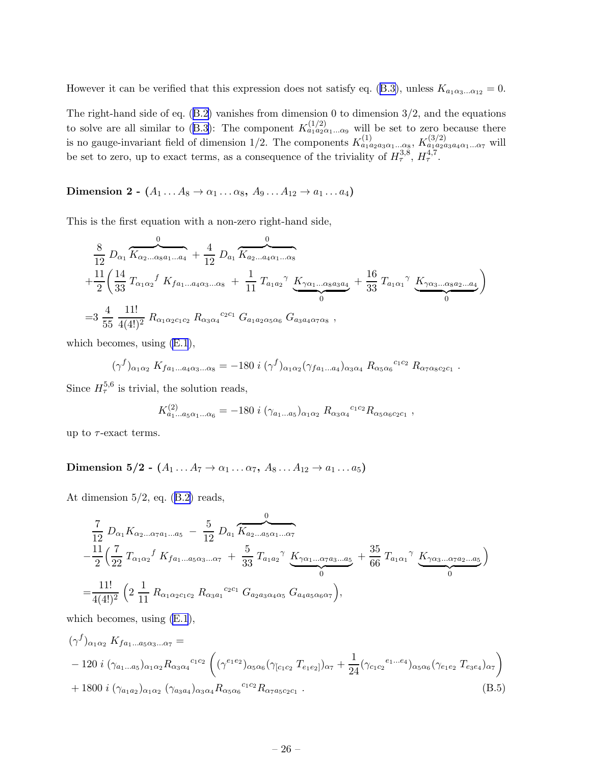However it can be verified that this expression does not satisfy eq. (B.3), unless $K_{a_1\alpha_3\ldots\alpha_{12}} = 0$.

The right-hand side of eq. (B.2) vanishes from dimension 0 to dimension 3/2, and the equations to solve are all similar to (B.3): The component $K^{(1/2)}_{a_1a_2\alpha_1\ldots\alpha_9}$ will be set to zero because there is no gauge-invariant field of dimension 1/2. The components $K^{(1)}_{a_1a_2a_3\alpha_1\ldots\alpha_8}$, $K^{(3/2)}_{a_1a_2a_3a_4\alpha_1\ldots\alpha_7}$ will be set to zero, up to exact terms, as a consequence of the triviality of $H^{3,8}_\tau$, $H^{4,7}_\tau$.

**Dimension 2 - ($A_1\ldots A_8 \to \alpha_1\ldots\alpha_8$, $A_9\ldots A_{12}\to a_1\ldots a_4$)**

This is the first equation with a non-zero right-hand side,

$$
\begin{aligned}
&\frac{8}{12}\,D_{\alpha_1}\overbrace{K_{\alpha_2\ldots\alpha_8a_1\ldots a_4}}^{0} + \frac{4}{12}\,D_{a_1}\overbrace{K_{a_2\ldots a_4\alpha_1\ldots\alpha_8}}^{0}\\
&+\frac{11}{2}\Big(\frac{14}{33}\,T_{\alpha_1\alpha_2}{}^f\,K_{fa_1\ldots a_4\alpha_3\ldots\alpha_8} + \frac{1}{11}\,T_{a_1a_2}{}^\gamma\,\underbrace{K_{\gamma\alpha_1\ldots\alpha_8a_3a_4}}_{0} + \frac{16}{33}\,T_{a_1\alpha_1}{}^\gamma\,\underbrace{K_{\gamma\alpha_3\ldots\alpha_8a_2\ldots a_4}}_{0}\Big)\\
&=3\,\frac{4}{55}\,\frac{11!}{4(4!)^2}\,R_{\alpha_1\alpha_2c_1c_2}\,R_{\alpha_3\alpha_4}{}^{c_2c_1}\,G_{a_1a_2\alpha_5\alpha_6}\,G_{a_3a_4\alpha_7\alpha_8}\ ,
\end{aligned}
$$

which becomes, using (E.1),

$$
(\gamma^f)_{\alpha_1\alpha_2}\,K_{fa_1\ldots a_4\alpha_3\ldots\alpha_8} = -180\ i\ (\gamma^f)_{\alpha_1\alpha_2}(\gamma_{fa_1\ldots a_4})_{\alpha_3\alpha_4}\,R_{\alpha_5\alpha_6}{}^{c_1c_2}\,R_{\alpha_7\alpha_8c_2c_1}\ .
$$

Since $H^{5,6}_\tau$ is trivial, the solution reads,

$$
K^{(2)}_{a_1\ldots a_5\alpha_1\ldots\alpha_6} = -180\ i\ (\gamma_{a_1\ldots a_5})_{\alpha_1\alpha_2}\,R_{\alpha_3\alpha_4}{}^{c_1c_2}R_{\alpha_5\alpha_6c_2c_1}\ ,
$$

up to $\tau$-exact terms.

**Dimension 5/2 - ($A_1\ldots A_7 \to \alpha_1\ldots\alpha_7$, $A_8\ldots A_{12}\to a_1\ldots a_5$)**

At dimension 5/2, eq. (B.2) reads,

$$
\begin{aligned}
&\frac{7}{12}\,D_{\alpha_1}K_{\alpha_2\ldots\alpha_7a_1\ldots a_5} - \frac{5}{12}\,D_{a_1}\overbrace{K_{a_2\ldots a_5\alpha_1\ldots\alpha_7}}^{0}\\
&-\frac{11}{2}\Big(\frac{7}{22}\,T_{\alpha_1\alpha_2}{}^f\,K_{fa_1\ldots a_5\alpha_3\ldots\alpha_7} + \frac{5}{33}\,T_{a_1a_2}{}^\gamma\,\underbrace{K_{\gamma\alpha_1\ldots\alpha_7a_3\ldots a_5}}_{0} + \frac{35}{66}\,T_{a_1\alpha_1}{}^\gamma\,\underbrace{K_{\gamma\alpha_3\ldots\alpha_7a_2\ldots a_5}}_{0}\Big)\\
&=\frac{11!}{4(4!)^2}\,\Big(2\,\frac{1}{11}\,R_{\alpha_1\alpha_2c_1c_2}\,R_{\alpha_3a_1}{}^{c_2c_1}\,G_{a_2a_3\alpha_4\alpha_5}\,G_{a_4a_5\alpha_6\alpha_7}\Big),
\end{aligned}
$$

which becomes, using (E.1),

$$
\begin{aligned}
&(\gamma^f)_{\alpha_1\alpha_2}\,K_{fa_1\ldots a_5\alpha_3\ldots\alpha_7} =\\
&-120\ i\ (\gamma_{a_1\ldots a_5})_{\alpha_1\alpha_2}R_{\alpha_3\alpha_4}{}^{c_1c_2}\,\Big((\gamma^{e_1e_2})_{\alpha_5\alpha_6}(\gamma_{[c_1c_2}\,T_{e_1e_2]})_{\alpha_7} + \frac{1}{24}(\gamma_{c_1c_2}{}^{e_1\ldots e_4})_{\alpha_5\alpha_6}(\gamma_{e_1e_2}\,T_{e_3e_4})_{\alpha_7}\Big)\\
&+1800\ i\ (\gamma_{a_1a_2})_{\alpha_1\alpha_2}\,(\gamma_{a_3a_4})_{\alpha_3\alpha_4}R_{\alpha_5\alpha_6}{}^{c_1c_2}R_{\alpha_7a_5c_2c_1}\ .
\end{aligned}
\tag{B.5}
$$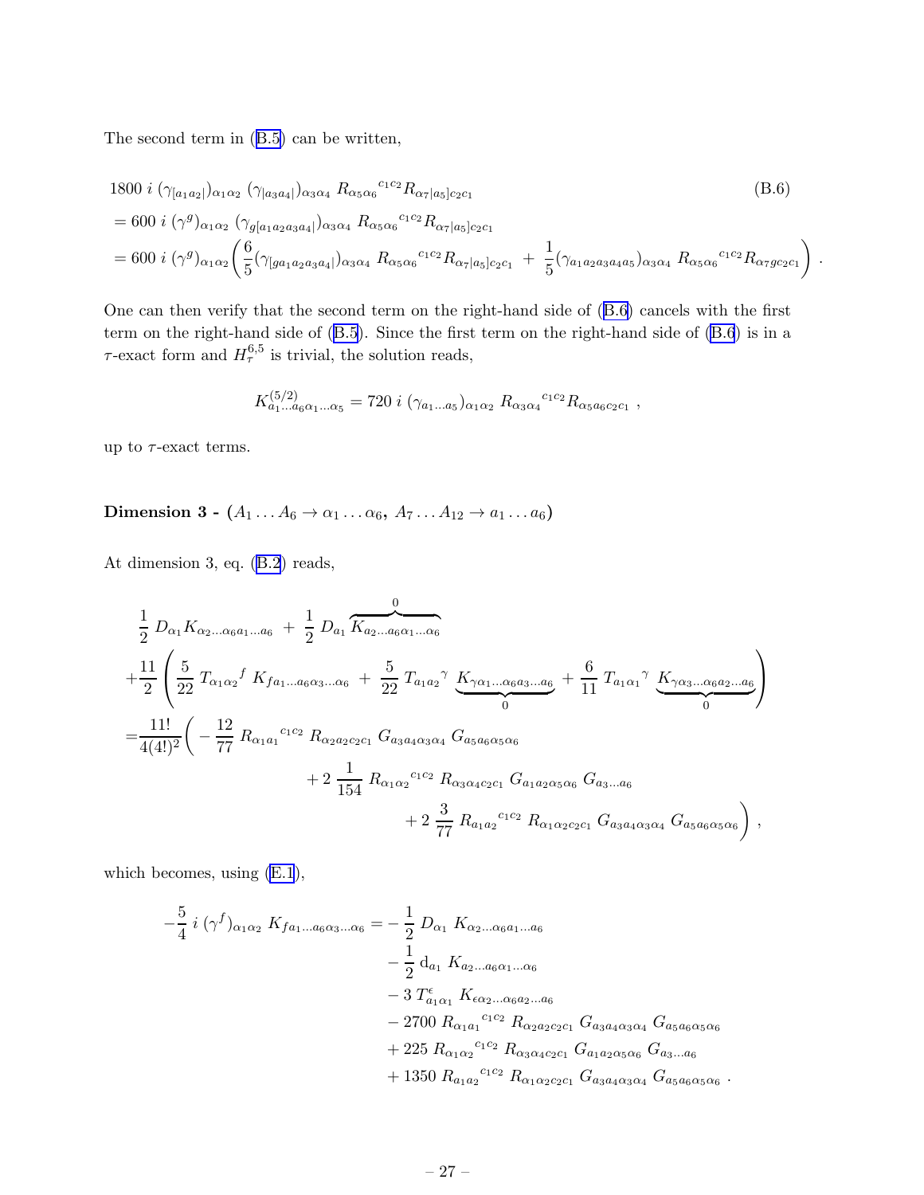The second term in (B.5) can be written,

$$
\begin{aligned}
&1800\, i\, (\gamma_{[a_1 a_2|})_{\alpha_1\alpha_2}\, (\gamma_{|a_3 a_4|})_{\alpha_3\alpha_4}\, R_{\alpha_5\alpha_6}{}^{c_1c_2} R_{\alpha_7|a_5]c_2c_1} \\
&= 600\, i\, (\gamma^g)_{\alpha_1\alpha_2}\, (\gamma_{g[a_1a_2a_3a_4|})_{\alpha_3\alpha_4}\, R_{\alpha_5\alpha_6}{}^{c_1c_2} R_{\alpha_7|a_5]c_2c_1} \\
&= 600\, i\, (\gamma^g)_{\alpha_1\alpha_2}\left(\frac{6}{5}(\gamma_{[ga_1a_2a_3a_4|})_{\alpha_3\alpha_4}\, R_{\alpha_5\alpha_6}{}^{c_1c_2} R_{\alpha_7|a_5]c_2c_1} \;+\; \frac{1}{5}(\gamma_{a_1a_2a_3a_4a_5})_{\alpha_3\alpha_4}\, R_{\alpha_5\alpha_6}{}^{c_1c_2} R_{\alpha_7gc_2c_1}\right) .
\end{aligned}
\tag{B.6}
$$

One can then verify that the second term on the right-hand side of (B.6) cancels with the first term on the right-hand side of (B.5). Since the first term on the right-hand side of (B.6) is in a $\tau$-exact form and $H^{6,5}_\tau$ is trivial, the solution reads,

$$
K^{(5/2)}_{a_1\ldots a_6\alpha_1\ldots\alpha_5} = 720\, i\, (\gamma_{a_1\ldots a_5})_{\alpha_1\alpha_2}\, R_{\alpha_3\alpha_4}{}^{c_1c_2} R_{\alpha_5 a_6 c_2 c_1} \ ,
$$

up to $\tau$-exact terms.

**Dimension 3 - ($A_1 \ldots A_6 \to \alpha_1 \ldots \alpha_6$, $A_7 \ldots A_{12} \to a_1 \ldots a_6$)**

At dimension 3, eq. (B.2) reads,

$$
\begin{aligned}
&\frac{1}{2}\, D_{\alpha_1} K_{\alpha_2\ldots\alpha_6 a_1\ldots a_6} \;+\; \frac{1}{2}\, D_{a_1} \overbrace{K_{a_2\ldots a_6\alpha_1\ldots\alpha_6}}^{0} \\
&+\frac{11}{2}\left(\frac{5}{22}\, T_{\alpha_1\alpha_2}{}^{f}\, K_{fa_1\ldots a_6\alpha_3\ldots\alpha_6} \;+\; \frac{5}{22}\, T_{a_1a_2}{}^{\gamma}\, \underbrace{K_{\gamma\alpha_1\ldots\alpha_6 a_3\ldots a_6}}_{0} + \frac{6}{11}\, T_{a_1\alpha_1}{}^{\gamma}\, \underbrace{K_{\gamma\alpha_3\ldots\alpha_6 a_2\ldots a_6}}_{0}\right) \\
&= \frac{11!}{4(4!)^2}\Bigg( -\frac{12}{77}\, R_{\alpha_1 a_1}{}^{c_1c_2}\, R_{\alpha_2 a_2 c_2 c_1}\, G_{a_3a_4\alpha_3\alpha_4}\, G_{a_5a_6\alpha_5\alpha_6} \\
&\qquad\qquad + 2\,\frac{1}{154}\, R_{\alpha_1\alpha_2}{}^{c_1c_2}\, R_{\alpha_3\alpha_4 c_2c_1}\, G_{a_1a_2\alpha_5\alpha_6}\, G_{a_3\ldots a_6} \\
&\qquad\qquad\qquad + 2\,\frac{3}{77}\, R_{a_1a_2}{}^{c_1c_2}\, R_{\alpha_1\alpha_2c_2c_1}\, G_{a_3a_4\alpha_3\alpha_4}\, G_{a_5a_6\alpha_5\alpha_6}\Bigg) \ ,
\end{aligned}
$$

which becomes, using (E.1),

$$
\begin{aligned}
-\frac{5}{4}\, i\, (\gamma^f)_{\alpha_1\alpha_2}\, K_{fa_1\ldots a_6\alpha_3\ldots\alpha_6} = &-\frac{1}{2}\, D_{\alpha_1}\, K_{\alpha_2\ldots\alpha_6 a_1\ldots a_6} \\
&-\frac{1}{2}\, \mathrm{d}_{a_1}\, K_{a_2\ldots a_6\alpha_1\ldots\alpha_6} \\
&-3\, T^{\epsilon}_{a_1\alpha_1}\, K_{\epsilon\alpha_2\ldots\alpha_6 a_2\ldots a_6} \\
&-2700\, R_{\alpha_1a_1}{}^{c_1c_2}\, R_{\alpha_2a_2c_2c_1}\, G_{a_3a_4\alpha_3\alpha_4}\, G_{a_5a_6\alpha_5\alpha_6} \\
&+225\, R_{\alpha_1\alpha_2}{}^{c_1c_2}\, R_{\alpha_3\alpha_4c_2c_1}\, G_{a_1a_2\alpha_5\alpha_6}\, G_{a_3\ldots a_6} \\
&+1350\, R_{a_1a_2}{}^{c_1c_2}\, R_{\alpha_1\alpha_2c_2c_1}\, G_{a_3a_4\alpha_3\alpha_4}\, G_{a_5a_6\alpha_5\alpha_6} \ .
\end{aligned}
$$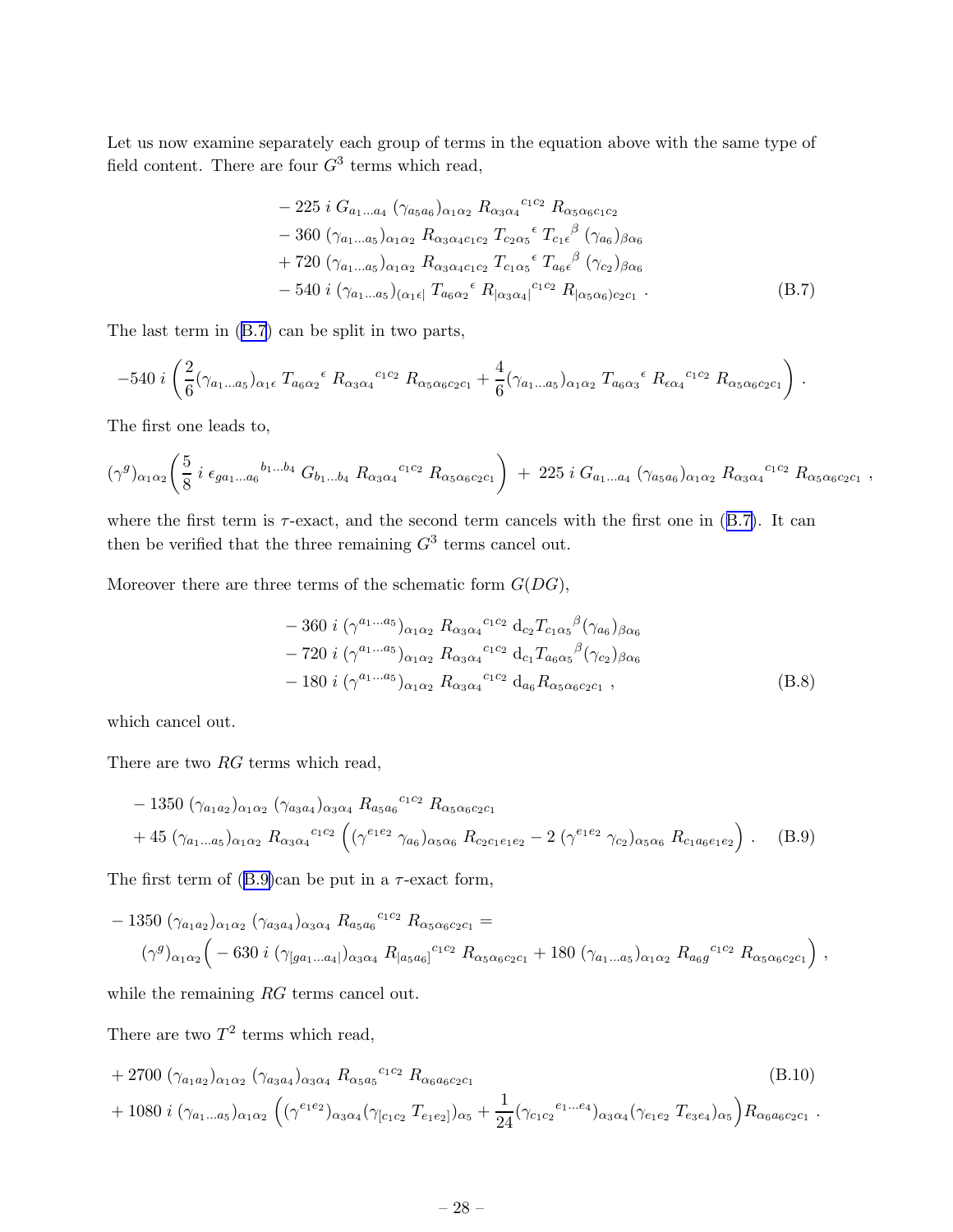Let us now examine separately each group of terms in the equation above with the same type of field content. There are four $G^3$ terms which read,

$$
\begin{aligned}
&-225\, i\, G_{a_1\dots a_4}\, (\gamma_{a_5a_6})_{\alpha_1\alpha_2}\, R_{\alpha_3\alpha_4}{}^{c_1c_2}\, R_{\alpha_5\alpha_6c_1c_2} \\
&-360\, (\gamma_{a_1\dots a_5})_{\alpha_1\alpha_2}\, R_{\alpha_3\alpha_4c_1c_2}\, T_{c_2\alpha_5}{}^{\epsilon}\, T_{c_1\epsilon}{}^{\beta}\, (\gamma_{a_6})_{\beta\alpha_6} \\
&+720\, (\gamma_{a_1\dots a_5})_{\alpha_1\alpha_2}\, R_{\alpha_3\alpha_4c_1c_2}\, T_{c_1\alpha_5}{}^{\epsilon}\, T_{a_6\epsilon}{}^{\beta}\, (\gamma_{c_2})_{\beta\alpha_6} \\
&-540\, i\, (\gamma_{a_1\dots a_5})_{(\alpha_1\epsilon|}\, T_{a_6\alpha_2}{}^{\epsilon}\, R_{|\alpha_3\alpha_4|}{}^{c_1c_2}\, R_{|\alpha_5\alpha_6)c_2c_1}\, .
\end{aligned}
\tag{B.7}
$$

The last term in (B.7) can be split in two parts,

$$
-540\, i\left(\frac{2}{6}(\gamma_{a_1\dots a_5})_{\alpha_1\epsilon}\, T_{a_6\alpha_2}{}^{\epsilon}\, R_{\alpha_3\alpha_4}{}^{c_1c_2}\, R_{\alpha_5\alpha_6c_2c_1} + \frac{4}{6}(\gamma_{a_1\dots a_5})_{\alpha_1\alpha_2}\, T_{a_6\alpha_3}{}^{\epsilon}\, R_{\epsilon\alpha_4}{}^{c_1c_2}\, R_{\alpha_5\alpha_6c_2c_1}\right) .
$$

The first one leads to,

$$
(\gamma^g)_{\alpha_1\alpha_2}\left(\frac{5}{8}\, i\, \epsilon_{ga_1\dots a_6}{}^{b_1\dots b_4}\, G_{b_1\dots b_4}\, R_{\alpha_3\alpha_4}{}^{c_1c_2}\, R_{\alpha_5\alpha_6c_2c_1}\right) + 225\, i\, G_{a_1\dots a_4}\, (\gamma_{a_5a_6})_{\alpha_1\alpha_2}\, R_{\alpha_3\alpha_4}{}^{c_1c_2}\, R_{\alpha_5\alpha_6c_2c_1}\, ,
$$

where the first term is $\tau$-exact, and the second term cancels with the first one in (B.7). It can then be verified that the three remaining $G^3$ terms cancel out.

Moreover there are three terms of the schematic form $G(DG)$,

$$
\begin{aligned}
&-360\, i\, (\gamma^{a_1\dots a_5})_{\alpha_1\alpha_2}\, R_{\alpha_3\alpha_4}{}^{c_1c_2}\, \mathrm{d}_{c_2}T_{c_1\alpha_5}{}^{\beta}(\gamma_{a_6})_{\beta\alpha_6} \\
&-720\, i\, (\gamma^{a_1\dots a_5})_{\alpha_1\alpha_2}\, R_{\alpha_3\alpha_4}{}^{c_1c_2}\, \mathrm{d}_{c_1}T_{a_6\alpha_5}{}^{\beta}(\gamma_{c_2})_{\beta\alpha_6} \\
&-180\, i\, (\gamma^{a_1\dots a_5})_{\alpha_1\alpha_2}\, R_{\alpha_3\alpha_4}{}^{c_1c_2}\, \mathrm{d}_{a_6}R_{\alpha_5\alpha_6c_2c_1}\, ,
\end{aligned}
\tag{B.8}
$$

which cancel out.

There are two $RG$ terms which read,

$$
\begin{aligned}
&-1350\, (\gamma_{a_1a_2})_{\alpha_1\alpha_2}\, (\gamma_{a_3a_4})_{\alpha_3\alpha_4}\, R_{a_5a_6}{}^{c_1c_2}\, R_{\alpha_5\alpha_6c_2c_1} \\
&+45\, (\gamma_{a_1\dots a_5})_{\alpha_1\alpha_2}\, R_{\alpha_3\alpha_4}{}^{c_1c_2}\left((\gamma^{e_1e_2}\,\gamma_{a_6})_{\alpha_5\alpha_6}\, R_{c_2c_1e_1e_2} - 2\,(\gamma^{e_1e_2}\,\gamma_{c_2})_{\alpha_5\alpha_6}\, R_{c_1a_6e_1e_2}\right) .
\end{aligned}
\tag{B.9}
$$

The first term of (B.9)can be put in a $\tau$-exact form,

$$
\begin{aligned}
&-1350\, (\gamma_{a_1a_2})_{\alpha_1\alpha_2}\, (\gamma_{a_3a_4})_{\alpha_3\alpha_4}\, R_{a_5a_6}{}^{c_1c_2}\, R_{\alpha_5\alpha_6c_2c_1} = \\
&\qquad (\gamma^g)_{\alpha_1\alpha_2}\Big(-630\, i\, (\gamma_{[ga_1\dots a_4|})_{\alpha_3\alpha_4}\, R_{|a_5a_6]}{}^{c_1c_2}\, R_{\alpha_5\alpha_6c_2c_1} + 180\, (\gamma_{a_1\dots a_5})_{\alpha_1\alpha_2}\, R_{a_6g}{}^{c_1c_2}\, R_{\alpha_5\alpha_6c_2c_1}\Big)\, ,
\end{aligned}
$$

while the remaining $RG$ terms cancel out.

There are two $T^2$ terms which read,

$$
\begin{aligned}
&+2700\, (\gamma_{a_1a_2})_{\alpha_1\alpha_2}\, (\gamma_{a_3a_4})_{\alpha_3\alpha_4}\, R_{\alpha_5a_5}{}^{c_1c_2}\, R_{\alpha_6a_6c_2c_1} \\
&+1080\, i\, (\gamma_{a_1\dots a_5})_{\alpha_1\alpha_2}\left((\gamma^{e_1e_2})_{\alpha_3\alpha_4}(\gamma_{[c_1c_2}\, T_{e_1e_2]})_{\alpha_5} + \frac{1}{24}(\gamma_{c_1c_2}{}^{e_1\dots e_4})_{\alpha_3\alpha_4}(\gamma_{e_1e_2}\, T_{e_3e_4})_{\alpha_5}\right) R_{\alpha_6a_6c_2c_1}\, .
\end{aligned}
\tag{B.10}
$$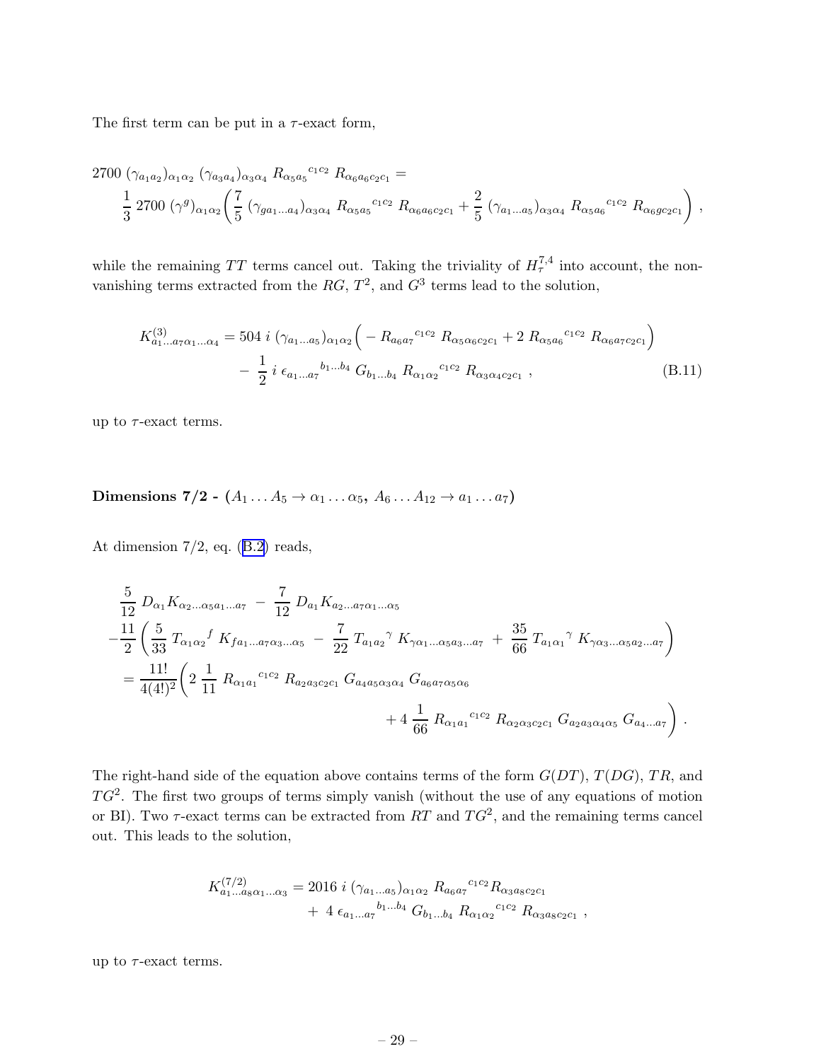The first term can be put in a $\tau$-exact form,

$$
\begin{aligned}
&2700\,(\gamma_{a_1a_2})_{\alpha_1\alpha_2}\,(\gamma_{a_3a_4})_{\alpha_3\alpha_4}\,R_{\alpha_5a_5}{}^{c_1c_2}\,R_{\alpha_6a_6c_2c_1} = \\
&\quad \frac{1}{3}\,2700\,(\gamma^g)_{\alpha_1\alpha_2}\bigg(\frac{7}{5}\,(\gamma_{ga_1\ldots a_4})_{\alpha_3\alpha_4}\,R_{\alpha_5a_5}{}^{c_1c_2}\,R_{\alpha_6a_6c_2c_1} + \frac{2}{5}\,(\gamma_{a_1\ldots a_5})_{\alpha_3\alpha_4}\,R_{\alpha_5a_6}{}^{c_1c_2}\,R_{\alpha_6gc_2c_1}\bigg)\,,
\end{aligned}
$$

while the remaining $TT$ terms cancel out. Taking the triviality of $H_\tau^{7,4}$ into account, the non-vanishing terms extracted from the $RG$, $T^2$, and $G^3$ terms lead to the solution,

$$
\begin{aligned}
K^{(3)}_{a_1\ldots a_7\alpha_1\ldots\alpha_4} &= 504\,i\,(\gamma_{a_1\ldots a_5})_{\alpha_1\alpha_2}\Big(-R_{a_6a_7}{}^{c_1c_2}\,R_{\alpha_5\alpha_6c_2c_1} + 2\,R_{\alpha_5a_6}{}^{c_1c_2}\,R_{\alpha_6a_7c_2c_1}\Big) \\
&\quad -\,\frac{1}{2}\,i\,\epsilon_{a_1\ldots a_7}{}^{b_1\ldots b_4}\,G_{b_1\ldots b_4}\,R_{\alpha_1\alpha_2}{}^{c_1c_2}\,R_{\alpha_3\alpha_4c_2c_1}\,,
\end{aligned} \tag{B.11}
$$

up to $\tau$-exact terms.

**Dimensions 7/2 - ($A_1\ldots A_5 \to \alpha_1\ldots\alpha_5$, $A_6\ldots A_{12} \to a_1\ldots a_7$)**

At dimension 7/2, eq. (B.2) reads,

$$
\begin{aligned}
&\frac{5}{12}\,D_{\alpha_1}K_{\alpha_2\ldots\alpha_5a_1\ldots a_7}\,-\,\frac{7}{12}\,D_{a_1}K_{a_2\ldots a_7\alpha_1\ldots\alpha_5} \\
&-\frac{11}{2}\bigg(\frac{5}{33}\,T_{\alpha_1\alpha_2}{}^{f}\,K_{fa_1\ldots a_7\alpha_3\ldots\alpha_5}\,-\,\frac{7}{22}\,T_{a_1a_2}{}^{\gamma}\,K_{\gamma\alpha_1\ldots\alpha_5a_3\ldots a_7}\,+\,\frac{35}{66}\,T_{a_1\alpha_1}{}^{\gamma}\,K_{\gamma\alpha_3\ldots\alpha_5a_2\ldots a_7}\bigg) \\
&=\frac{11!}{4(4!)^2}\bigg(2\,\frac{1}{11}\,R_{\alpha_1a_1}{}^{c_1c_2}\,R_{a_2a_3c_2c_1}\,G_{a_4a_5\alpha_3\alpha_4}\,G_{a_6a_7\alpha_5\alpha_6} \\
&\qquad\qquad\qquad\qquad\qquad +4\,\frac{1}{66}\,R_{\alpha_1a_1}{}^{c_1c_2}\,R_{\alpha_2\alpha_3c_2c_1}\,G_{a_2a_3\alpha_4\alpha_5}\,G_{a_4\ldots a_7}\bigg)\,.
\end{aligned}
$$

The right-hand side of the equation above contains terms of the form $G(DT)$, $T(DG)$, $TR$, and $TG^2$. The first two groups of terms simply vanish (without the use of any equations of motion or BI). Two $\tau$-exact terms can be extracted from $RT$ and $TG^2$, and the remaining terms cancel out. This leads to the solution,

$$
\begin{aligned}
K^{(7/2)}_{a_1\ldots a_8\alpha_1\ldots\alpha_3} &= 2016\,i\,(\gamma_{a_1\ldots a_5})_{\alpha_1\alpha_2}\,R_{a_6a_7}{}^{c_1c_2}R_{\alpha_3a_8c_2c_1} \\
&\quad +\,4\,\epsilon_{a_1\ldots a_7}{}^{b_1\ldots b_4}\,G_{b_1\ldots b_4}\,R_{\alpha_1\alpha_2}{}^{c_1c_2}\,R_{\alpha_3a_8c_2c_1}\,,
\end{aligned}
$$

up to $\tau$-exact terms.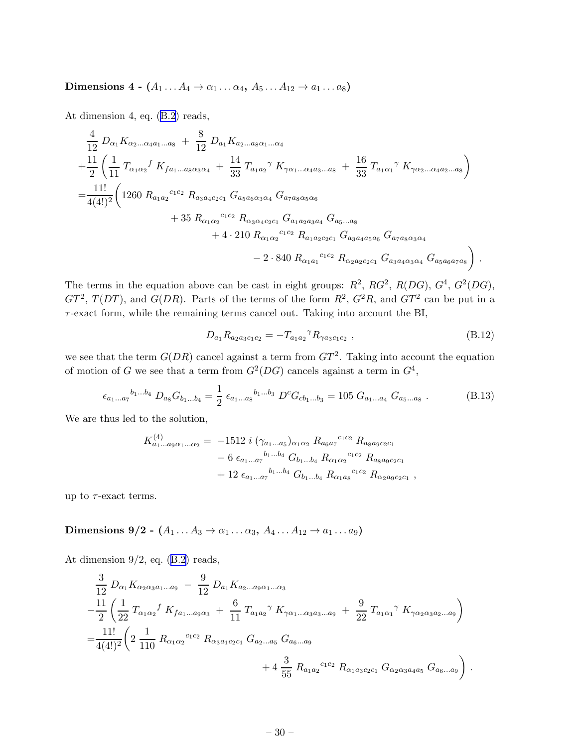**Dimensions 4 - ($A_1 \ldots A_4 \to \alpha_1 \ldots \alpha_4$, $A_5 \ldots A_{12} \to a_1 \ldots a_8$)**

At dimension 4, eq. (B.2) reads,

$$
\begin{aligned}
&\frac{4}{12}\, D_{\alpha_1} K_{\alpha_2 \ldots \alpha_4 a_1 \ldots a_8} \;+\; \frac{8}{12}\, D_{a_1} K_{a_2 \ldots a_8 \alpha_1 \ldots \alpha_4} \\
&+\frac{11}{2}\left(\frac{1}{11}\, T_{\alpha_1 \alpha_2}{}^{f}\, K_{f a_1 \ldots a_8 \alpha_3 \alpha_4} \;+\; \frac{14}{33}\, T_{a_1 a_2}{}^{\gamma}\, K_{\gamma \alpha_1 \ldots \alpha_4 a_3 \ldots a_8} \;+\; \frac{16}{33}\, T_{a_1 \alpha_1}{}^{\gamma}\, K_{\gamma \alpha_2 \ldots \alpha_4 a_2 \ldots a_8}\right) \\
&= \frac{11!}{4(4!)^2}\Bigg( 1260\, R_{a_1 a_2}{}^{c_1 c_2}\, R_{a_3 a_4 c_2 c_1}\, G_{a_5 a_6 \alpha_3 \alpha_4}\, G_{a_7 a_8 \alpha_5 \alpha_6} \\
&\qquad\qquad + 35\, R_{\alpha_1 \alpha_2}{}^{c_1 c_2}\, R_{\alpha_3 \alpha_4 c_2 c_1}\, G_{a_1 a_2 a_3 a_4}\, G_{a_5 \ldots a_8} \\
&\qquad\qquad\qquad + 4 \cdot 210\, R_{\alpha_1 \alpha_2}{}^{c_1 c_2}\, R_{a_1 a_2 c_2 c_1}\, G_{a_3 a_4 a_5 a_6}\, G_{a_7 a_8 \alpha_3 \alpha_4} \\
&\qquad\qquad\qquad\qquad - 2 \cdot 840\, R_{\alpha_1 a_1}{}^{c_1 c_2}\, R_{\alpha_2 a_2 c_2 c_1}\, G_{a_3 a_4 \alpha_3 \alpha_4}\, G_{a_5 a_6 a_7 a_8} \Bigg) \,.
\end{aligned}
$$

The terms in the equation above can be cast in eight groups: $R^2$, $RG^2$, $R(DG)$, $G^4$, $G^2(DG)$, $GT^2$, $T(DT)$, and $G(DR)$. Parts of the terms of the form $R^2$, $G^2R$, and $GT^2$ can be put in a $\tau$-exact form, while the remaining terms cancel out. Taking into account the BI,

$$
D_{a_1} R_{a_2 a_3 c_1 c_2} = -T_{a_1 a_2}{}^{\gamma} R_{\gamma a_3 c_1 c_2} \,, \tag{B.12}
$$

we see that the term $G(DR)$ cancel against a term from $GT^2$. Taking into account the equation of motion of $G$ we see that a term from $G^2(DG)$ cancels against a term in $G^4$,

$$
\epsilon_{a_1 \ldots a_7}{}^{b_1 \ldots b_4}\, D_{a_8} G_{b_1 \ldots b_4} = \frac{1}{2}\, \epsilon_{a_1 \ldots a_8}{}^{b_1 \ldots b_3}\, D^c G_{c b_1 \ldots b_3} = 105\, G_{a_1 \ldots a_4}\, G_{a_5 \ldots a_8} \,. \tag{B.13}
$$

We are thus led to the solution,

$$
\begin{aligned}
K^{(4)}_{a_1 \ldots a_9 \alpha_1 \ldots \alpha_2} =\; & -1512\, i\, (\gamma_{a_1 \ldots a_5})_{\alpha_1 \alpha_2}\, R_{a_6 a_7}{}^{c_1 c_2}\, R_{a_8 a_9 c_2 c_1} \\
& - 6\, \epsilon_{a_1 \ldots a_7}{}^{b_1 \ldots b_4}\, G_{b_1 \ldots b_4}\, R_{\alpha_1 \alpha_2}{}^{c_1 c_2}\, R_{a_8 a_9 c_2 c_1} \\
& + 12\, \epsilon_{a_1 \ldots a_7}{}^{b_1 \ldots b_4}\, G_{b_1 \ldots b_4}\, R_{\alpha_1 a_8}{}^{c_1 c_2}\, R_{\alpha_2 a_9 c_2 c_1} \,,
\end{aligned}
$$

up to $\tau$-exact terms.

**Dimensions 9/2 - ($A_1 \ldots A_3 \to \alpha_1 \ldots \alpha_3$, $A_4 \ldots A_{12} \to a_1 \ldots a_9$)**

At dimension 9/2, eq. (B.2) reads,

$$
\begin{aligned}
&\frac{3}{12}\, D_{\alpha_1} K_{\alpha_2 \alpha_3 a_1 \ldots a_9} \;-\; \frac{9}{12}\, D_{a_1} K_{a_2 \ldots a_9 \alpha_1 \ldots \alpha_3} \\
&-\frac{11}{2}\left(\frac{1}{22}\, T_{\alpha_1 \alpha_2}{}^{f}\, K_{f a_1 \ldots a_9 \alpha_3} \;+\; \frac{6}{11}\, T_{a_1 a_2}{}^{\gamma}\, K_{\gamma \alpha_1 \ldots \alpha_3 a_3 \ldots a_9} \;+\; \frac{9}{22}\, T_{a_1 \alpha_1}{}^{\gamma}\, K_{\gamma \alpha_2 \alpha_3 a_2 \ldots a_9}\right) \\
&= \frac{11!}{4(4!)^2}\Bigg( 2\, \frac{1}{110}\, R_{\alpha_1 \alpha_2}{}^{c_1 c_2}\, R_{\alpha_3 a_1 c_2 c_1}\, G_{a_2 \ldots a_5}\, G_{a_6 \ldots a_9} \\
&\qquad\qquad\qquad\qquad + 4\, \frac{3}{55}\, R_{a_1 a_2}{}^{c_1 c_2}\, R_{\alpha_1 a_3 c_2 c_1}\, G_{\alpha_2 \alpha_3 a_4 a_5}\, G_{a_6 \ldots a_9} \Bigg) \,.
\end{aligned}
$$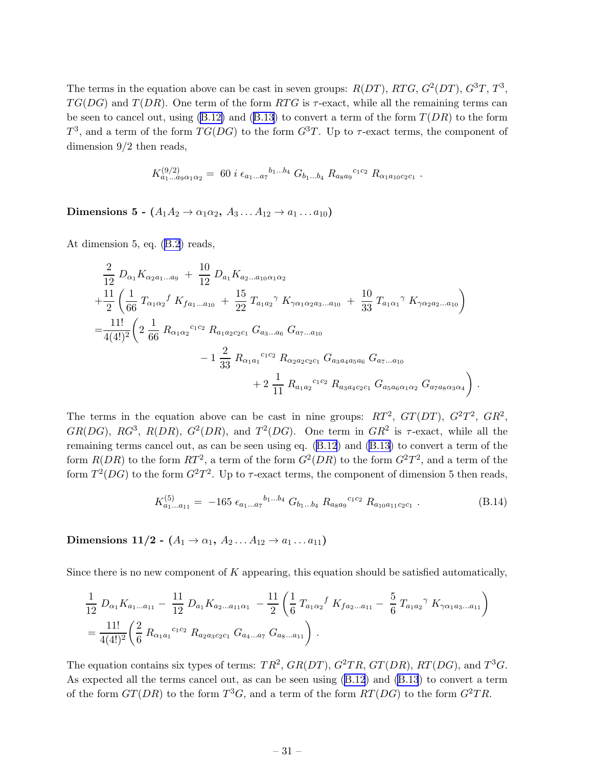The terms in the equation above can be cast in seven groups: $R(DT)$, $RTG$, $G^2(DT)$, $G^3T$, $T^3$, $TG(DG)$ and $T(DR)$. One term of the form $RTG$ is $\tau$-exact, while all the remaining terms can be seen to cancel out, using (B.12) and (B.13) to convert a term of the form $T(DR)$ to the form $T^3$, and a term of the form $TG(DG)$ to the form $G^3T$. Up to $\tau$-exact terms, the component of dimension 9/2 then reads,

$$K^{(9/2)}_{a_1\ldots a_9\alpha_1\alpha_2} = \; 60 \; i \; \epsilon_{a_1\ldots a_7}{}^{b_1\ldots b_4} \; G_{b_1\ldots b_4} \; R_{a_8a_9}{}^{c_1c_2} \; R_{\alpha_1 a_{10}c_2c_1} \; .$$

**Dimensions 5 - ($A_1A_2 \to \alpha_1\alpha_2$, $A_3\ldots A_{12} \to a_1\ldots a_{10}$)**

At dimension 5, eq. (B.2) reads,

$$\begin{aligned}
&\frac{2}{12}\; D_{\alpha_1}K_{\alpha_2a_1\ldots a_9} \;+\; \frac{10}{12}\; D_{a_1}K_{a_2\ldots a_{10}\alpha_1\alpha_2} \\
&+\frac{11}{2}\left(\frac{1}{66}\; T_{\alpha_1\alpha_2}{}^{f}\; K_{fa_1\ldots a_{10}} \;+\; \frac{15}{22}\; T_{a_1a_2}{}^{\gamma}\; K_{\gamma\alpha_1\alpha_2a_3\ldots a_{10}} \;+\; \frac{10}{33}\; T_{a_1\alpha_1}{}^{\gamma}\; K_{\gamma\alpha_2a_2\ldots a_{10}}\right) \\
&=\frac{11!}{4(4!)^2}\Bigg(2\;\frac{1}{66}\; R_{\alpha_1\alpha_2}{}^{c_1c_2}\; R_{a_1a_2c_2c_1}\; G_{a_3\ldots a_6}\; G_{a_7\ldots a_{10}} \\
&\qquad\qquad -\,1\;\frac{2}{33}\; R_{\alpha_1a_1}{}^{c_1c_2}\; R_{\alpha_2a_2c_2c_1}\; G_{a_3a_4a_5a_6}\; G_{a_7\ldots a_{10}} \\
&\qquad\qquad\qquad +\,2\;\frac{1}{11}\; R_{a_1a_2}{}^{c_1c_2}\; R_{a_3a_4c_2c_1}\; G_{a_5a_6\alpha_1\alpha_2}\; G_{a_7a_8\alpha_3\alpha_4}\Bigg) \; .
\end{aligned}$$

The terms in the equation above can be cast in nine groups: $RT^2$, $GT(DT)$, $G^2T^2$, $GR^2$, $GR(DG)$, $RG^3$, $R(DR)$, $G^2(DR)$, and $T^2(DG)$. One term in $GR^2$ is $\tau$-exact, while all the remaining terms cancel out, as can be seen using eq. (B.12) and (B.13) to convert a term of the form $R(DR)$ to the form $RT^2$, a term of the form $G^2(DR)$ to the form $G^2T^2$, and a term of the form $T^2(DG)$ to the form $G^2T^2$. Up to $\tau$-exact terms, the component of dimension 5 then reads,

$$K^{(5)}_{a_1\ldots a_{11}} = \; -165 \; \epsilon_{a_1\ldots a_7}{}^{b_1\ldots b_4} \; G_{b_1\ldots b_4} \; R_{a_8a_9}{}^{c_1c_2} \; R_{a_{10}a_{11}c_2c_1} \; . \tag{B.14}$$

**Dimensions 11/2 - ($A_1 \to \alpha_1$, $A_2\ldots A_{12} \to a_1\ldots a_{11}$)**

Since there is no new component of $K$ appearing, this equation should be satisfied automatically,

$$\begin{aligned}
&\frac{1}{12}\; D_{\alpha_1}K_{a_1\ldots a_{11}} - \;\frac{11}{12}\; D_{a_1}K_{a_2\ldots a_{11}\alpha_1} \; - \frac{11}{2}\left(\frac{1}{6}\; T_{a_1\alpha_2}{}^{f}\; K_{fa_2\ldots a_{11}} - \;\frac{5}{6}\; T_{a_1a_2}{}^{\gamma}\; K_{\gamma\alpha_1a_3\ldots a_{11}}\right) \\
&= \frac{11!}{4(4!)^2}\left(\frac{2}{6}\; R_{\alpha_1a_1}{}^{c_1c_2}\; R_{a_2a_3c_2c_1}\; G_{a_4\ldots a_7}\; G_{a_8\ldots a_{11}}\right) \; .
\end{aligned}$$

The equation contains six types of terms: $TR^2$, $GR(DT)$, $G^2TR$, $GT(DR)$, $RT(DG)$, and $T^3G$. As expected all the terms cancel out, as can be seen using (B.12) and (B.13) to convert a term of the form $GT(DR)$ to the form $T^3G$, and a term of the form $RT(DG)$ to the form $G^2TR$.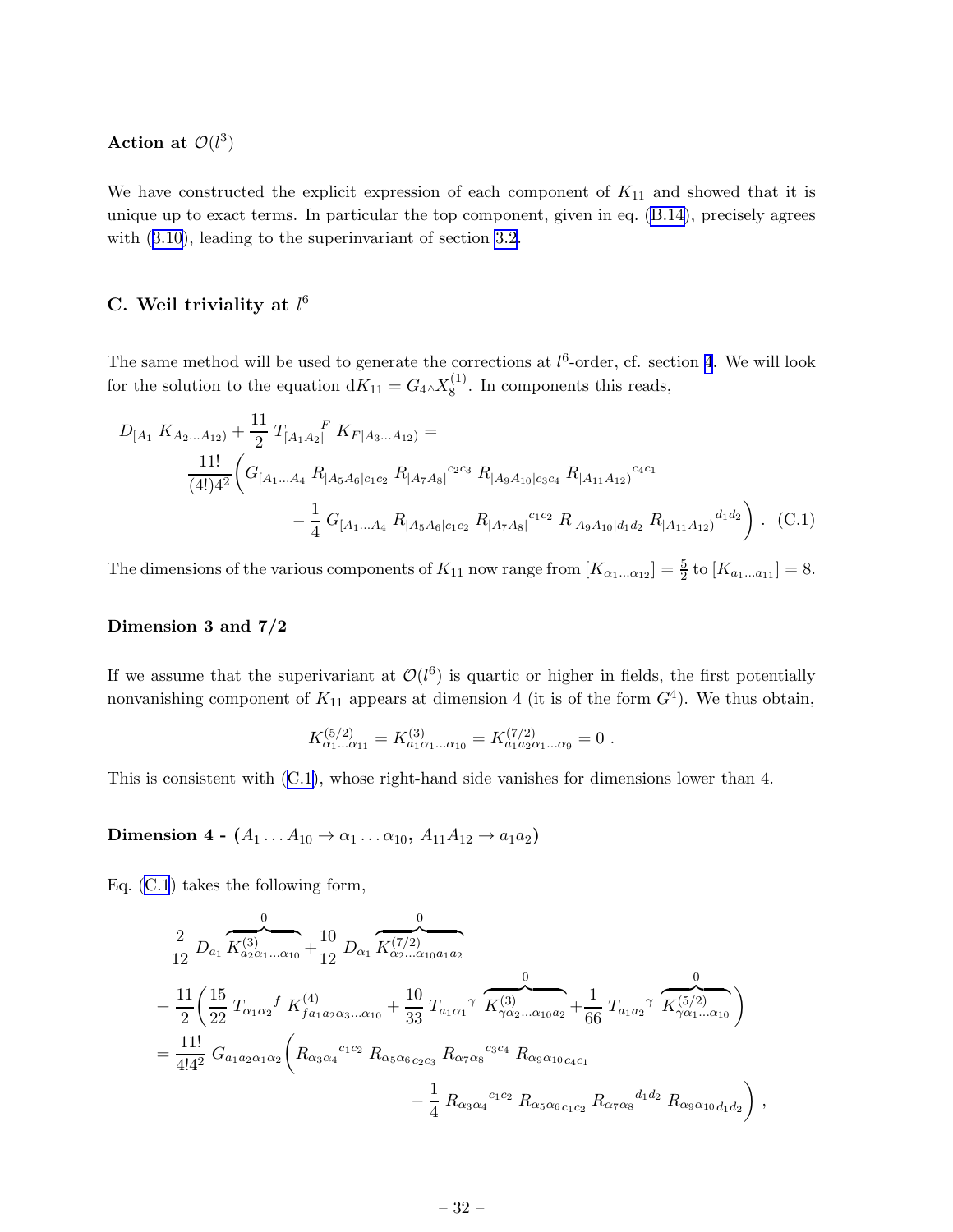**Action at $\mathcal{O}(l^3)$**

We have constructed the explicit expression of each component of $K_{11}$ and showed that it is unique up to exact terms. In particular the top component, given in eq. (B.14), precisely agrees with (3.10), leading to the superinvariant of section 3.2.

## C. Weil triviality at $l^6$

The same method will be used to generate the corrections at $l^6$-order, cf. section 4. We will look for the solution to the equation $\mathrm{d}K_{11} = G_4 \wedge X_8^{(1)}$. In components this reads,

$$
\begin{aligned}
D_{[A_1}\, K_{A_2\ldots A_{12})} + \frac{11}{2}\, T_{[A_1 A_2|}{}^{F}\, K_{F|A_3\ldots A_{12})} = \\
\frac{11!}{(4!)4^2}\bigg( G_{[A_1\ldots A_4}\, R_{|A_5 A_6|c_1 c_2}\, R_{|A_7 A_8|}{}^{c_2 c_3}\, R_{|A_9 A_{10}|c_3 c_4}\, R_{|A_{11} A_{12})}{}^{c_4 c_1} \\
- \frac{1}{4}\, G_{[A_1\ldots A_4}\, R_{|A_5 A_6|c_1 c_2}\, R_{|A_7 A_8|}{}^{c_1 c_2}\, R_{|A_9 A_{10}|d_1 d_2}\, R_{|A_{11} A_{12})}{}^{d_1 d_2}\bigg)\ . \quad \text{(C.1)}
\end{aligned}
$$

The dimensions of the various components of $K_{11}$ now range from $[K_{\alpha_1\ldots\alpha_{12}}] = \frac{5}{2}$ to $[K_{a_1\ldots a_{11}}] = 8$.

**Dimension 3 and 7/2**

If we assume that the superinvariant at $\mathcal{O}(l^6)$ is quartic or higher in fields, the first potentially nonvanishing component of $K_{11}$ appears at dimension 4 (it is of the form $G^4$). We thus obtain,

$$
K^{(5/2)}_{\alpha_1\ldots\alpha_{11}} = K^{(3)}_{a_1\alpha_1\ldots\alpha_{10}} = K^{(7/2)}_{a_1 a_2\alpha_1\ldots\alpha_9} = 0\ .
$$

This is consistent with (C.1), whose right-hand side vanishes for dimensions lower than 4.

**Dimension 4 - ($A_1 \ldots A_{10} \to \alpha_1 \ldots \alpha_{10}$, $A_{11} A_{12} \to a_1 a_2$)**

Eq. (C.1) takes the following form,

$$
\begin{aligned}
&\frac{2}{12}\, D_{a_1}\, \overbrace{K^{(3)}_{a_2\alpha_1\ldots\alpha_{10}}}^{0} + \frac{10}{12}\, D_{\alpha_1}\, \overbrace{K^{(7/2)}_{\alpha_2\ldots\alpha_{10} a_1 a_2}}^{0} \\
&+ \frac{11}{2}\bigg(\frac{15}{22}\, T_{\alpha_1\alpha_2}{}^{f}\, K^{(4)}_{f a_1 a_2 \alpha_3\ldots\alpha_{10}} + \frac{10}{33}\, T_{a_1\alpha_1}{}^{\gamma}\, \overbrace{K^{(3)}_{\gamma\alpha_2\ldots\alpha_{10} a_2}}^{0} + \frac{1}{66}\, T_{a_1 a_2}{}^{\gamma}\, \overbrace{K^{(5/2)}_{\gamma\alpha_1\ldots\alpha_{10}}}^{0}\bigg) \\
&= \frac{11!}{4!4^2}\, G_{a_1 a_2\alpha_1\alpha_2}\bigg( R_{\alpha_3\alpha_4}{}^{c_1 c_2}\, R_{\alpha_5\alpha_6\, c_2 c_3}\, R_{\alpha_7\alpha_8}{}^{c_3 c_4}\, R_{\alpha_9\alpha_{10}\, c_4 c_1} \\
&\qquad\qquad - \frac{1}{4}\, R_{\alpha_3\alpha_4}{}^{c_1 c_2}\, R_{\alpha_5\alpha_6\, c_1 c_2}\, R_{\alpha_7\alpha_8}{}^{d_1 d_2}\, R_{\alpha_9\alpha_{10}\, d_1 d_2}\bigg)\ ,
\end{aligned}
$$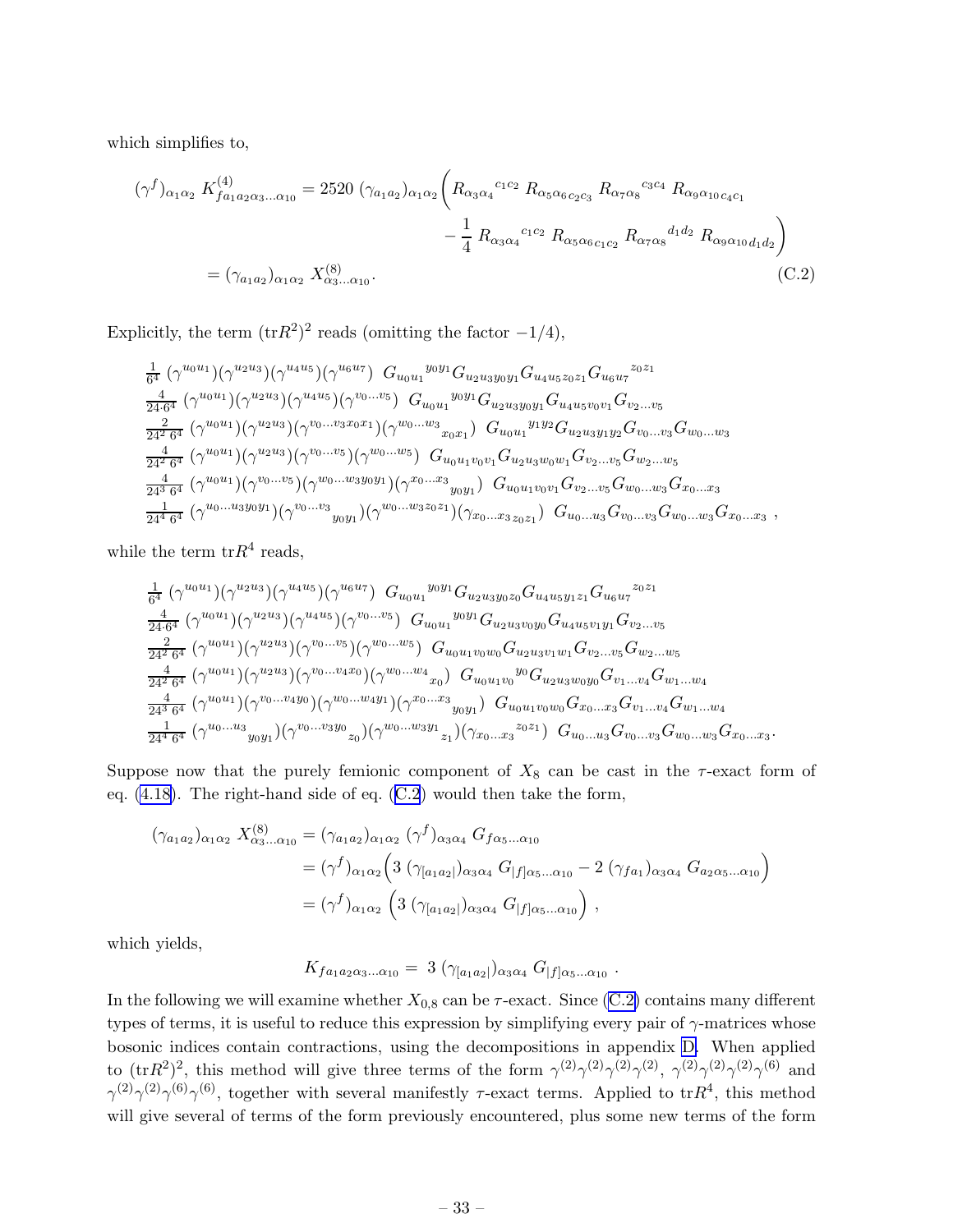which simplifies to,

$$
\begin{aligned}
(\gamma^f)_{\alpha_1\alpha_2}\, K^{(4)}_{fa_1a_2\alpha_3\ldots\alpha_{10}} &= 2520\,(\gamma_{a_1a_2})_{\alpha_1\alpha_2}\bigg( R_{\alpha_3\alpha_4}{}^{c_1c_2}\, R_{\alpha_5\alpha_6\,c_2c_3}\, R_{\alpha_7\alpha_8}{}^{c_3c_4}\, R_{\alpha_9\alpha_{10}\,c_4c_1} \\
&\qquad\qquad - \frac{1}{4}\, R_{\alpha_3\alpha_4}{}^{c_1c_2}\, R_{\alpha_5\alpha_6\,c_1c_2}\, R_{\alpha_7\alpha_8}{}^{d_1d_2}\, R_{\alpha_9\alpha_{10}\,d_1d_2}\bigg) \\
&= (\gamma_{a_1a_2})_{\alpha_1\alpha_2}\, X^{(8)}_{\alpha_3\ldots\alpha_{10}}.
\end{aligned} \tag{C.2}
$$

Explicitly, the term $(\mathrm{tr}R^2)^2$ reads (omitting the factor $-1/4$),

$$
\begin{array}{l}
\frac{1}{6^4}\,(\gamma^{u_0u_1})(\gamma^{u_2u_3})(\gamma^{u_4u_5})(\gamma^{u_6u_7})\;\; G_{u_0u_1}{}^{y_0y_1}G_{u_2u_3y_0y_1}G_{u_4u_5z_0z_1}G_{u_6u_7}{}^{z_0z_1} \\
\frac{4}{24\cdot 6^4}\,(\gamma^{u_0u_1})(\gamma^{u_2u_3})(\gamma^{u_4u_5})(\gamma^{v_0\ldots v_5})\;\; G_{u_0u_1}{}^{y_0y_1}G_{u_2u_3y_0y_1}G_{u_4u_5v_0v_1}G_{v_2\ldots v_5} \\
\frac{2}{24^2\,6^4}\,(\gamma^{u_0u_1})(\gamma^{u_2u_3})(\gamma^{v_0\ldots v_3x_0x_1})(\gamma^{w_0\ldots w_3}{}_{x_0x_1})\;\; G_{u_0u_1}{}^{y_1y_2}G_{u_2u_3y_1y_2}G_{v_0\ldots v_3}G_{w_0\ldots w_3} \\
\frac{4}{24^2\,6^4}\,(\gamma^{u_0u_1})(\gamma^{u_2u_3})(\gamma^{v_0\ldots v_5})(\gamma^{w_0\ldots w_5})\;\; G_{u_0u_1v_0v_1}G_{u_2u_3w_0w_1}G_{v_2\ldots v_5}G_{w_2\ldots w_5} \\
\frac{4}{24^3\,6^4}\,(\gamma^{u_0u_1})(\gamma^{v_0\ldots v_5})(\gamma^{w_0\ldots w_3y_0y_1})(\gamma^{x_0\ldots x_3}{}_{y_0y_1})\;\; G_{u_0u_1v_0v_1}G_{v_2\ldots v_5}G_{w_0\ldots w_3}G_{x_0\ldots x_3} \\
\frac{1}{24^4\,6^4}\,(\gamma^{u_0\ldots u_3y_0y_1})(\gamma^{v_0\ldots v_3}{}_{y_0y_1})(\gamma^{w_0\ldots w_3z_0z_1})(\gamma_{x_0\ldots x_3\,z_0z_1})\;\; G_{u_0\ldots u_3}G_{v_0\ldots v_3}G_{w_0\ldots w_3}G_{x_0\ldots x_3}\,,
\end{array}
$$

while the term $\mathrm{tr}R^4$ reads,

$$
\begin{array}{l}
\frac{1}{6^4}\,(\gamma^{u_0u_1})(\gamma^{u_2u_3})(\gamma^{u_4u_5})(\gamma^{u_6u_7})\;\; G_{u_0u_1}{}^{y_0y_1}G_{u_2u_3y_0z_0}G_{u_4u_5y_1z_1}G_{u_6u_7}{}^{z_0z_1} \\
\frac{4}{24\cdot 6^4}\,(\gamma^{u_0u_1})(\gamma^{u_2u_3})(\gamma^{u_4u_5})(\gamma^{v_0\ldots v_5})\;\; G_{u_0u_1}{}^{y_0y_1}G_{u_2u_3v_0y_0}G_{u_4u_5v_1y_1}G_{v_2\ldots v_5} \\
\frac{2}{24^2\,6^4}\,(\gamma^{u_0u_1})(\gamma^{u_2u_3})(\gamma^{v_0\ldots v_5})(\gamma^{w_0\ldots w_5})\;\; G_{u_0u_1v_0w_0}G_{u_2u_3v_1w_1}G_{v_2\ldots v_5}G_{w_2\ldots w_5} \\
\frac{4}{24^2\,6^4}\,(\gamma^{u_0u_1})(\gamma^{u_2u_3})(\gamma^{v_0\ldots v_4x_0})(\gamma^{w_0\ldots w_4}{}_{x_0})\;\; G_{u_0u_1v_0}{}^{y_0}G_{u_2u_3w_0y_0}G_{v_1\ldots v_4}G_{w_1\ldots w_4} \\
\frac{4}{24^3\,6^4}\,(\gamma^{u_0u_1})(\gamma^{v_0\ldots v_4y_0})(\gamma^{w_0\ldots w_4y_1})(\gamma^{x_0\ldots x_3}{}_{y_0y_1})\;\; G_{u_0u_1v_0w_0}G_{x_0\ldots x_3}G_{v_1\ldots v_4}G_{w_1\ldots w_4} \\
\frac{1}{24^4\,6^4}\,(\gamma^{u_0\ldots u_3}{}_{y_0y_1})(\gamma^{v_0\ldots v_3y_0}{}_{z_0})(\gamma^{w_0\ldots w_3y_1}{}_{z_1})(\gamma_{x_0\ldots x_3}{}^{z_0z_1})\;\; G_{u_0\ldots u_3}G_{v_0\ldots v_3}G_{w_0\ldots w_3}G_{x_0\ldots x_3}.
\end{array}
$$

Suppose now that the purely femionic component of $X_8$ can be cast in the $\tau$-exact form of eq. (4.18). The right-hand side of eq. (C.2) would then take the form,

$$
\begin{aligned}
(\gamma_{a_1a_2})_{\alpha_1\alpha_2}\, X^{(8)}_{\alpha_3\ldots\alpha_{10}} &= (\gamma_{a_1a_2})_{\alpha_1\alpha_2}\,(\gamma^f)_{\alpha_3\alpha_4}\, G_{f\alpha_5\ldots\alpha_{10}} \\
&= (\gamma^f)_{\alpha_1\alpha_2}\Big(3\,(\gamma_{[a_1a_2|})_{\alpha_3\alpha_4}\, G_{|f]\alpha_5\ldots\alpha_{10}} - 2\,(\gamma_{fa_1})_{\alpha_3\alpha_4}\, G_{a_2\alpha_5\ldots\alpha_{10}}\Big) \\
&= (\gamma^f)_{\alpha_1\alpha_2}\,\Big(3\,(\gamma_{[a_1a_2|})_{\alpha_3\alpha_4}\, G_{|f]\alpha_5\ldots\alpha_{10}}\Big)\,,
\end{aligned}
$$

which yields,

$$
K_{fa_1a_2\alpha_3\ldots\alpha_{10}} = \;3\,(\gamma_{[a_1a_2|})_{\alpha_3\alpha_4}\, G_{|f]\alpha_5\ldots\alpha_{10}}\,.
$$

In the following we will examine whether $X_{0,8}$ can be $\tau$-exact. Since (C.2) contains many different types of terms, it is useful to reduce this expression by simplifying every pair of $\gamma$-matrices whose bosonic indices contain contractions, using the decompositions in appendix D. When applied to $(\mathrm{tr}R^2)^2$, this method will give three terms of the form $\gamma^{(2)}\gamma^{(2)}\gamma^{(2)}\gamma^{(2)}$, $\gamma^{(2)}\gamma^{(2)}\gamma^{(2)}\gamma^{(6)}$ and $\gamma^{(2)}\gamma^{(2)}\gamma^{(6)}\gamma^{(6)}$, together with several manifestly $\tau$-exact terms. Applied to $\mathrm{tr}R^4$, this method will give several of terms of the form previously encountered, plus some new terms of the form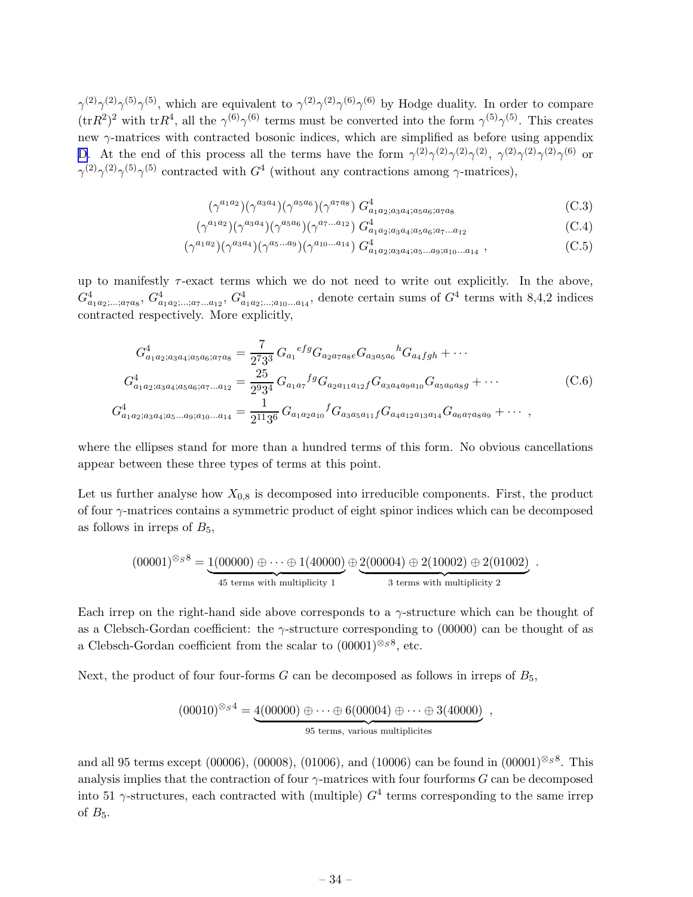$\gamma^{(2)}\gamma^{(2)}\gamma^{(5)}\gamma^{(5)}$, which are equivalent to $\gamma^{(2)}\gamma^{(2)}\gamma^{(6)}\gamma^{(6)}$ by Hodge duality. In order to compare $(\mathrm{tr}R^2)^2$ with $\mathrm{tr}R^4$, all the $\gamma^{(6)}\gamma^{(6)}$ terms must be converted into the form $\gamma^{(5)}\gamma^{(5)}$. This creates new $\gamma$-matrices with contracted bosonic indices, which are simplified as before using appendix D. At the end of this process all the terms have the form $\gamma^{(2)}\gamma^{(2)}\gamma^{(2)}\gamma^{(2)}$, $\gamma^{(2)}\gamma^{(2)}\gamma^{(2)}\gamma^{(6)}$ or $\gamma^{(2)}\gamma^{(2)}\gamma^{(5)}\gamma^{(5)}$ contracted with $G^4$ (without any contractions among $\gamma$-matrices),

$$(\gamma^{a_1a_2})(\gamma^{a_3a_4})(\gamma^{a_5a_6})(\gamma^{a_7a_8})\; G^4_{a_1a_2;a_3a_4;a_5a_6;a_7a_8} \tag{C.3}$$

$$(\gamma^{a_1a_2})(\gamma^{a_3a_4})(\gamma^{a_5a_6})(\gamma^{a_7\ldots a_{12}})\; G^4_{a_1a_2;a_3a_4;a_5a_6;a_7\ldots a_{12}} \tag{C.4}$$

$$(\gamma^{a_1a_2})(\gamma^{a_3a_4})(\gamma^{a_5\ldots a_9})(\gamma^{a_{10}\ldots a_{14}})\; G^4_{a_1a_2;a_3a_4;a_5\ldots a_9;a_{10}\ldots a_{14}}\ , \tag{C.5}$$

up to manifestly $\tau$-exact terms which we do not need to write out explicitly. In the above, $G^4_{a_1a_2;\ldots;a_7a_8}$, $G^4_{a_1a_2;\ldots;a_7\ldots a_{12}}$, $G^4_{a_1a_2;\ldots;a_{10}\ldots a_{14}}$, denote certain sums of $G^4$ terms with 8,4,2 indices contracted respectively. More explicitly,

$$\begin{aligned}
G^4_{a_1a_2;a_3a_4;a_5a_6;a_7a_8} &= \frac{7}{2^7 3^3}\, G_{a_1}{}^{efg} G_{a_2a_7a_8e} G_{a_3a_5a_6}{}^{h} G_{a_4fgh} + \cdots \\
G^4_{a_1a_2;a_3a_4;a_5a_6;a_7\ldots a_{12}} &= \frac{25}{2^9 3^4}\, G_{a_1a_7}{}^{fg} G_{a_2a_{11}a_{12}f} G_{a_3a_4a_9a_{10}} G_{a_5a_6a_8g} + \cdots \\
G^4_{a_1a_2;a_3a_4;a_5\ldots a_9;a_{10}\ldots a_{14}} &= \frac{1}{2^{11}3^6}\, G_{a_1a_2a_{10}}{}^{f} G_{a_3a_5a_{11}f} G_{a_4a_{12}a_{13}a_{14}} G_{a_6a_7a_8a_9} + \cdots\ ,
\end{aligned} \tag{C.6}$$

where the ellipses stand for more than a hundred terms of this form. No obvious cancellations appear between these three types of terms at this point.

Let us further analyse how $X_{0,8}$ is decomposed into irreducible components. First, the product of four $\gamma$-matrices contains a symmetric product of eight spinor indices which can be decomposed as follows in irreps of $B_5$,

$$(00001)^{\otimes_S 8} = \underbrace{1(00000) \oplus \cdots \oplus 1(40000)}_{\text{45 terms with multiplicity 1}} \oplus \underbrace{2(00004) \oplus 2(10002) \oplus 2(01002)}_{\text{3 terms with multiplicity 2}}\ .$$

Each irrep on the right-hand side above corresponds to a $\gamma$-structure which can be thought of as a Clebsch-Gordan coefficient: the $\gamma$-structure corresponding to (00000) can be thought of as a Clebsch-Gordan coefficient from the scalar to $(00001)^{\otimes_S 8}$, etc.

Next, the product of four four-forms $G$ can be decomposed as follows in irreps of $B_5$,

$$(00010)^{\otimes_S 4} = \underbrace{4(00000) \oplus \cdots \oplus 6(00004) \oplus \cdots \oplus 3(40000)}_{\text{95 terms, various multiplicites}}\ ,$$

and all 95 terms except (00006), (00008), (01006), and (10006) can be found in $(00001)^{\otimes_S 8}$. This analysis implies that the contraction of four $\gamma$-matrices with four fourforms $G$ can be decomposed into 51 $\gamma$-structures, each contracted with (multiple) $G^4$ terms corresponding to the same irrep of $B_5$.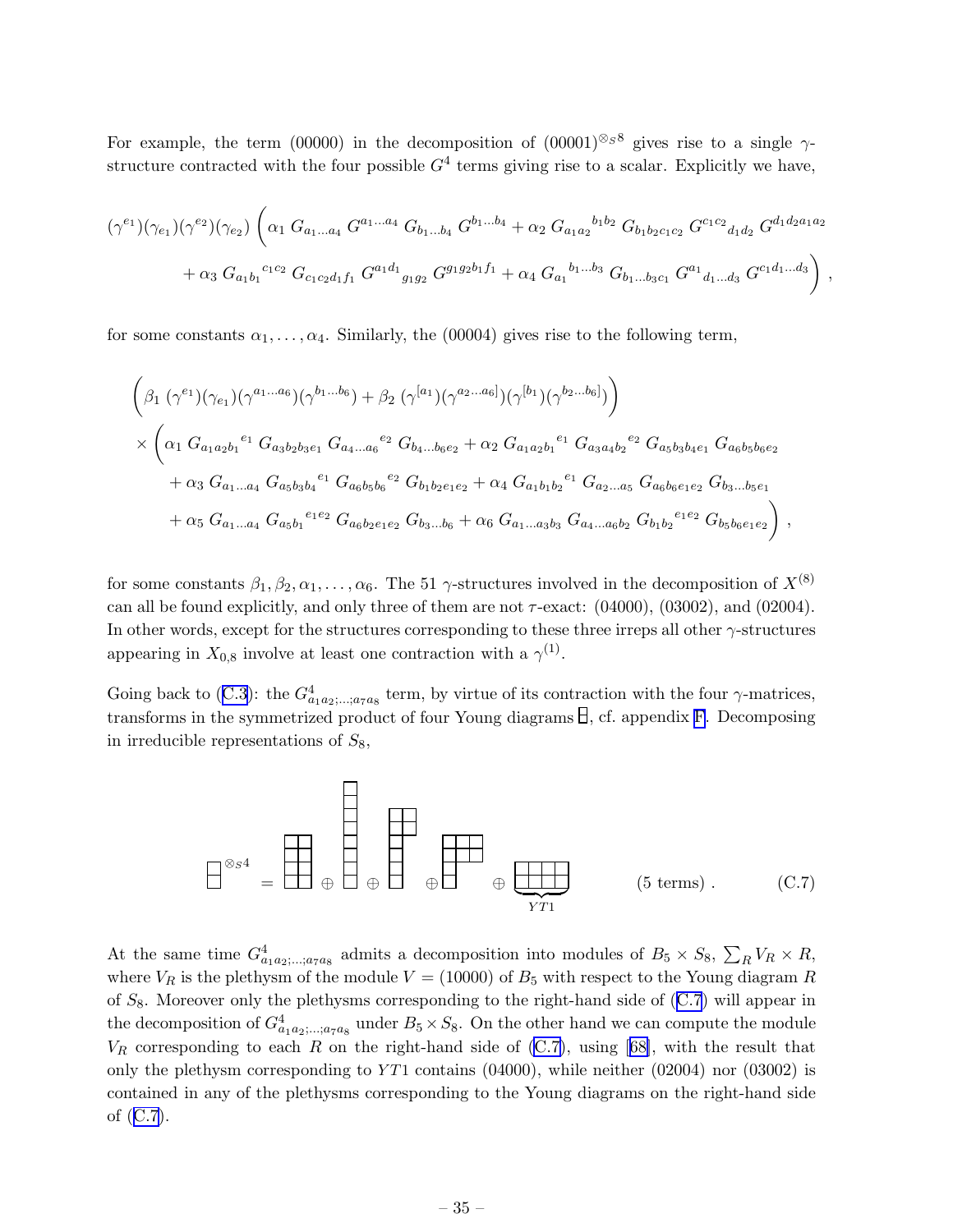For example, the term (00000) in the decomposition of $(00001)^{\otimes_S 8}$ gives rise to a single $\gamma$-structure contracted with the four possible $G^4$ terms giving rise to a scalar. Explicitly we have,

$$
\begin{aligned}
(\gamma^{e_1})(\gamma_{e_1})(\gamma^{e_2})(\gamma_{e_2}) \Big( &\alpha_1\, G_{a_1\dots a_4}\, G^{a_1\dots a_4}\, G_{b_1\dots b_4}\, G^{b_1\dots b_4} + \alpha_2\, G_{a_1a_2}{}^{b_1b_2}\, G_{b_1b_2c_1c_2}\, G^{c_1c_2}{}_{d_1d_2}\, G^{d_1d_2a_1a_2} \\
&+ \alpha_3\, G_{a_1b_1}{}^{c_1c_2}\, G_{c_1c_2d_1f_1}\, G^{a_1d_1}{}_{g_1g_2}\, G^{g_1g_2b_1f_1} + \alpha_4\, G_{a_1}{}^{b_1\dots b_3}\, G_{b_1\dots b_3c_1}\, G^{a_1}{}_{d_1\dots d_3}\, G^{c_1d_1\dots d_3} \Big)\,,
\end{aligned}
$$

for some constants $\alpha_1,\dots,\alpha_4$. Similarly, the (00004) gives rise to the following term,

$$
\begin{aligned}
&\Big( \beta_1\, (\gamma^{e_1})(\gamma_{e_1})(\gamma^{a_1\dots a_6})(\gamma^{b_1\dots b_6}) + \beta_2\, (\gamma^{[a_1})(\gamma^{a_2\dots a_6]})(\gamma^{[b_1})(\gamma^{b_2\dots b_6]}) \Big) \\
&\times \Big( \alpha_1\, G_{a_1a_2b_1}{}^{e_1}\, G_{a_3b_2b_3e_1}\, G_{a_4\dots a_6}{}^{e_2}\, G_{b_4\dots b_6e_2} + \alpha_2\, G_{a_1a_2b_1}{}^{e_1}\, G_{a_3a_4b_2}{}^{e_2}\, G_{a_5b_3b_4e_1}\, G_{a_6b_5b_6e_2} \\
&\quad + \alpha_3\, G_{a_1\dots a_4}\, G_{a_5b_3b_4}{}^{e_1}\, G_{a_6b_5b_6}{}^{e_2}\, G_{b_1b_2e_1e_2} + \alpha_4\, G_{a_1b_1b_2}{}^{e_1}\, G_{a_2\dots a_5}\, G_{a_6b_6e_1e_2}\, G_{b_3\dots b_5e_1} \\
&\quad + \alpha_5\, G_{a_1\dots a_4}\, G_{a_5b_1}{}^{e_1e_2}\, G_{a_6b_2e_1e_2}\, G_{b_3\dots b_6} + \alpha_6\, G_{a_1\dots a_3b_3}\, G_{a_4\dots a_6b_2}\, G_{b_1b_2}{}^{e_1e_2}\, G_{b_5b_6e_1e_2} \Big)\,,
\end{aligned}
$$

for some constants $\beta_1, \beta_2, \alpha_1, \dots, \alpha_6$. The 51 $\gamma$-structures involved in the decomposition of $X^{(8)}$ can all be found explicitly, and only three of them are not $\tau$-exact: (04000), (03002), and (02004). In other words, except for the structures corresponding to these three irreps all other $\gamma$-structures appearing in $X_{0,8}$ involve at least one contraction with a $\gamma^{(1)}$.

Going back to (C.3): the $G^4_{a_1a_2;\dots;a_7a_8}$ term, by virtue of its contraction with the four $\gamma$-matrices, transforms in the symmetrized product of four Young diagrams $[1,1]$, cf. appendix F. Decomposing in irreducible representations of $S_8$,

$$
[1,1]^{\otimes_S 4} = [2,2,2,2] \oplus [1^8] \oplus [2,2,1,1,1,1] \oplus [3,3,1,1] \oplus \underbrace{[4,4]}_{YT1} \qquad \text{(5 terms)}\,. \tag{C.7}
$$

At the same time $G^4_{a_1a_2;\dots;a_7a_8}$ admits a decomposition into modules of $B_5 \times S_8$, $\sum_R V_R \times R$, where $V_R$ is the plethysm of the module $V = (10000)$ of $B_5$ with respect to the Young diagram $R$ of $S_8$. Moreover only the plethysms corresponding to the right-hand side of (C.7) will appear in the decomposition of $G^4_{a_1a_2;\dots;a_7a_8}$ under $B_5 \times S_8$. On the other hand we can compute the module $V_R$ corresponding to each $R$ on the right-hand side of (C.7), using [68], with the result that only the plethysm corresponding to $YT1$ contains (04000), while neither (02004) nor (03002) is contained in any of the plethysms corresponding to the Young diagrams on the right-hand side of (C.7).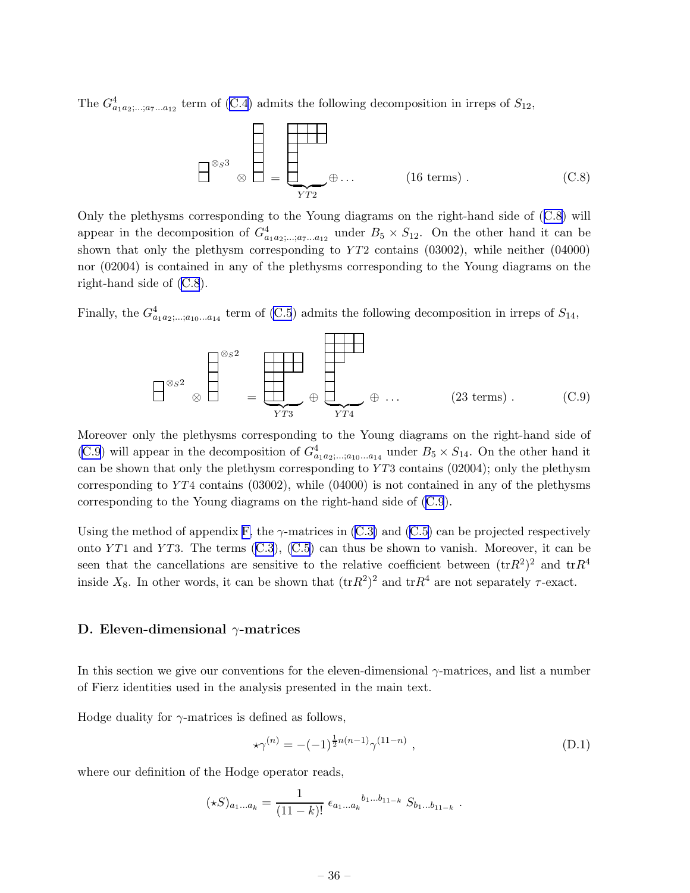The $G^4_{a_1 a_2;\dots;a_7\dots a_{12}}$ term of (C.4) admits the following decomposition in irreps of $S_{12}$,

$$
[1^2]^{\otimes_S 3} \otimes [1^6] = \underbrace{[4^2,1^4]}_{YT2} \oplus \dots \qquad \text{(16 terms)} . \tag{C.8}
$$

Only the plethysms corresponding to the Young diagrams on the right-hand side of (C.8) will appear in the decomposition of $G^4_{a_1 a_2;\dots;a_7\dots a_{12}}$ under $B_5 \times S_{12}$. On the other hand it can be shown that only the plethysm corresponding to $YT2$ contains (03002), while neither (04000) nor (02004) is contained in any of the plethysms corresponding to the Young diagrams on the right-hand side of (C.8).

Finally, the $G^4_{a_1 a_2;\dots;a_{10}\dots a_{14}}$ term of (C.5) admits the following decomposition in irreps of $S_{14}$,

$$
[1^2]^{\otimes_S 2} \otimes [1^5]^{\otimes_S 2} = \underbrace{[4^2,2^3]}_{YT3} \oplus \underbrace{[4^2,2,1^4]}_{YT4} \oplus \dots \qquad \text{(23 terms)} . \tag{C.9}
$$

Moreover only the plethysms corresponding to the Young diagrams on the right-hand side of (C.9) will appear in the decomposition of $G^4_{a_1 a_2;\dots;a_{10}\dots a_{14}}$ under $B_5 \times S_{14}$. On the other hand it can be shown that only the plethysm corresponding to $YT3$ contains (02004); only the plethysm corresponding to $YT4$ contains (03002), while (04000) is not contained in any of the plethysms corresponding to the Young diagrams on the right-hand side of (C.9).

Using the method of appendix F, the $\gamma$-matrices in (C.3) and (C.5) can be projected respectively onto $YT1$ and $YT3$. The terms (C.3), (C.5) can thus be shown to vanish. Moreover, it can be seen that the cancellations are sensitive to the relative coefficient between $(\text{tr}R^2)^2$ and $\text{tr}R^4$ inside $X_8$. In other words, it can be shown that $(\text{tr}R^2)^2$ and $\text{tr}R^4$ are not separately $\tau$-exact.

## D. Eleven-dimensional $\gamma$-matrices

In this section we give our conventions for the eleven-dimensional $\gamma$-matrices, and list a number of Fierz identities used in the analysis presented in the main text.

Hodge duality for $\gamma$-matrices is defined as follows,

$$
\star\gamma^{(n)} = -(-1)^{\frac{1}{2}n(n-1)}\gamma^{(11-n)} , \tag{D.1}
$$

where our definition of the Hodge operator reads,

$$
(\star S)_{a_1\dots a_k} = \frac{1}{(11-k)!}\,\epsilon_{a_1\dots a_k}{}^{b_1\dots b_{11-k}}\,S_{b_1\dots b_{11-k}} .
$$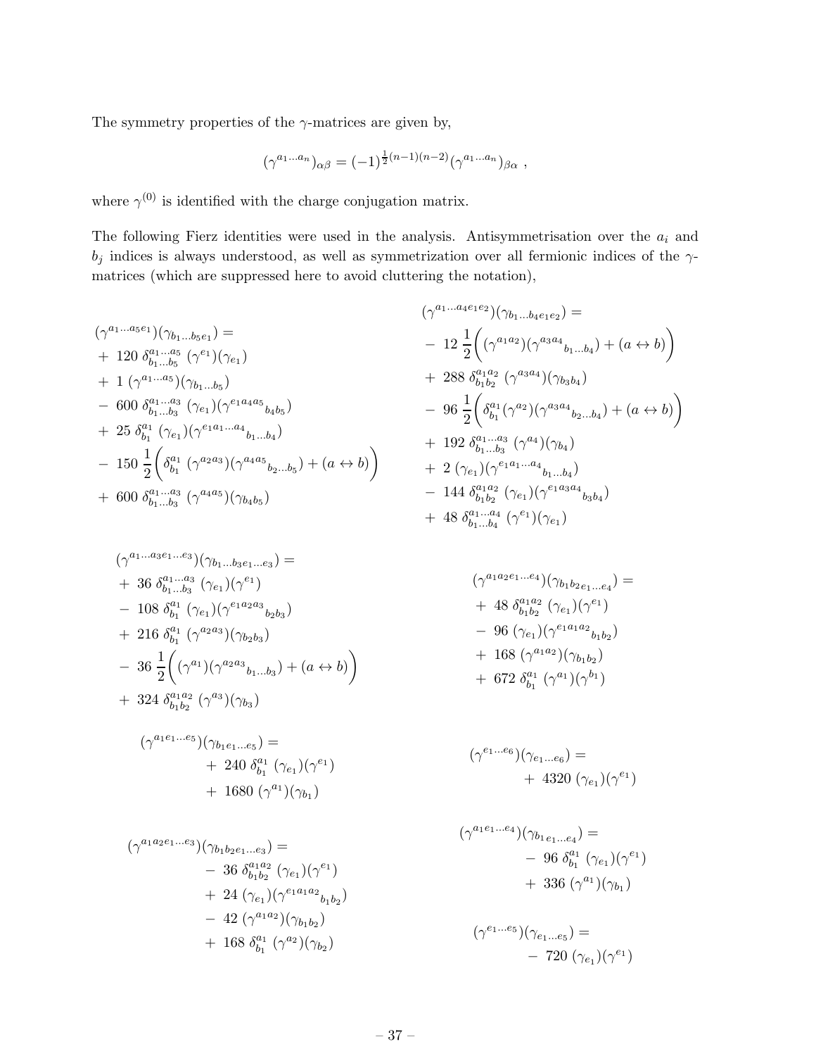The symmetry properties of the $\gamma$-matrices are given by,

$$(\gamma^{a_1\ldots a_n})_{\alpha\beta} = (-1)^{\frac{1}{2}(n-1)(n-2)}(\gamma^{a_1\ldots a_n})_{\beta\alpha} \ ,$$

where $\gamma^{(0)}$ is identified with the charge conjugation matrix.

The following Fierz identities were used in the analysis. Antisymmetrisation over the $a_i$ and $b_j$ indices is always understood, as well as symmetrization over all fermionic indices of the $\gamma$-matrices (which are suppressed here to avoid cluttering the notation),

$$
\begin{aligned}
&(\gamma^{a_1\ldots a_5 e_1})(\gamma_{b_1\ldots b_5 e_1}) = \\
&+\ 120\ \delta^{a_1\ldots a_5}_{b_1\ldots b_5}\ (\gamma^{e_1})(\gamma_{e_1}) \\
&+\ 1\ (\gamma^{a_1\ldots a_5})(\gamma_{b_1\ldots b_5}) \\
&-\ 600\ \delta^{a_1\ldots a_3}_{b_1\ldots b_3}\ (\gamma_{e_1})(\gamma^{e_1 a_4 a_5}{}_{b_4 b_5}) \\
&+\ 25\ \delta^{a_1}_{b_1}\ (\gamma_{e_1})(\gamma^{e_1 a_1\ldots a_4}{}_{b_1\ldots b_4}) \\
&-\ 150\ \frac{1}{2}\bigg(\delta^{a_1}_{b_1}\ (\gamma^{a_2 a_3})(\gamma^{a_4 a_5}{}_{b_2\ldots b_5}) + (a \leftrightarrow b)\bigg) \\
&+\ 600\ \delta^{a_1\ldots a_3}_{b_1\ldots b_3}\ (\gamma^{a_4 a_5})(\gamma_{b_4 b_5})
\end{aligned}
$$

$$
\begin{aligned}
&(\gamma^{a_1\ldots a_4 e_1 e_2})(\gamma_{b_1\ldots b_4 e_1 e_2}) = \\
&-\ 12\ \frac{1}{2}\bigg((\gamma^{a_1 a_2})(\gamma^{a_3 a_4}{}_{b_1\ldots b_4}) + (a \leftrightarrow b)\bigg) \\
&+\ 288\ \delta^{a_1 a_2}_{b_1 b_2}\ (\gamma^{a_3 a_4})(\gamma_{b_3 b_4}) \\
&-\ 96\ \frac{1}{2}\bigg(\delta^{a_1}_{b_1}(\gamma^{a_2})(\gamma^{a_3 a_4}{}_{b_2\ldots b_4}) + (a \leftrightarrow b)\bigg) \\
&+\ 192\ \delta^{a_1\ldots a_3}_{b_1\ldots b_3}\ (\gamma^{a_4})(\gamma_{b_4}) \\
&+\ 2\ (\gamma_{e_1})(\gamma^{e_1 a_1\ldots a_4}{}_{b_1\ldots b_4}) \\
&-\ 144\ \delta^{a_1 a_2}_{b_1 b_2}\ (\gamma_{e_1})(\gamma^{e_1 a_3 a_4}{}_{b_3 b_4}) \\
&+\ 48\ \delta^{a_1\ldots a_4}_{b_1\ldots b_4}\ (\gamma^{e_1})(\gamma_{e_1})
\end{aligned}
$$

$$
\begin{aligned}
&(\gamma^{a_1\ldots a_3 e_1\ldots e_3})(\gamma_{b_1\ldots b_3 e_1\ldots e_3}) = \\
&+\ 36\ \delta^{a_1\ldots a_3}_{b_1\ldots b_3}\ (\gamma_{e_1})(\gamma^{e_1}) \\
&-\ 108\ \delta^{a_1}_{b_1}\ (\gamma_{e_1})(\gamma^{e_1 a_2 a_3}{}_{b_2 b_3}) \\
&+\ 216\ \delta^{a_1}_{b_1}\ (\gamma^{a_2 a_3})(\gamma_{b_2 b_3}) \\
&-\ 36\ \frac{1}{2}\bigg((\gamma^{a_1})(\gamma^{a_2 a_3}{}_{b_1\ldots b_3}) + (a \leftrightarrow b)\bigg) \\
&+\ 324\ \delta^{a_1 a_2}_{b_1 b_2}\ (\gamma^{a_3})(\gamma_{b_3})
\end{aligned}
$$

$$
\begin{aligned}
&(\gamma^{a_1 a_2 e_1\ldots e_4})(\gamma_{b_1 b_2 e_1\ldots e_4}) = \\
&+\ 48\ \delta^{a_1 a_2}_{b_1 b_2}\ (\gamma_{e_1})(\gamma^{e_1}) \\
&-\ 96\ (\gamma_{e_1})(\gamma^{e_1 a_1 a_2}{}_{b_1 b_2}) \\
&+\ 168\ (\gamma^{a_1 a_2})(\gamma_{b_1 b_2}) \\
&+\ 672\ \delta^{a_1}_{b_1}\ (\gamma^{a_1})(\gamma^{b_1})
\end{aligned}
$$

$$
\begin{aligned}
&(\gamma^{a_1 e_1\ldots e_5})(\gamma_{b_1 e_1\ldots e_5}) = \\
&\qquad +\ 240\ \delta^{a_1}_{b_1}\ (\gamma_{e_1})(\gamma^{e_1}) \\
&\qquad +\ 1680\ (\gamma^{a_1})(\gamma_{b_1})
\end{aligned}
$$

$$
\begin{aligned}
&(\gamma^{e_1\ldots e_6})(\gamma_{e_1\ldots e_6}) = \\
&\qquad +\ 4320\ (\gamma_{e_1})(\gamma^{e_1})
\end{aligned}
$$

$$
\begin{aligned}
&(\gamma^{a_1 a_2 e_1\ldots e_3})(\gamma_{b_1 b_2 e_1\ldots e_3}) = \\
&\qquad -\ 36\ \delta^{a_1 a_2}_{b_1 b_2}\ (\gamma_{e_1})(\gamma^{e_1}) \\
&\qquad +\ 24\ (\gamma_{e_1})(\gamma^{e_1 a_1 a_2}{}_{b_1 b_2}) \\
&\qquad -\ 42\ (\gamma^{a_1 a_2})(\gamma_{b_1 b_2}) \\
&\qquad +\ 168\ \delta^{a_1}_{b_1}\ (\gamma^{a_2})(\gamma_{b_2})
\end{aligned}
$$

$$
\begin{aligned}
&(\gamma^{a_1 e_1\ldots e_4})(\gamma_{b_1 e_1\ldots e_4}) = \\
&\qquad -\ 96\ \delta^{a_1}_{b_1}\ (\gamma_{e_1})(\gamma^{e_1}) \\
&\qquad +\ 336\ (\gamma^{a_1})(\gamma_{b_1})
\end{aligned}
$$

$$
\begin{aligned}
&(\gamma^{e_1\ldots e_5})(\gamma_{e_1\ldots e_5}) = \\
&\qquad -\ 720\ (\gamma_{e_1})(\gamma^{e_1})
\end{aligned}
$$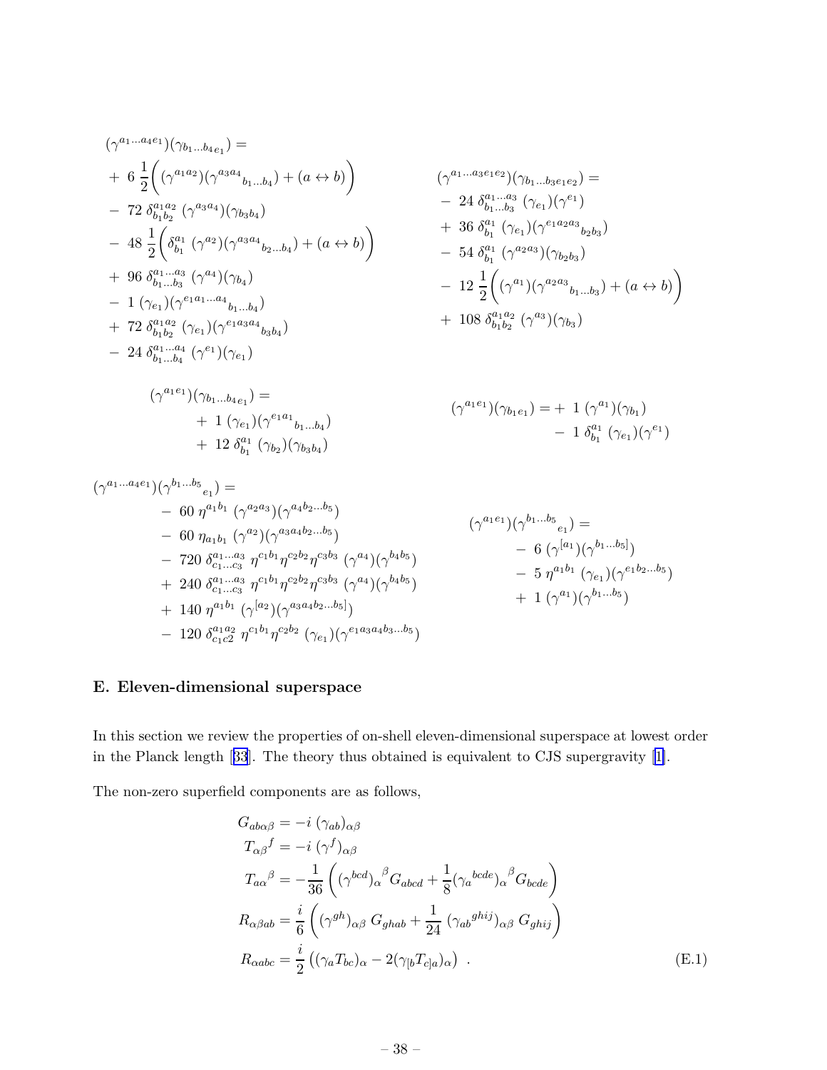$$
\begin{aligned}
&(\gamma^{a_1\ldots a_4 e_1})(\gamma_{b_1\ldots b_4 e_1}) = \\
&+\ 6\ \frac{1}{2}\bigg((\gamma^{a_1a_2})(\gamma^{a_3a_4}{}_{b_1\ldots b_4}) + (a \leftrightarrow b)\bigg) \\
&-\ 72\ \delta^{a_1a_2}_{b_1b_2}\ (\gamma^{a_3a_4})(\gamma_{b_3b_4}) \\
&-\ 48\ \frac{1}{2}\bigg(\delta^{a_1}_{b_1}\ (\gamma^{a_2})(\gamma^{a_3a_4}{}_{b_2\ldots b_4}) + (a \leftrightarrow b)\bigg) \\
&+\ 96\ \delta^{a_1\ldots a_3}_{b_1\ldots b_3}\ (\gamma^{a_4})(\gamma_{b_4}) \\
&-\ 1\ (\gamma_{e_1})(\gamma^{e_1a_1\ldots a_4}{}_{b_1\ldots b_4}) \\
&+\ 72\ \delta^{a_1a_2}_{b_1b_2}\ (\gamma_{e_1})(\gamma^{e_1a_3a_4}{}_{b_3b_4}) \\
&-\ 24\ \delta^{a_1\ldots a_4}_{b_1\ldots b_4}\ (\gamma^{e_1})(\gamma_{e_1})
\end{aligned}
$$

$$
\begin{aligned}
&(\gamma^{a_1\ldots a_3 e_1 e_2})(\gamma_{b_1\ldots b_3 e_1 e_2}) = \\
&-\ 24\ \delta^{a_1\ldots a_3}_{b_1\ldots b_3}\ (\gamma_{e_1})(\gamma^{e_1}) \\
&+\ 36\ \delta^{a_1}_{b_1}\ (\gamma_{e_1})(\gamma^{e_1a_2a_3}{}_{b_2b_3}) \\
&-\ 54\ \delta^{a_1}_{b_1}\ (\gamma^{a_2a_3})(\gamma_{b_2b_3}) \\
&-\ 12\ \frac{1}{2}\bigg((\gamma^{a_1})(\gamma^{a_2a_3}{}_{b_1\ldots b_3}) + (a \leftrightarrow b)\bigg) \\
&+\ 108\ \delta^{a_1a_2}_{b_1b_2}\ (\gamma^{a_3})(\gamma_{b_3})
\end{aligned}
$$

$$
\begin{aligned}
&(\gamma^{a_1 e_1})(\gamma_{b_1\ldots b_4 e_1}) = \\
&\quad +\ 1\ (\gamma_{e_1})(\gamma^{e_1a_1}{}_{b_1\ldots b_4}) \\
&\quad +\ 12\ \delta^{a_1}_{b_1}\ (\gamma_{b_2})(\gamma_{b_3b_4})
\end{aligned}
$$

$$
\begin{aligned}
(\gamma^{a_1 e_1})(\gamma_{b_1 e_1}) = &+\ 1\ (\gamma^{a_1})(\gamma_{b_1}) \\
&-\ 1\ \delta^{a_1}_{b_1}\ (\gamma_{e_1})(\gamma^{e_1})
\end{aligned}
$$

$$
\begin{aligned}
&(\gamma^{a_1\ldots a_4 e_1})(\gamma^{b_1\ldots b_5}{}_{e_1}) = \\
&\quad -\ 60\ \eta^{a_1b_1}\ (\gamma^{a_2a_3})(\gamma^{a_4b_2\ldots b_5}) \\
&\quad -\ 60\ \eta_{a_1b_1}\ (\gamma^{a_2})(\gamma^{a_3a_4b_2\ldots b_5}) \\
&\quad -\ 720\ \delta^{a_1\ldots a_3}_{c_1\ldots c_3}\ \eta^{c_1b_1}\eta^{c_2b_2}\eta^{c_3b_3}\ (\gamma^{a_4})(\gamma^{b_4b_5}) \\
&\quad +\ 240\ \delta^{a_1\ldots a_3}_{c_1\ldots c_3}\ \eta^{c_1b_1}\eta^{c_2b_2}\eta^{c_3b_3}\ (\gamma^{a_4})(\gamma^{b_4b_5}) \\
&\quad +\ 140\ \eta^{a_1b_1}\ (\gamma^{[a_2})(\gamma^{a_3a_4b_2\ldots b_5]}) \\
&\quad -\ 120\ \delta^{a_1a_2}_{c_1c2}\ \eta^{c_1b_1}\eta^{c_2b_2}\ (\gamma_{e_1})(\gamma^{e_1a_3a_4b_3\ldots b_5})
\end{aligned}
$$

$$
\begin{aligned}
&(\gamma^{a_1 e_1})(\gamma^{b_1\ldots b_5}{}_{e_1}) = \\
&\quad -\ 6\ (\gamma^{[a_1})(\gamma^{b_1\ldots b_5]}) \\
&\quad -\ 5\ \eta^{a_1b_1}\ (\gamma_{e_1})(\gamma^{e_1b_2\ldots b_5}) \\
&\quad +\ 1\ (\gamma^{a_1})(\gamma^{b_1\ldots b_5})
\end{aligned}
$$

## E. Eleven-dimensional superspace

In this section we review the properties of on-shell eleven-dimensional superspace at lowest order in the Planck length [33]. The theory thus obtained is equivalent to CJS supergravity [1].

The non-zero superfield components are as follows,

$$
\begin{aligned}
G_{ab\alpha\beta} &= -i\ (\gamma_{ab})_{\alpha\beta} \\
T_{\alpha\beta}{}^{f} &= -i\ (\gamma^{f})_{\alpha\beta} \\
T_{a\alpha}{}^{\beta} &= -\frac{1}{36}\left((\gamma^{bcd})_{\alpha}{}^{\beta}G_{abcd} + \frac{1}{8}(\gamma_{a}{}^{bcde})_{\alpha}{}^{\beta}G_{bcde}\right) \\
R_{\alpha\beta ab} &= \frac{i}{6}\left((\gamma^{gh})_{\alpha\beta}\ G_{ghab} + \frac{1}{24}\ (\gamma_{ab}{}^{ghij})_{\alpha\beta}\ G_{ghij}\right) \\
R_{\alpha abc} &= \frac{i}{2}\left((\gamma_{a}T_{bc})_{\alpha} - 2(\gamma_{[b}T_{c]a})_{\alpha}\right)\ .
\end{aligned}
\tag{E.1}
$$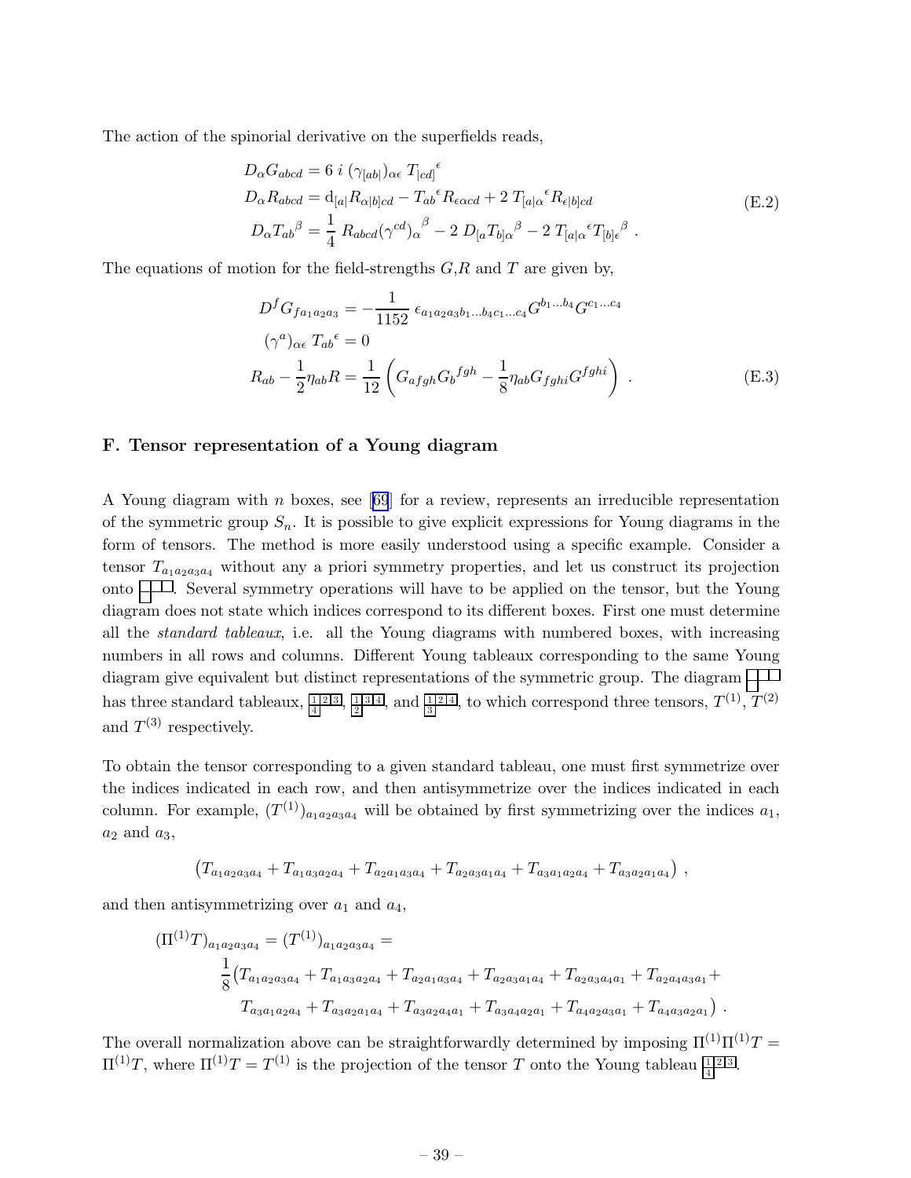The action of the spinorial derivative on the superfields reads,

$$
\begin{aligned}
D_\alpha G_{abcd} &= 6\, i\, (\gamma_{[ab|})_{\alpha\epsilon}\, T_{|cd]}{}^{\epsilon} \\
D_\alpha R_{abcd} &= \mathrm{d}_{[a|} R_{\alpha|b]cd} - T_{ab}{}^{\epsilon} R_{\epsilon\alpha cd} + 2\, T_{[a|\alpha}{}^{\epsilon} R_{\epsilon|b]cd} \\
D_\alpha T_{ab}{}^{\beta} &= \frac{1}{4}\, R_{abcd} (\gamma^{cd})_{\alpha}{}^{\beta} - 2\, D_{[a} T_{b]\alpha}{}^{\beta} - 2\, T_{[a|\alpha}{}^{\epsilon} T_{|b]\epsilon}{}^{\beta}\ .
\end{aligned}
\tag{E.2}
$$

The equations of motion for the field-strengths $G$,$R$ and $T$ are given by,

$$
\begin{aligned}
D^f G_{f a_1 a_2 a_3} &= -\frac{1}{1152}\, \epsilon_{a_1 a_2 a_3 b_1 \ldots b_4 c_1 \ldots c_4} G^{b_1 \ldots b_4} G^{c_1 \ldots c_4} \\
(\gamma^a)_{\alpha\epsilon}\, T_{ab}{}^{\epsilon} &= 0 \\
R_{ab} - \frac{1}{2}\eta_{ab} R &= \frac{1}{12}\left( G_{afgh} G_b{}^{fgh} - \frac{1}{8}\eta_{ab} G_{fghi} G^{fghi} \right)\ .
\end{aligned}
\tag{E.3}
$$

## F. Tensor representation of a Young diagram

A Young diagram with $n$ boxes, see [69] for a review, represents an irreducible representation of the symmetric group $S_n$. It is possible to give explicit expressions for Young diagrams in the form of tensors. The method is more easily understood using a specific example. Consider a tensor $T_{a_1 a_2 a_3 a_4}$ without any a priori symmetry properties, and let us construct its projection onto (Young diagram with rows of 3 and 1 boxes). Several symmetry operations will have to be applied on the tensor, but the Young diagram does not state which indices correspond to its different boxes. First one must determine all the *standard tableaux*, i.e. all the Young diagrams with numbered boxes, with increasing numbers in all rows and columns. Different Young tableaux corresponding to the same Young diagram give equivalent but distinct representations of the symmetric group. The diagram (rows of 3 and 1 boxes) has three standard tableaux, (1 2 3 / 4), (1 3 4 / 2), and (1 2 4 / 3), to which correspond three tensors, $T^{(1)}$, $T^{(2)}$ and $T^{(3)}$ respectively.

To obtain the tensor corresponding to a given standard tableau, one must first symmetrize over the indices indicated in each row, and then antisymmetrize over the indices indicated in each column. For example, $(T^{(1)})_{a_1 a_2 a_3 a_4}$ will be obtained by first symmetrizing over the indices $a_1$, $a_2$ and $a_3$,

$$
\left( T_{a_1 a_2 a_3 a_4} + T_{a_1 a_3 a_2 a_4} + T_{a_2 a_1 a_3 a_4} + T_{a_2 a_3 a_1 a_4} + T_{a_3 a_1 a_2 a_4} + T_{a_3 a_2 a_1 a_4} \right)\ ,
$$

and then antisymmetrizing over $a_1$ and $a_4$,

$$
\begin{aligned}
(\Pi^{(1)} T)_{a_1 a_2 a_3 a_4} = (T^{(1)})_{a_1 a_2 a_3 a_4} = \\
\frac{1}{8}\big( & T_{a_1 a_2 a_3 a_4} + T_{a_1 a_3 a_2 a_4} + T_{a_2 a_1 a_3 a_4} + T_{a_2 a_3 a_1 a_4} + T_{a_2 a_3 a_4 a_1} + T_{a_2 a_4 a_3 a_1} + \\
& T_{a_3 a_1 a_2 a_4} + T_{a_3 a_2 a_1 a_4} + T_{a_3 a_2 a_4 a_1} + T_{a_3 a_4 a_2 a_1} + T_{a_4 a_2 a_3 a_1} + T_{a_4 a_3 a_2 a_1} \big)\ .
\end{aligned}
$$

The overall normalization above can be straightforwardly determined by imposing $\Pi^{(1)}\Pi^{(1)}T = \Pi^{(1)}T$, where $\Pi^{(1)}T = T^{(1)}$ is the projection of the tensor $T$ onto the Young tableau (1 2 3 / 4).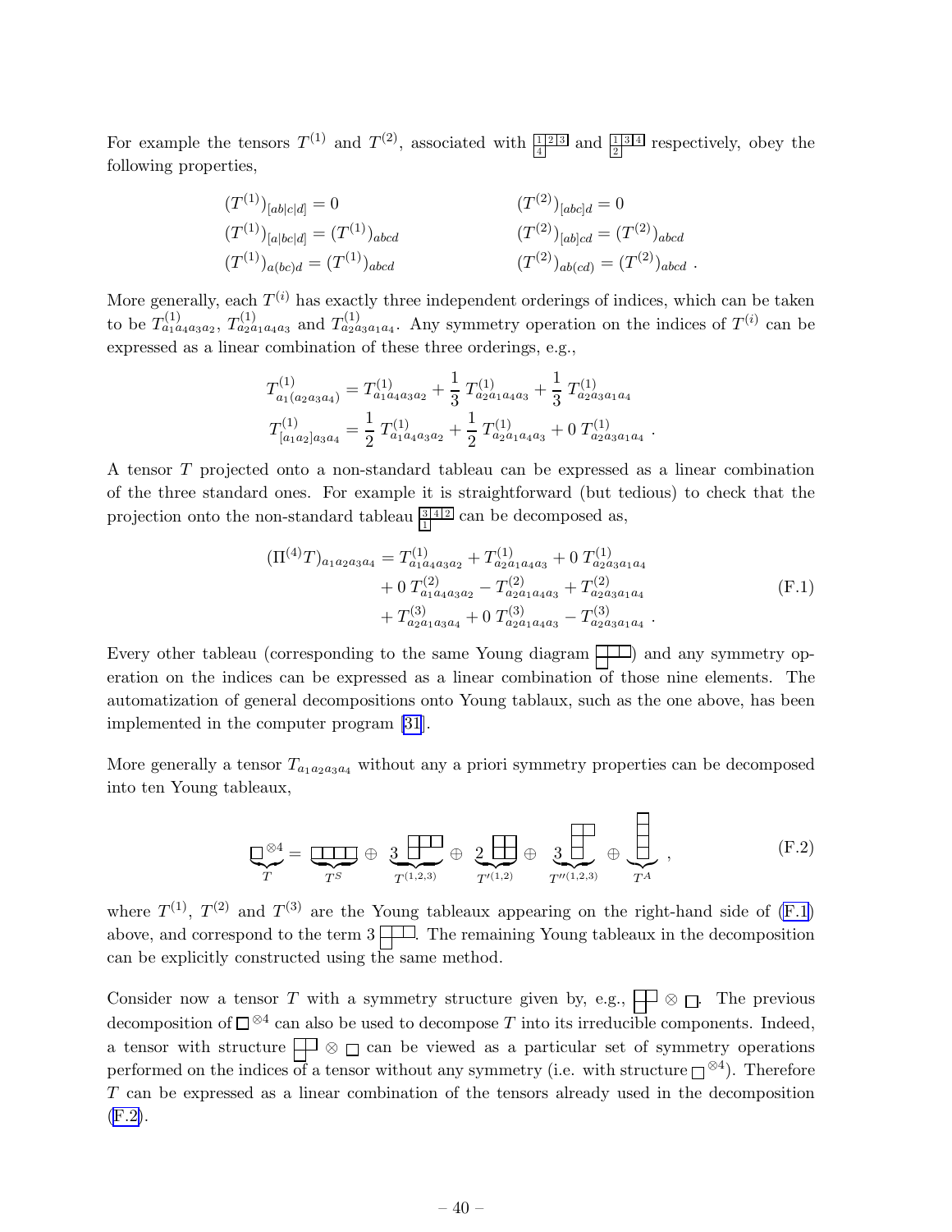For example the tensors $T^{(1)}$ and $T^{(2)}$, associated with $\begin{smallmatrix} 1 & 2 & 3 \\ 4 \end{smallmatrix}$ and $\begin{smallmatrix} 1 & 3 & 4 \\ 2 \end{smallmatrix}$ respectively, obey the following properties,

$$
\begin{aligned}
&(T^{(1)})_{[ab|c|d]} = 0 && (T^{(2)})_{[abc]d} = 0 \\
&(T^{(1)})_{[a|bc|d]} = (T^{(1)})_{abcd} && (T^{(2)})_{[ab]cd} = (T^{(2)})_{abcd} \\
&(T^{(1)})_{a(bc)d} = (T^{(1)})_{abcd} && (T^{(2)})_{ab(cd)} = (T^{(2)})_{abcd} \;.
\end{aligned}
$$

More generally, each $T^{(i)}$ has exactly three independent orderings of indices, which can be taken to be $T^{(1)}_{a_1a_4a_3a_2}$, $T^{(1)}_{a_2a_1a_4a_3}$ and $T^{(1)}_{a_2a_3a_1a_4}$. Any symmetry operation on the indices of $T^{(i)}$ can be expressed as a linear combination of these three orderings, e.g.,

$$
\begin{aligned}
T^{(1)}_{a_1(a_2a_3a_4)} &= T^{(1)}_{a_1a_4a_3a_2} + \frac{1}{3}\, T^{(1)}_{a_2a_1a_4a_3} + \frac{1}{3}\, T^{(1)}_{a_2a_3a_1a_4} \\
T^{(1)}_{[a_1a_2]a_3a_4} &= \frac{1}{2}\, T^{(1)}_{a_1a_4a_3a_2} + \frac{1}{2}\, T^{(1)}_{a_2a_1a_4a_3} + 0\, T^{(1)}_{a_2a_3a_1a_4} \;.
\end{aligned}
$$

A tensor $T$ projected onto a non-standard tableau can be expressed as a linear combination of the three standard ones. For example it is straightforward (but tedious) to check that the projection onto the non-standard tableau $\begin{smallmatrix} 3 & 4 & 2 \\ 1 \end{smallmatrix}$ can be decomposed as,

$$
\begin{aligned}
(\Pi^{(4)}T)_{a_1a_2a_3a_4} = &\; T^{(1)}_{a_1a_4a_3a_2} + T^{(1)}_{a_2a_1a_4a_3} + 0\, T^{(1)}_{a_2a_3a_1a_4} \\
&+ 0\, T^{(2)}_{a_1a_4a_3a_2} - T^{(2)}_{a_2a_1a_4a_3} + T^{(2)}_{a_2a_3a_1a_4} \\
&+ T^{(3)}_{a_2a_1a_3a_4} + 0\, T^{(3)}_{a_2a_1a_4a_3} - T^{(3)}_{a_2a_3a_1a_4} \;.
\end{aligned}
\tag{F.1}
$$

Every other tableau (corresponding to the same Young diagram $\begin{smallmatrix} \square & \square & \square \\ \square \end{smallmatrix}$) and any symmetry operation on the indices can be expressed as a linear combination of those nine elements. The automatization of general decompositions onto Young tablaux, such as the one above, has been implemented in the computer program [31].

More generally a tensor $T_{a_1a_2a_3a_4}$ without any a priori symmetry properties can be decomposed into ten Young tableaux,

$$
\underbrace{\square^{\otimes 4}}_{T} = \underbrace{\square\square\square\square}_{T^S} \oplus \underbrace{3 \begin{smallmatrix} \square & \square & \square \\ \square \end{smallmatrix}}_{T^{(1,2,3)}} \oplus \underbrace{2 \begin{smallmatrix} \square & \square \\ \square & \square \end{smallmatrix}}_{T'^{(1,2)}} \oplus \underbrace{3 \begin{smallmatrix} \square & \square \\ \square \\ \square \end{smallmatrix}}_{T''^{(1,2,3)}} \oplus \underbrace{\begin{smallmatrix} \square \\ \square \\ \square \\ \square \end{smallmatrix}}_{T^A} \;,
\tag{F.2}
$$

where $T^{(1)}$, $T^{(2)}$ and $T^{(3)}$ are the Young tableaux appearing on the right-hand side of (F.1) above, and correspond to the term $3 \begin{smallmatrix} \square & \square & \square \\ \square \end{smallmatrix}$. The remaining Young tableaux in the decomposition can be explicitly constructed using the same method.

Consider now a tensor $T$ with a symmetry structure given by, e.g., $\begin{smallmatrix} \square & \square \\ \square \end{smallmatrix} \otimes \square$. The previous decomposition of $\square^{\otimes 4}$ can also be used to decompose $T$ into its irreducible components. Indeed, a tensor with structure $\begin{smallmatrix} \square & \square \\ \square \end{smallmatrix} \otimes \square$ can be viewed as a particular set of symmetry operations performed on the indices of a tensor without any symmetry (i.e. with structure $\square^{\otimes 4}$). Therefore $T$ can be expressed as a linear combination of the tensors already used in the decomposition (F.2).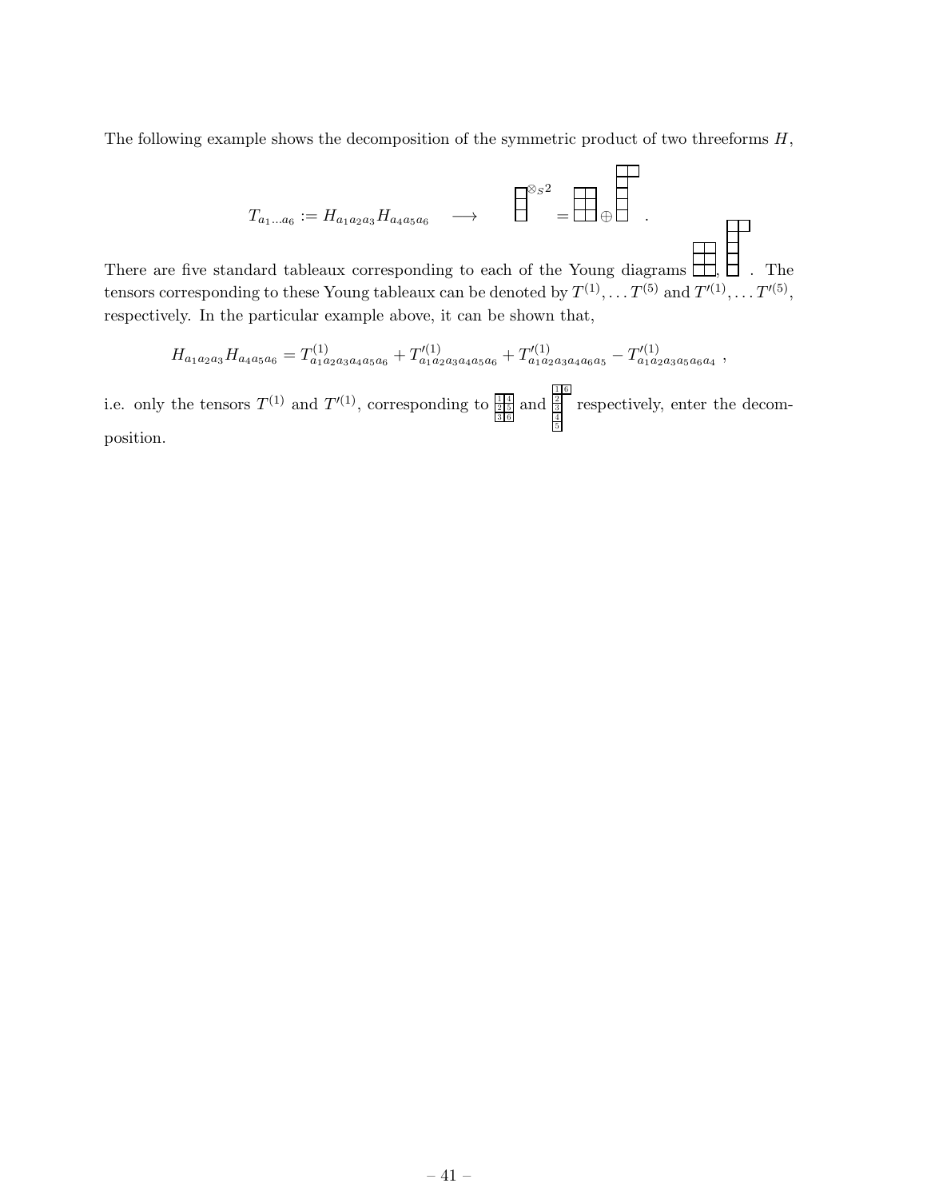The following example shows the decomposition of the symmetric product of two threeforms $H$,

$$
T_{a_1 \ldots a_6} := H_{a_1 a_2 a_3} H_{a_4 a_5 a_6} \quad \longrightarrow \quad \begin{array}{|c|}\hline \\ \hline \\ \hline \\ \hline \end{array}^{\otimes_S 2} = \begin{array}{|c|c|}\hline & \\ \hline & \\ \hline & \\ \hline \end{array} \oplus \begin{array}{|c|c|}\hline & \\ \hline \\ \cline{1-1} \\ \cline{1-1} \\ \cline{1-1} \\ \cline{1-1} \end{array} \; .
$$

There are five standard tableaux corresponding to each of the Young diagrams $\begin{array}{|c|c|}\hline & \\ \hline & \\ \hline & \\ \hline \end{array}$, $\begin{array}{|c|c|}\hline & \\ \hline \\ \cline{1-1} \\ \cline{1-1} \\ \cline{1-1} \\ \cline{1-1} \end{array}$ . The tensors corresponding to these Young tableaux can be denoted by $T^{(1)}, \ldots T^{(5)}$ and $T'^{(1)}, \ldots T'^{(5)}$, respectively. In the particular example above, it can be shown that,

$$
H_{a_1 a_2 a_3} H_{a_4 a_5 a_6} = T^{(1)}_{a_1 a_2 a_3 a_4 a_5 a_6} + T'^{(1)}_{a_1 a_2 a_3 a_4 a_5 a_6} + T'^{(1)}_{a_1 a_2 a_3 a_4 a_6 a_5} - T'^{(1)}_{a_1 a_2 a_3 a_5 a_6 a_4} \; ,
$$

i.e. only the tensors $T^{(1)}$ and $T'^{(1)}$, corresponding to $\begin{array}{|c|c|}\hline 1 & 4 \\ \hline 2 & 5 \\ \hline 3 & 6 \\ \hline \end{array}$ and $\begin{array}{|c|c|}\hline 1 & 6 \\ \hline 2 \\ \cline{1-1} 3 \\ \cline{1-1} 4 \\ \cline{1-1} 5 \\ \cline{1-1} \end{array}$ respectively, enter the decomposition.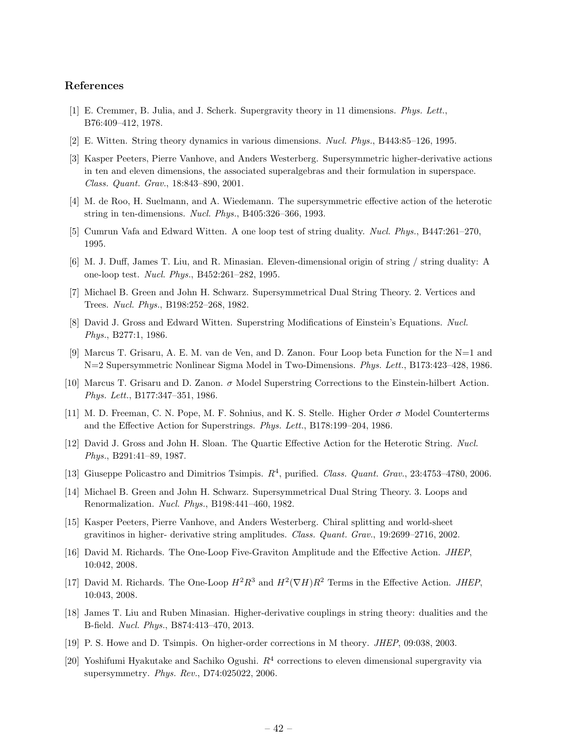## References

[1] E. Cremmer, B. Julia, and J. Scherk. Supergravity theory in 11 dimensions. *Phys. Lett.*, B76:409–412, 1978.

[2] E. Witten. String theory dynamics in various dimensions. *Nucl. Phys.*, B443:85–126, 1995.

[3] Kasper Peeters, Pierre Vanhove, and Anders Westerberg. Supersymmetric higher-derivative actions in ten and eleven dimensions, the associated superalgebras and their formulation in superspace. *Class. Quant. Grav.*, 18:843–890, 2001.

[4] M. de Roo, H. Suelmann, and A. Wiedemann. The supersymmetric effective action of the heterotic string in ten-dimensions. *Nucl. Phys.*, B405:326–366, 1993.

[5] Cumrun Vafa and Edward Witten. A one loop test of string duality. *Nucl. Phys.*, B447:261–270, 1995.

[6] M. J. Duff, James T. Liu, and R. Minasian. Eleven-dimensional origin of string / string duality: A one-loop test. *Nucl. Phys.*, B452:261–282, 1995.

[7] Michael B. Green and John H. Schwarz. Supersymmetrical Dual String Theory. 2. Vertices and Trees. *Nucl. Phys.*, B198:252–268, 1982.

[8] David J. Gross and Edward Witten. Superstring Modifications of Einstein's Equations. *Nucl. Phys.*, B277:1, 1986.

[9] Marcus T. Grisaru, A. E. M. van de Ven, and D. Zanon. Four Loop beta Function for the N=1 and N=2 Supersymmetric Nonlinear Sigma Model in Two-Dimensions. *Phys. Lett.*, B173:423–428, 1986.

[10] Marcus T. Grisaru and D. Zanon. $\sigma$ Model Superstring Corrections to the Einstein-hilbert Action. *Phys. Lett.*, B177:347–351, 1986.

[11] M. D. Freeman, C. N. Pope, M. F. Sohnius, and K. S. Stelle. Higher Order $\sigma$ Model Counterterms and the Effective Action for Superstrings. *Phys. Lett.*, B178:199–204, 1986.

[12] David J. Gross and John H. Sloan. The Quartic Effective Action for the Heterotic String. *Nucl. Phys.*, B291:41–89, 1987.

[13] Giuseppe Policastro and Dimitrios Tsimpis. $R^4$, purified. *Class. Quant. Grav.*, 23:4753–4780, 2006.

[14] Michael B. Green and John H. Schwarz. Supersymmetrical Dual String Theory. 3. Loops and Renormalization. *Nucl. Phys.*, B198:441–460, 1982.

[15] Kasper Peeters, Pierre Vanhove, and Anders Westerberg. Chiral splitting and world-sheet gravitinos in higher- derivative string amplitudes. *Class. Quant. Grav.*, 19:2699–2716, 2002.

[16] David M. Richards. The One-Loop Five-Graviton Amplitude and the Effective Action. *JHEP*, 10:042, 2008.

[17] David M. Richards. The One-Loop $H^2R^3$ and $H^2(\nabla H)R^2$ Terms in the Effective Action. *JHEP*, 10:043, 2008.

[18] James T. Liu and Ruben Minasian. Higher-derivative couplings in string theory: dualities and the B-field. *Nucl. Phys.*, B874:413–470, 2013.

[19] P. S. Howe and D. Tsimpis. On higher-order corrections in M theory. *JHEP*, 09:038, 2003.

[20] Yoshifumi Hyakutake and Sachiko Ogushi. $R^4$ corrections to eleven dimensional supergravity via supersymmetry. *Phys. Rev.*, D74:025022, 2006.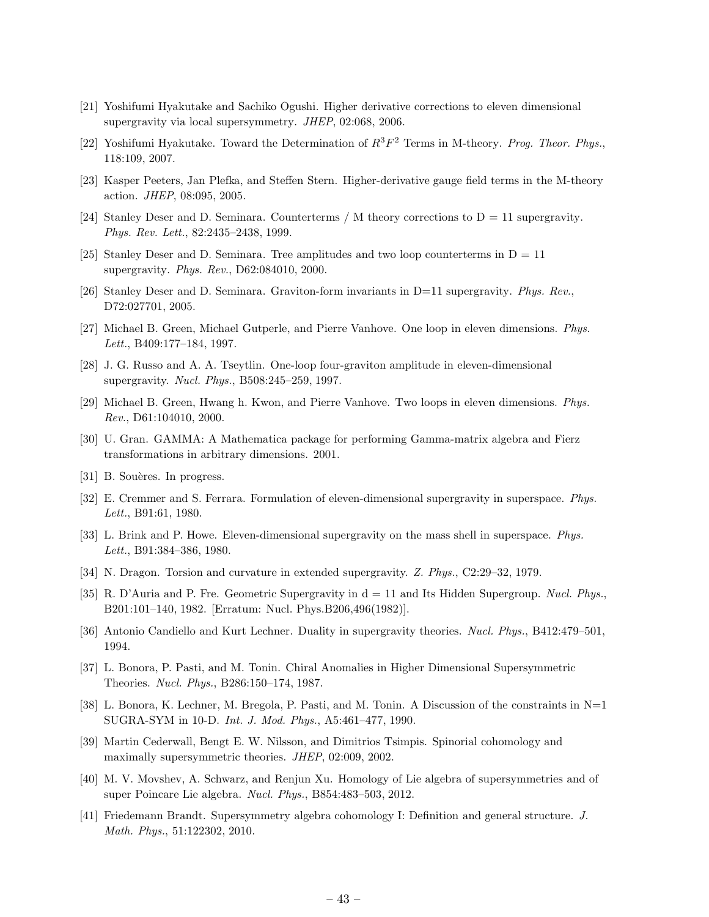[21] Yoshifumi Hyakutake and Sachiko Ogushi. Higher derivative corrections to eleven dimensional supergravity via local supersymmetry. *JHEP*, 02:068, 2006.

[22] Yoshifumi Hyakutake. Toward the Determination of $R^3F^2$ Terms in M-theory. *Prog. Theor. Phys.*, 118:109, 2007.

[23] Kasper Peeters, Jan Plefka, and Steffen Stern. Higher-derivative gauge field terms in the M-theory action. *JHEP*, 08:095, 2005.

[24] Stanley Deser and D. Seminara. Counterterms / M theory corrections to D = 11 supergravity. *Phys. Rev. Lett.*, 82:2435–2438, 1999.

[25] Stanley Deser and D. Seminara. Tree amplitudes and two loop counterterms in D = 11 supergravity. *Phys. Rev.*, D62:084010, 2000.

[26] Stanley Deser and D. Seminara. Graviton-form invariants in D=11 supergravity. *Phys. Rev.*, D72:027701, 2005.

[27] Michael B. Green, Michael Gutperle, and Pierre Vanhove. One loop in eleven dimensions. *Phys. Lett.*, B409:177–184, 1997.

[28] J. G. Russo and A. A. Tseytlin. One-loop four-graviton amplitude in eleven-dimensional supergravity. *Nucl. Phys.*, B508:245–259, 1997.

[29] Michael B. Green, Hwang h. Kwon, and Pierre Vanhove. Two loops in eleven dimensions. *Phys. Rev.*, D61:104010, 2000.

[30] U. Gran. GAMMA: A Mathematica package for performing Gamma-matrix algebra and Fierz transformations in arbitrary dimensions. 2001.

[31] B. Souères. In progress.

[32] E. Cremmer and S. Ferrara. Formulation of eleven-dimensional supergravity in superspace. *Phys. Lett.*, B91:61, 1980.

[33] L. Brink and P. Howe. Eleven-dimensional supergravity on the mass shell in superspace. *Phys. Lett.*, B91:384–386, 1980.

[34] N. Dragon. Torsion and curvature in extended supergravity. *Z. Phys.*, C2:29–32, 1979.

[35] R. D'Auria and P. Fre. Geometric Supergravity in d = 11 and Its Hidden Supergroup. *Nucl. Phys.*, B201:101–140, 1982. [Erratum: Nucl. Phys.B206,496(1982)].

[36] Antonio Candiello and Kurt Lechner. Duality in supergravity theories. *Nucl. Phys.*, B412:479–501, 1994.

[37] L. Bonora, P. Pasti, and M. Tonin. Chiral Anomalies in Higher Dimensional Supersymmetric Theories. *Nucl. Phys.*, B286:150–174, 1987.

[38] L. Bonora, K. Lechner, M. Bregola, P. Pasti, and M. Tonin. A Discussion of the constraints in N=1 SUGRA-SYM in 10-D. *Int. J. Mod. Phys.*, A5:461–477, 1990.

[39] Martin Cederwall, Bengt E. W. Nilsson, and Dimitrios Tsimpis. Spinorial cohomology and maximally supersymmetric theories. *JHEP*, 02:009, 2002.

[40] M. V. Movshev, A. Schwarz, and Renjun Xu. Homology of Lie algebra of supersymmetries and of super Poincare Lie algebra. *Nucl. Phys.*, B854:483–503, 2012.

[41] Friedemann Brandt. Supersymmetry algebra cohomology I: Definition and general structure. *J. Math. Phys.*, 51:122302, 2010.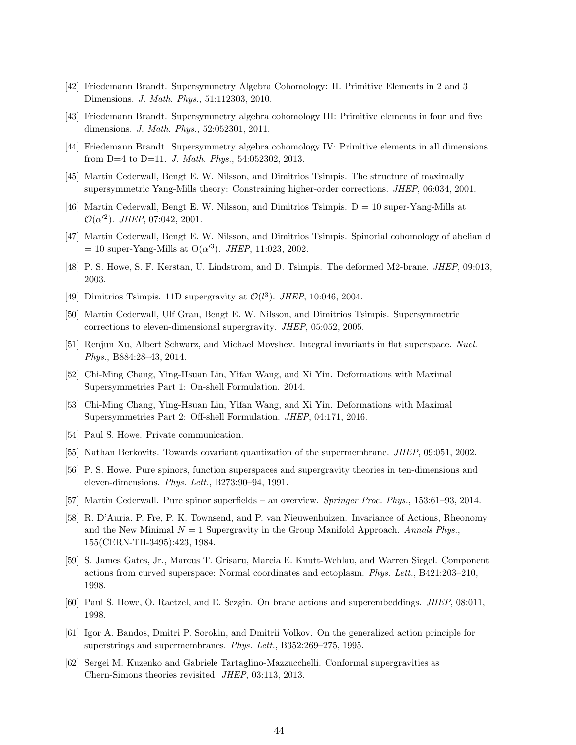[42] Friedemann Brandt. Supersymmetry Algebra Cohomology: II. Primitive Elements in 2 and 3 Dimensions. *J. Math. Phys.*, 51:112303, 2010.

[43] Friedemann Brandt. Supersymmetry algebra cohomology III: Primitive elements in four and five dimensions. *J. Math. Phys.*, 52:052301, 2011.

[44] Friedemann Brandt. Supersymmetry algebra cohomology IV: Primitive elements in all dimensions from D=4 to D=11. *J. Math. Phys.*, 54:052302, 2013.

[45] Martin Cederwall, Bengt E. W. Nilsson, and Dimitrios Tsimpis. The structure of maximally supersymmetric Yang-Mills theory: Constraining higher-order corrections. *JHEP*, 06:034, 2001.

[46] Martin Cederwall, Bengt E. W. Nilsson, and Dimitrios Tsimpis. D = 10 super-Yang-Mills at $\mathcal{O}(\alpha'^2)$. *JHEP*, 07:042, 2001.

[47] Martin Cederwall, Bengt E. W. Nilsson, and Dimitrios Tsimpis. Spinorial cohomology of abelian d = 10 super-Yang-Mills at $\mathrm{O}(\alpha'^3)$. *JHEP*, 11:023, 2002.

[48] P. S. Howe, S. F. Kerstan, U. Lindstrom, and D. Tsimpis. The deformed M2-brane. *JHEP*, 09:013, 2003.

[49] Dimitrios Tsimpis. 11D supergravity at $\mathcal{O}(l^3)$. *JHEP*, 10:046, 2004.

[50] Martin Cederwall, Ulf Gran, Bengt E. W. Nilsson, and Dimitrios Tsimpis. Supersymmetric corrections to eleven-dimensional supergravity. *JHEP*, 05:052, 2005.

[51] Renjun Xu, Albert Schwarz, and Michael Movshev. Integral invariants in flat superspace. *Nucl. Phys.*, B884:28–43, 2014.

[52] Chi-Ming Chang, Ying-Hsuan Lin, Yifan Wang, and Xi Yin. Deformations with Maximal Supersymmetries Part 1: On-shell Formulation. 2014.

[53] Chi-Ming Chang, Ying-Hsuan Lin, Yifan Wang, and Xi Yin. Deformations with Maximal Supersymmetries Part 2: Off-shell Formulation. *JHEP*, 04:171, 2016.

[54] Paul S. Howe. Private communication.

[55] Nathan Berkovits. Towards covariant quantization of the supermembrane. *JHEP*, 09:051, 2002.

[56] P. S. Howe. Pure spinors, function superspaces and supergravity theories in ten-dimensions and eleven-dimensions. *Phys. Lett.*, B273:90–94, 1991.

[57] Martin Cederwall. Pure spinor superfields – an overview. *Springer Proc. Phys.*, 153:61–93, 2014.

[58] R. D'Auria, P. Fre, P. K. Townsend, and P. van Nieuwenhuizen. Invariance of Actions, Rheonomy and the New Minimal $N = 1$ Supergravity in the Group Manifold Approach. *Annals Phys.*, 155(CERN-TH-3495):423, 1984.

[59] S. James Gates, Jr., Marcus T. Grisaru, Marcia E. Knutt-Wehlau, and Warren Siegel. Component actions from curved superspace: Normal coordinates and ectoplasm. *Phys. Lett.*, B421:203–210, 1998.

[60] Paul S. Howe, O. Raetzel, and E. Sezgin. On brane actions and superembeddings. *JHEP*, 08:011, 1998.

[61] Igor A. Bandos, Dmitri P. Sorokin, and Dmitrii Volkov. On the generalized action principle for superstrings and supermembranes. *Phys. Lett.*, B352:269–275, 1995.

[62] Sergei M. Kuzenko and Gabriele Tartaglino-Mazzucchelli. Conformal supergravities as Chern-Simons theories revisited. *JHEP*, 03:113, 2013.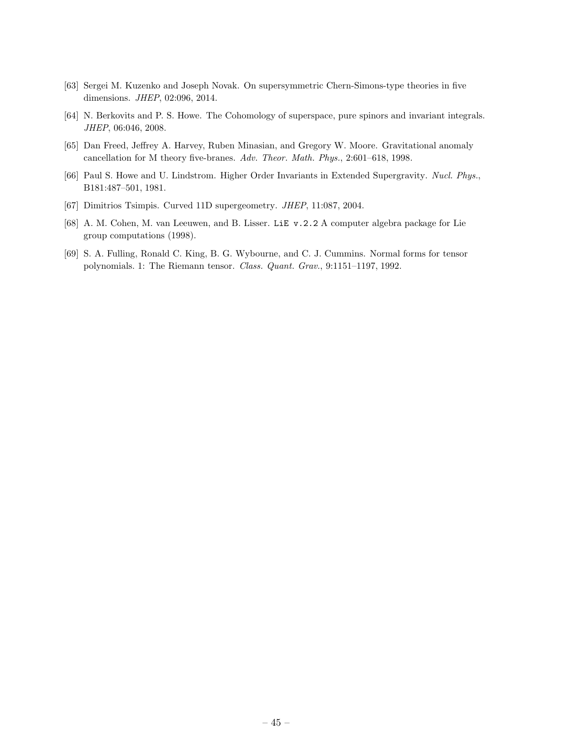[63] Sergei M. Kuzenko and Joseph Novak. On supersymmetric Chern-Simons-type theories in five dimensions. *JHEP*, 02:096, 2014.

[64] N. Berkovits and P. S. Howe. The Cohomology of superspace, pure spinors and invariant integrals. *JHEP*, 06:046, 2008.

[65] Dan Freed, Jeffrey A. Harvey, Ruben Minasian, and Gregory W. Moore. Gravitational anomaly cancellation for M theory five-branes. *Adv. Theor. Math. Phys.*, 2:601–618, 1998.

[66] Paul S. Howe and U. Lindstrom. Higher Order Invariants in Extended Supergravity. *Nucl. Phys.*, B181:487–501, 1981.

[67] Dimitrios Tsimpis. Curved 11D supergeometry. *JHEP*, 11:087, 2004.

[68] A. M. Cohen, M. van Leeuwen, and B. Lisser. `LiE v.2.2` A computer algebra package for Lie group computations (1998).

[69] S. A. Fulling, Ronald C. King, B. G. Wybourne, and C. J. Cummins. Normal forms for tensor polynomials. 1: The Riemann tensor. *Class. Quant. Grav.*, 9:1151–1197, 1992.